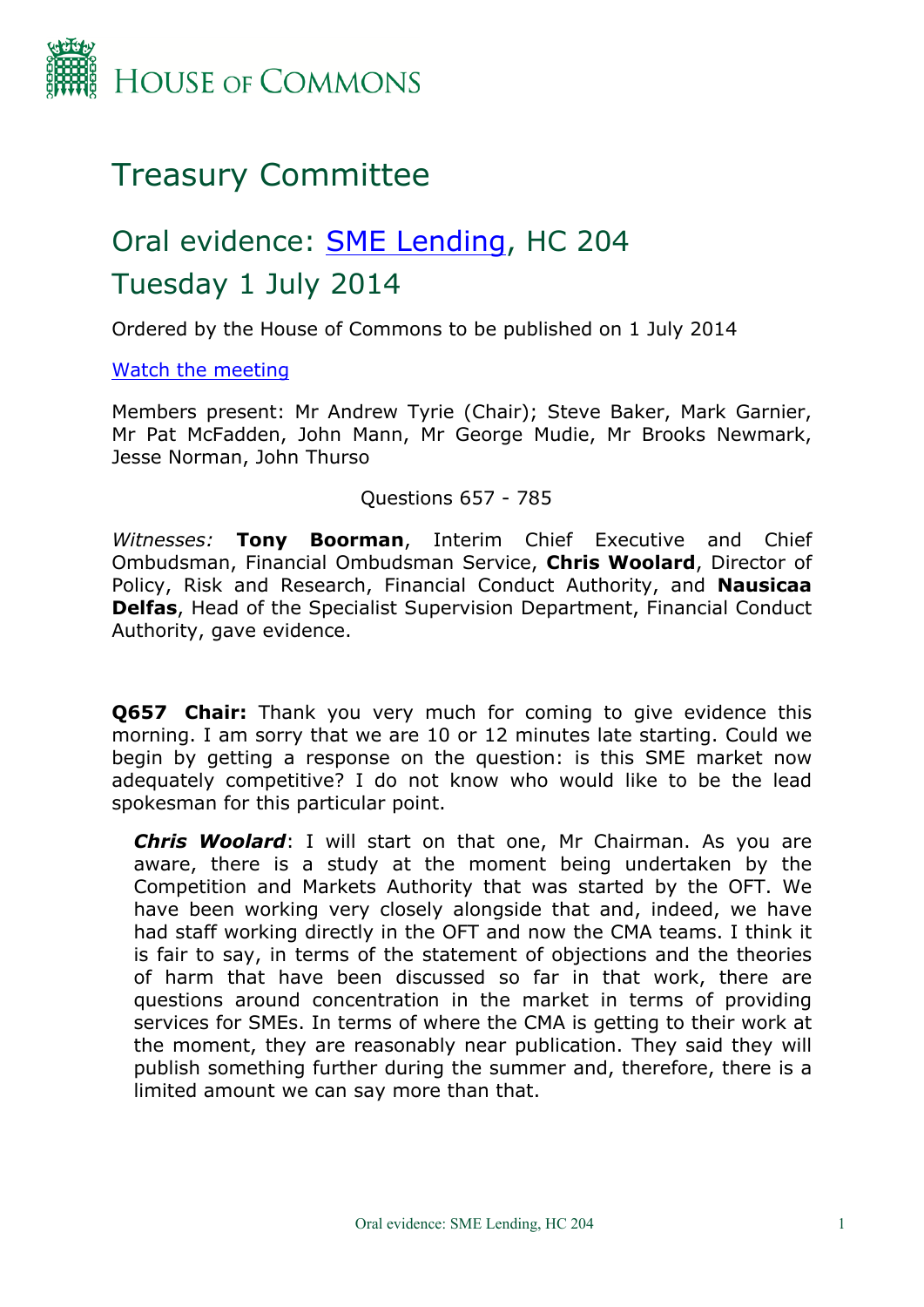# HOUSE OF COMMONS

# Treasury Committee

## Oral evidence: [SME Lending](), HC 204

## Tuesday 1 July 2014

Ordered by the House of Commons to be published on 1 July 2014

[Watch the meeting]()

Members present: Mr Andrew Tyrie (Chair); Steve Baker, Mark Garnier, Mr Pat McFadden, John Mann, Mr George Mudie, Mr Brooks Newmark, Jesse Norman, John Thurso

Questions 657 - 785

*Witnesses:* **Tony Boorman**, Interim Chief Executive and Chief Ombudsman, Financial Ombudsman Service, **Chris Woolard**, Director of Policy, Risk and Research, Financial Conduct Authority, and **Nausicaa Delfas**, Head of the Specialist Supervision Department, Financial Conduct Authority, gave evidence.

**Q657 Chair:** Thank you very much for coming to give evidence this morning. I am sorry that we are 10 or 12 minutes late starting. Could we begin by getting a response on the question: is this SME market now adequately competitive? I do not know who would like to be the lead spokesman for this particular point.

> ***Chris Woolard***: I will start on that one, Mr Chairman. As you are aware, there is a study at the moment being undertaken by the Competition and Markets Authority that was started by the OFT. We have been working very closely alongside that and, indeed, we have had staff working directly in the OFT and now the CMA teams. I think it is fair to say, in terms of the statement of objections and the theories of harm that have been discussed so far in that work, there are questions around concentration in the market in terms of providing services for SMEs. In terms of where the CMA is getting to their work at the moment, they are reasonably near publication. They said they will publish something further during the summer and, therefore, there is a limited amount we can say more than that.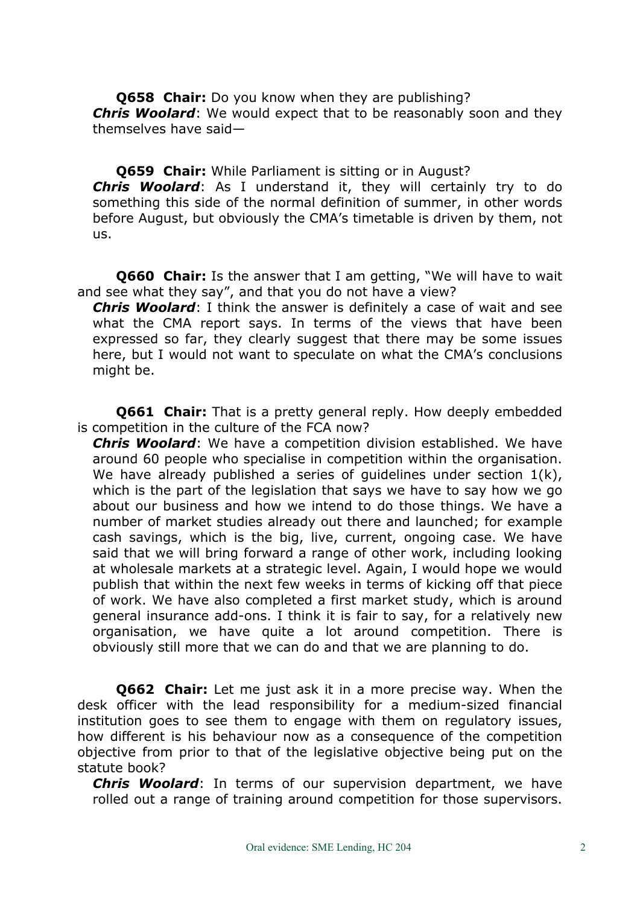**Q658 Chair:** Do you know when they are publishing?

***Chris Woolard***: We would expect that to be reasonably soon and they themselves have said—

**Q659 Chair:** While Parliament is sitting or in August?

***Chris Woolard***: As I understand it, they will certainly try to do something this side of the normal definition of summer, in other words before August, but obviously the CMA's timetable is driven by them, not us.

**Q660 Chair:** Is the answer that I am getting, "We will have to wait and see what they say", and that you do not have a view?

***Chris Woolard***: I think the answer is definitely a case of wait and see what the CMA report says. In terms of the views that have been expressed so far, they clearly suggest that there may be some issues here, but I would not want to speculate on what the CMA's conclusions might be.

**Q661 Chair:** That is a pretty general reply. How deeply embedded is competition in the culture of the FCA now?

***Chris Woolard***: We have a competition division established. We have around 60 people who specialise in competition within the organisation. We have already published a series of guidelines under section 1(k), which is the part of the legislation that says we have to say how we go about our business and how we intend to do those things. We have a number of market studies already out there and launched; for example cash savings, which is the big, live, current, ongoing case. We have said that we will bring forward a range of other work, including looking at wholesale markets at a strategic level. Again, I would hope we would publish that within the next few weeks in terms of kicking off that piece of work. We have also completed a first market study, which is around general insurance add-ons. I think it is fair to say, for a relatively new organisation, we have quite a lot around competition. There is obviously still more that we can do and that we are planning to do.

**Q662 Chair:** Let me just ask it in a more precise way. When the desk officer with the lead responsibility for a medium-sized financial institution goes to see them to engage with them on regulatory issues, how different is his behaviour now as a consequence of the competition objective from prior to that of the legislative objective being put on the statute book?

***Chris Woolard***: In terms of our supervision department, we have rolled out a range of training around competition for those supervisors.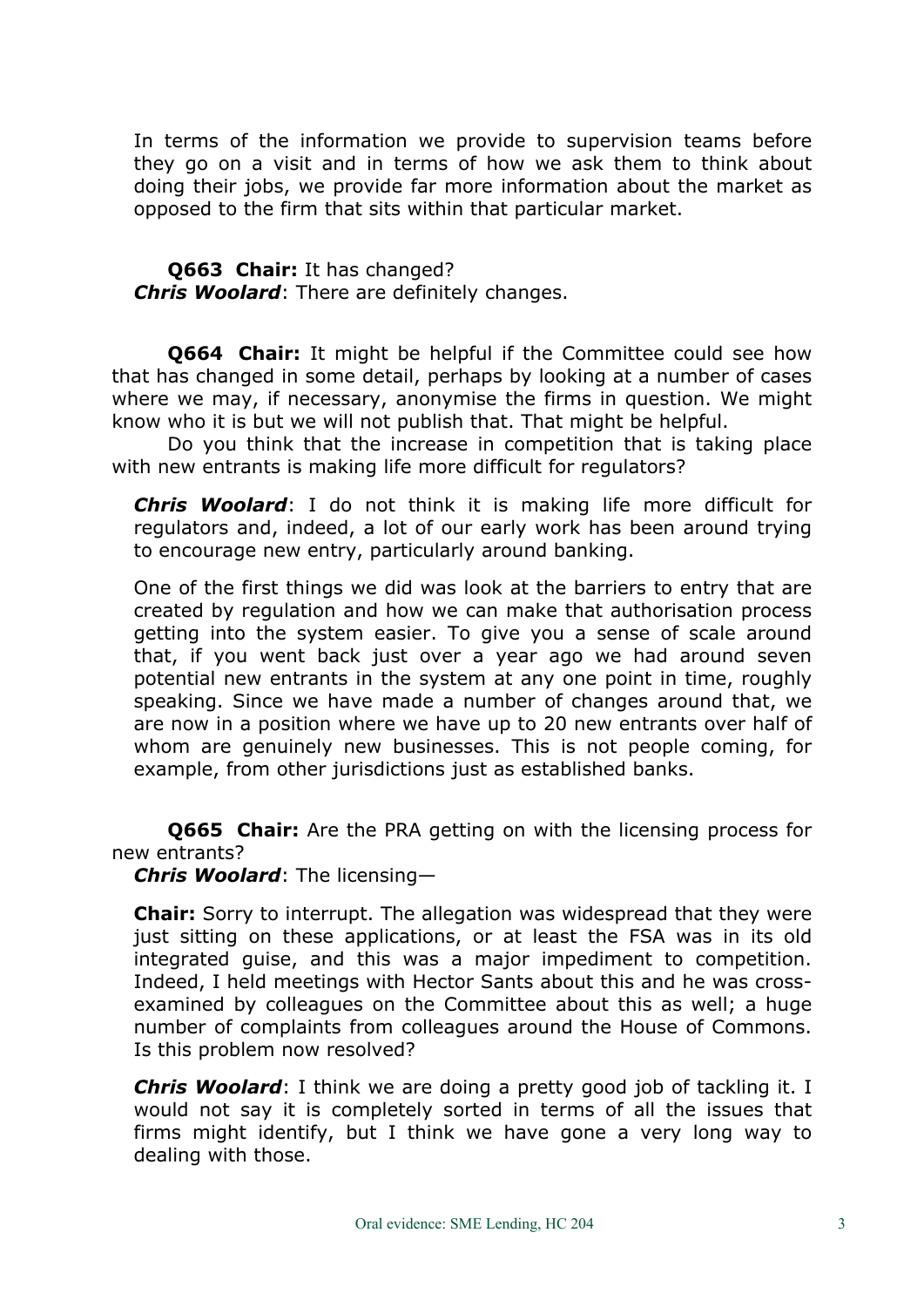In terms of the information we provide to supervision teams before they go on a visit and in terms of how we ask them to think about doing their jobs, we provide far more information about the market as opposed to the firm that sits within that particular market.

**Q663 Chair:** It has changed?
***Chris Woolard***: There are definitely changes.

**Q664 Chair:** It might be helpful if the Committee could see how that has changed in some detail, perhaps by looking at a number of cases where we may, if necessary, anonymise the firms in question. We might know who it is but we will not publish that. That might be helpful.

Do you think that the increase in competition that is taking place with new entrants is making life more difficult for regulators?

***Chris Woolard***: I do not think it is making life more difficult for regulators and, indeed, a lot of our early work has been around trying to encourage new entry, particularly around banking.

One of the first things we did was look at the barriers to entry that are created by regulation and how we can make that authorisation process getting into the system easier. To give you a sense of scale around that, if you went back just over a year ago we had around seven potential new entrants in the system at any one point in time, roughly speaking. Since we have made a number of changes around that, we are now in a position where we have up to 20 new entrants over half of whom are genuinely new businesses. This is not people coming, for example, from other jurisdictions just as established banks.

**Q665 Chair:** Are the PRA getting on with the licensing process for new entrants?
***Chris Woolard***: The licensing—

**Chair:** Sorry to interrupt. The allegation was widespread that they were just sitting on these applications, or at least the FSA was in its old integrated guise, and this was a major impediment to competition. Indeed, I held meetings with Hector Sants about this and he was cross-examined by colleagues on the Committee about this as well; a huge number of complaints from colleagues around the House of Commons. Is this problem now resolved?

***Chris Woolard***: I think we are doing a pretty good job of tackling it. I would not say it is completely sorted in terms of all the issues that firms might identify, but I think we have gone a very long way to dealing with those.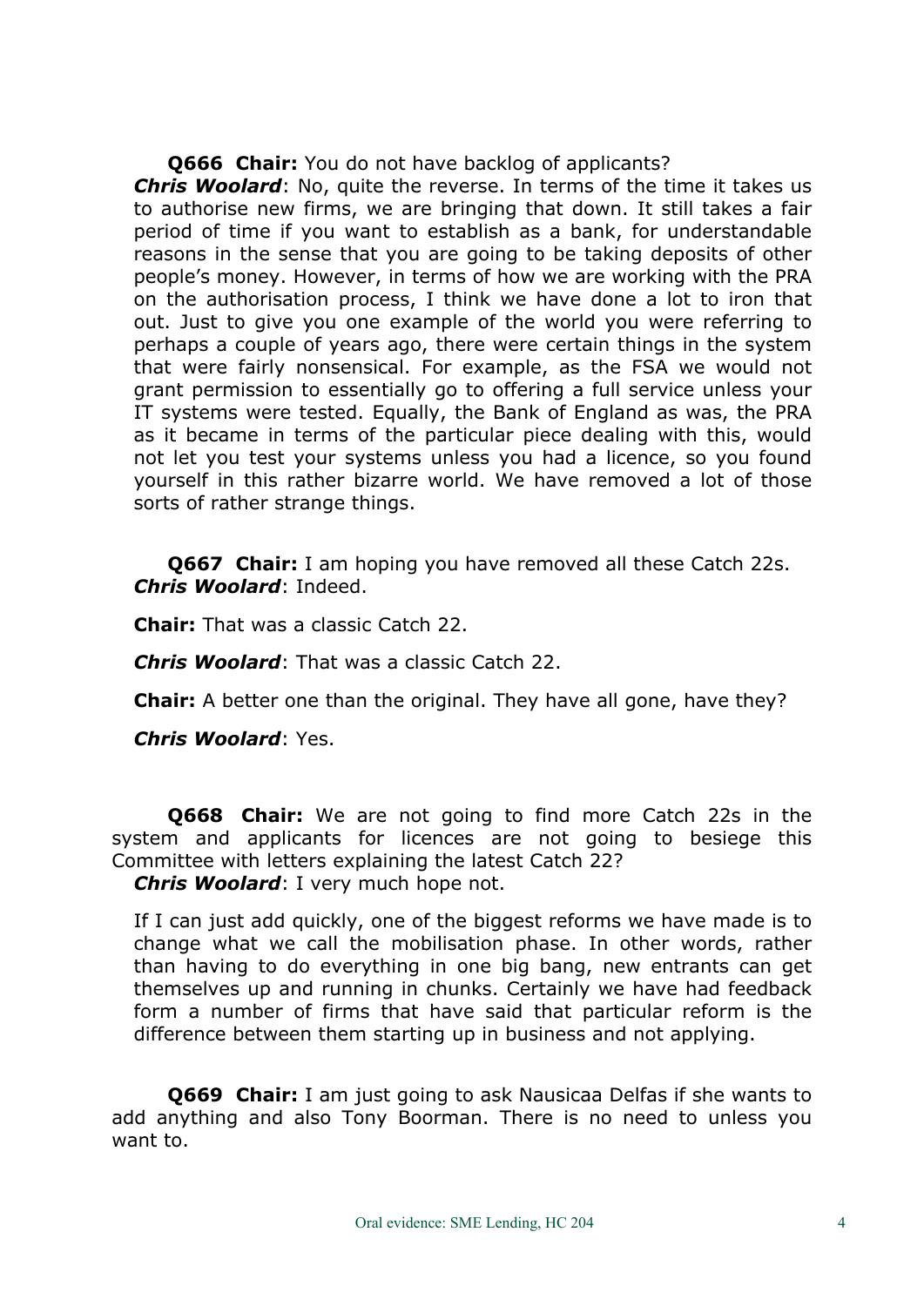**Q666 Chair:** You do not have backlog of applicants?

***Chris Woolard***: No, quite the reverse. In terms of the time it takes us to authorise new firms, we are bringing that down. It still takes a fair period of time if you want to establish as a bank, for understandable reasons in the sense that you are going to be taking deposits of other people's money. However, in terms of how we are working with the PRA on the authorisation process, I think we have done a lot to iron that out. Just to give you one example of the world you were referring to perhaps a couple of years ago, there were certain things in the system that were fairly nonsensical. For example, as the FSA we would not grant permission to essentially go to offering a full service unless your IT systems were tested. Equally, the Bank of England as was, the PRA as it became in terms of the particular piece dealing with this, would not let you test your systems unless you had a licence, so you found yourself in this rather bizarre world. We have removed a lot of those sorts of rather strange things.

**Q667 Chair:** I am hoping you have removed all these Catch 22s.

***Chris Woolard***: Indeed.

**Chair:** That was a classic Catch 22.

***Chris Woolard***: That was a classic Catch 22.

**Chair:** A better one than the original. They have all gone, have they?

***Chris Woolard***: Yes.

**Q668 Chair:** We are not going to find more Catch 22s in the system and applicants for licences are not going to besiege this Committee with letters explaining the latest Catch 22?

***Chris Woolard***: I very much hope not.

If I can just add quickly, one of the biggest reforms we have made is to change what we call the mobilisation phase. In other words, rather than having to do everything in one big bang, new entrants can get themselves up and running in chunks. Certainly we have had feedback form a number of firms that have said that particular reform is the difference between them starting up in business and not applying.

**Q669 Chair:** I am just going to ask Nausicaa Delfas if she wants to add anything and also Tony Boorman. There is no need to unless you want to.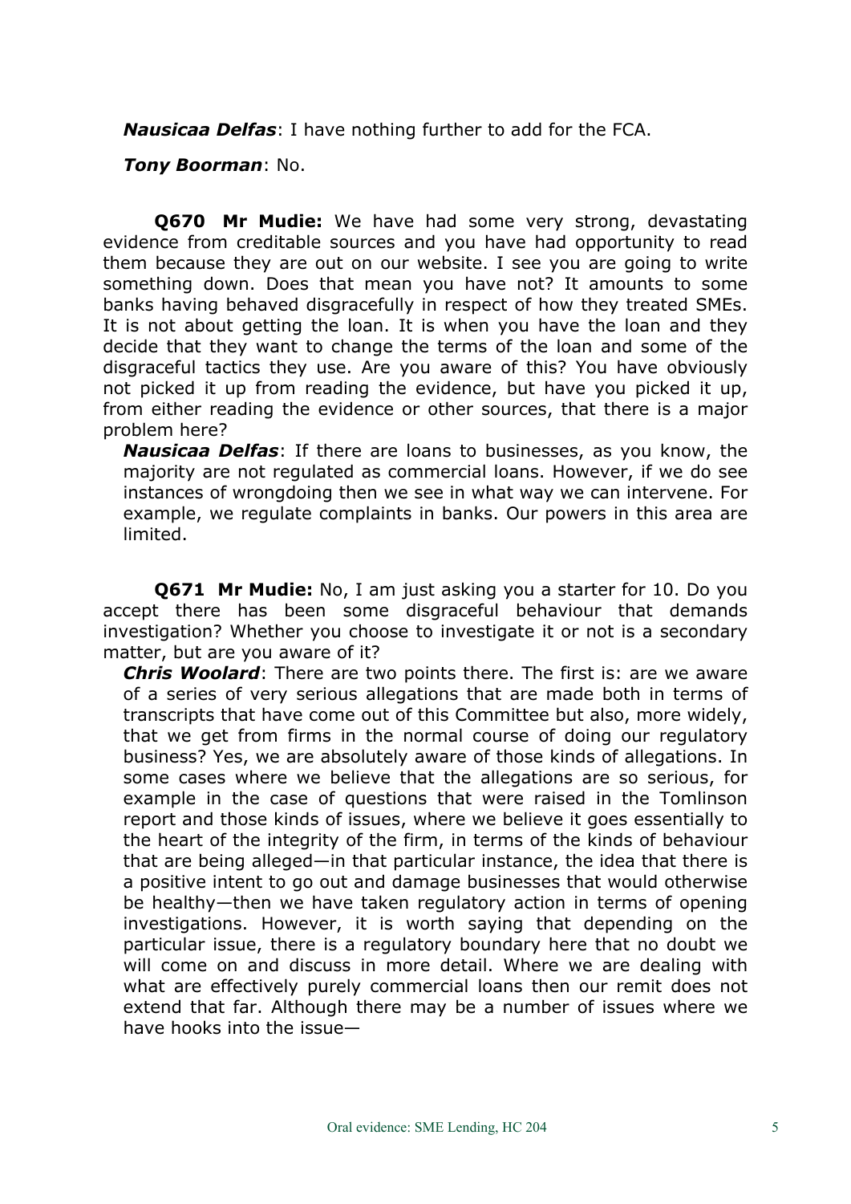***Nausicaa Delfas***: I have nothing further to add for the FCA.

***Tony Boorman***: No.

**Q670 Mr Mudie:** We have had some very strong, devastating evidence from creditable sources and you have had opportunity to read them because they are out on our website. I see you are going to write something down. Does that mean you have not? It amounts to some banks having behaved disgracefully in respect of how they treated SMEs. It is not about getting the loan. It is when you have the loan and they decide that they want to change the terms of the loan and some of the disgraceful tactics they use. Are you aware of this? You have obviously not picked it up from reading the evidence, but have you picked it up, from either reading the evidence or other sources, that there is a major problem here?

***Nausicaa Delfas***: If there are loans to businesses, as you know, the majority are not regulated as commercial loans. However, if we do see instances of wrongdoing then we see in what way we can intervene. For example, we regulate complaints in banks. Our powers in this area are limited.

**Q671 Mr Mudie:** No, I am just asking you a starter for 10. Do you accept there has been some disgraceful behaviour that demands investigation? Whether you choose to investigate it or not is a secondary matter, but are you aware of it?

***Chris Woolard***: There are two points there. The first is: are we aware of a series of very serious allegations that are made both in terms of transcripts that have come out of this Committee but also, more widely, that we get from firms in the normal course of doing our regulatory business? Yes, we are absolutely aware of those kinds of allegations. In some cases where we believe that the allegations are so serious, for example in the case of questions that were raised in the Tomlinson report and those kinds of issues, where we believe it goes essentially to the heart of the integrity of the firm, in terms of the kinds of behaviour that are being alleged—in that particular instance, the idea that there is a positive intent to go out and damage businesses that would otherwise be healthy—then we have taken regulatory action in terms of opening investigations. However, it is worth saying that depending on the particular issue, there is a regulatory boundary here that no doubt we will come on and discuss in more detail. Where we are dealing with what are effectively purely commercial loans then our remit does not extend that far. Although there may be a number of issues where we have hooks into the issue—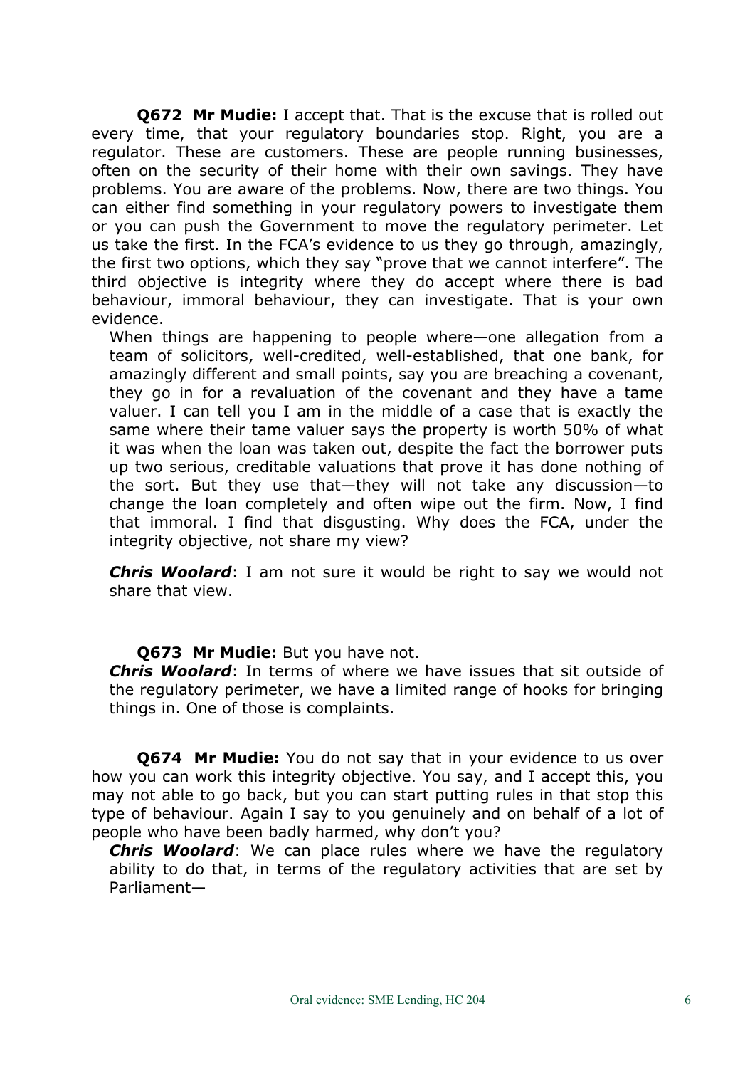**Q672 Mr Mudie:** I accept that. That is the excuse that is rolled out every time, that your regulatory boundaries stop. Right, you are a regulator. These are customers. These are people running businesses, often on the security of their home with their own savings. They have problems. You are aware of the problems. Now, there are two things. You can either find something in your regulatory powers to investigate them or you can push the Government to move the regulatory perimeter. Let us take the first. In the FCA's evidence to us they go through, amazingly, the first two options, which they say "prove that we cannot interfere". The third objective is integrity where they do accept where there is bad behaviour, immoral behaviour, they can investigate. That is your own evidence.

When things are happening to people where—one allegation from a team of solicitors, well-credited, well-established, that one bank, for amazingly different and small points, say you are breaching a covenant, they go in for a revaluation of the covenant and they have a tame valuer. I can tell you I am in the middle of a case that is exactly the same where their tame valuer says the property is worth 50% of what it was when the loan was taken out, despite the fact the borrower puts up two serious, creditable valuations that prove it has done nothing of the sort. But they use that—they will not take any discussion—to change the loan completely and often wipe out the firm. Now, I find that immoral. I find that disgusting. Why does the FCA, under the integrity objective, not share my view?

***Chris Woolard***: I am not sure it would be right to say we would not share that view.

**Q673 Mr Mudie:** But you have not.

***Chris Woolard***: In terms of where we have issues that sit outside of the regulatory perimeter, we have a limited range of hooks for bringing things in. One of those is complaints.

**Q674 Mr Mudie:** You do not say that in your evidence to us over how you can work this integrity objective. You say, and I accept this, you may not able to go back, but you can start putting rules in that stop this type of behaviour. Again I say to you genuinely and on behalf of a lot of people who have been badly harmed, why don't you?

***Chris Woolard***: We can place rules where we have the regulatory ability to do that, in terms of the regulatory activities that are set by Parliament—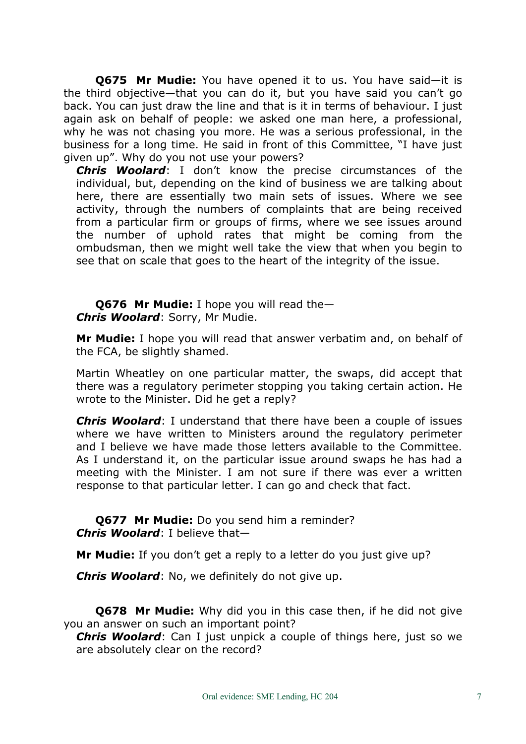**Q675 Mr Mudie:** You have opened it to us. You have said—it is the third objective—that you can do it, but you have said you can't go back. You can just draw the line and that is it in terms of behaviour. I just again ask on behalf of people: we asked one man here, a professional, why he was not chasing you more. He was a serious professional, in the business for a long time. He said in front of this Committee, "I have just given up". Why do you not use your powers?

***Chris Woolard***: I don't know the precise circumstances of the individual, but, depending on the kind of business we are talking about here, there are essentially two main sets of issues. Where we see activity, through the numbers of complaints that are being received from a particular firm or groups of firms, where we see issues around the number of uphold rates that might be coming from the ombudsman, then we might well take the view that when you begin to see that on scale that goes to the heart of the integrity of the issue.

**Q676 Mr Mudie:** I hope you will read the—

***Chris Woolard***: Sorry, Mr Mudie.

**Mr Mudie:** I hope you will read that answer verbatim and, on behalf of the FCA, be slightly shamed.

Martin Wheatley on one particular matter, the swaps, did accept that there was a regulatory perimeter stopping you taking certain action. He wrote to the Minister. Did he get a reply?

***Chris Woolard***: I understand that there have been a couple of issues where we have written to Ministers around the regulatory perimeter and I believe we have made those letters available to the Committee. As I understand it, on the particular issue around swaps he has had a meeting with the Minister. I am not sure if there was ever a written response to that particular letter. I can go and check that fact.

**Q677 Mr Mudie:** Do you send him a reminder?

***Chris Woolard***: I believe that—

**Mr Mudie:** If you don't get a reply to a letter do you just give up?

***Chris Woolard***: No, we definitely do not give up.

**Q678 Mr Mudie:** Why did you in this case then, if he did not give you an answer on such an important point?

***Chris Woolard***: Can I just unpick a couple of things here, just so we are absolutely clear on the record?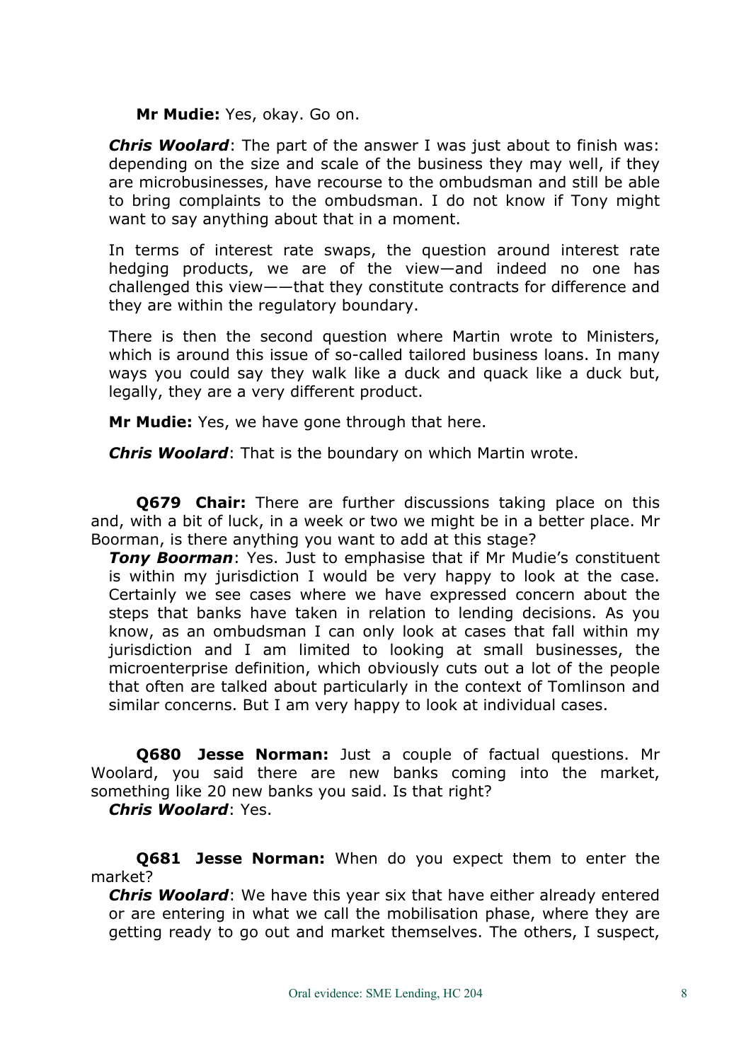**Mr Mudie:** Yes, okay. Go on.

***Chris Woolard***: The part of the answer I was just about to finish was: depending on the size and scale of the business they may well, if they are microbusinesses, have recourse to the ombudsman and still be able to bring complaints to the ombudsman. I do not know if Tony might want to say anything about that in a moment.

In terms of interest rate swaps, the question around interest rate hedging products, we are of the view—and indeed no one has challenged this view——that they constitute contracts for difference and they are within the regulatory boundary.

There is then the second question where Martin wrote to Ministers, which is around this issue of so-called tailored business loans. In many ways you could say they walk like a duck and quack like a duck but, legally, they are a very different product.

**Mr Mudie:** Yes, we have gone through that here.

***Chris Woolard***: That is the boundary on which Martin wrote.

**Q679 Chair:** There are further discussions taking place on this and, with a bit of luck, in a week or two we might be in a better place. Mr Boorman, is there anything you want to add at this stage?

***Tony Boorman***: Yes. Just to emphasise that if Mr Mudie's constituent is within my jurisdiction I would be very happy to look at the case. Certainly we see cases where we have expressed concern about the steps that banks have taken in relation to lending decisions. As you know, as an ombudsman I can only look at cases that fall within my jurisdiction and I am limited to looking at small businesses, the microenterprise definition, which obviously cuts out a lot of the people that often are talked about particularly in the context of Tomlinson and similar concerns. But I am very happy to look at individual cases.

**Q680 Jesse Norman:** Just a couple of factual questions. Mr Woolard, you said there are new banks coming into the market, something like 20 new banks you said. Is that right?

***Chris Woolard***: Yes.

**Q681 Jesse Norman:** When do you expect them to enter the market?

***Chris Woolard***: We have this year six that have either already entered or are entering in what we call the mobilisation phase, where they are getting ready to go out and market themselves. The others, I suspect,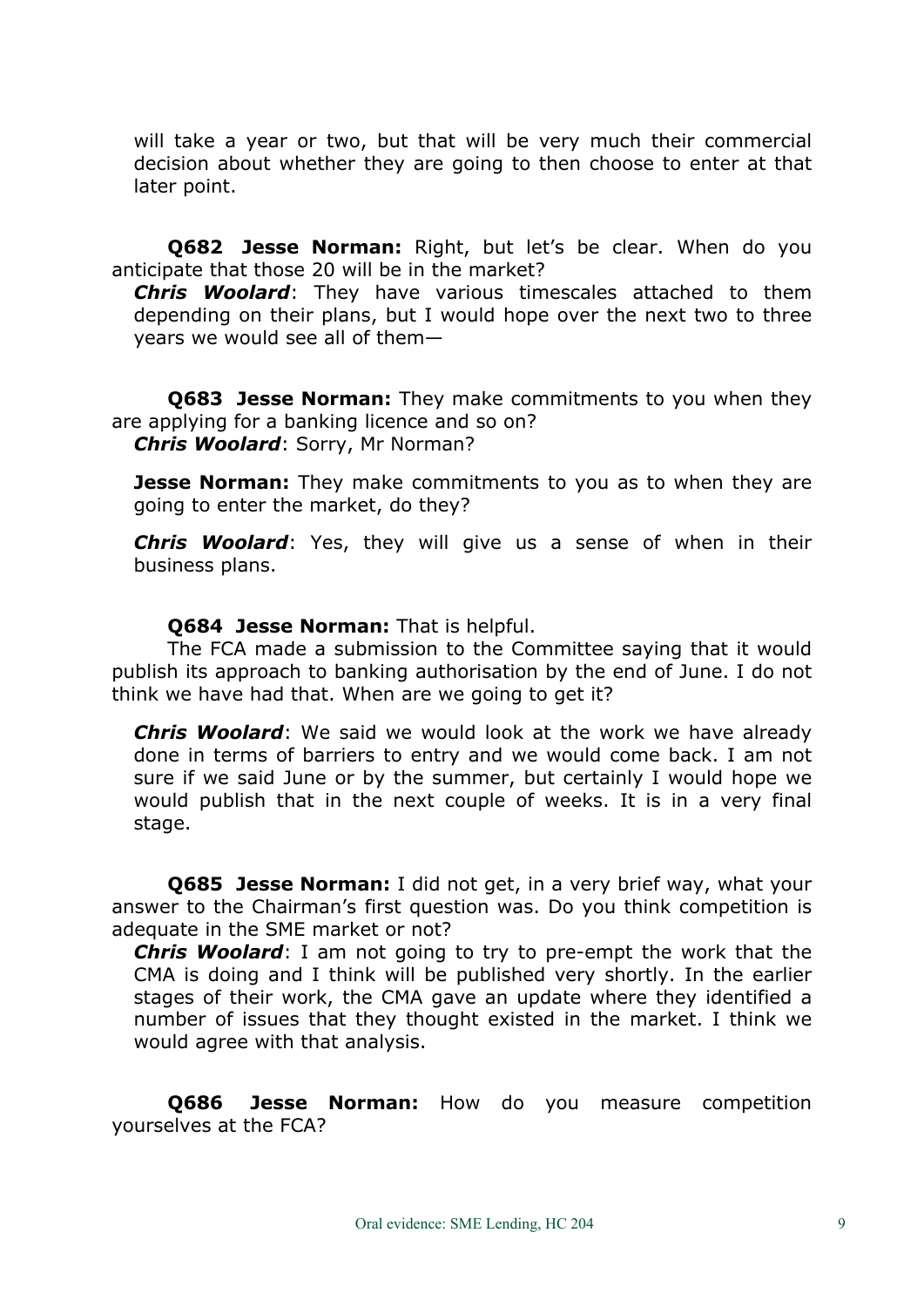will take a year or two, but that will be very much their commercial decision about whether they are going to then choose to enter at that later point.

**Q682 Jesse Norman:** Right, but let's be clear. When do you anticipate that those 20 will be in the market?

***Chris Woolard***: They have various timescales attached to them depending on their plans, but I would hope over the next two to three years we would see all of them—

**Q683 Jesse Norman:** They make commitments to you when they are applying for a banking licence and so on?

***Chris Woolard***: Sorry, Mr Norman?

**Jesse Norman:** They make commitments to you as to when they are going to enter the market, do they?

***Chris Woolard***: Yes, they will give us a sense of when in their business plans.

**Q684 Jesse Norman:** That is helpful.

The FCA made a submission to the Committee saying that it would publish its approach to banking authorisation by the end of June. I do not think we have had that. When are we going to get it?

***Chris Woolard***: We said we would look at the work we have already done in terms of barriers to entry and we would come back. I am not sure if we said June or by the summer, but certainly I would hope we would publish that in the next couple of weeks. It is in a very final stage.

**Q685 Jesse Norman:** I did not get, in a very brief way, what your answer to the Chairman's first question was. Do you think competition is adequate in the SME market or not?

***Chris Woolard***: I am not going to try to pre-empt the work that the CMA is doing and I think will be published very shortly. In the earlier stages of their work, the CMA gave an update where they identified a number of issues that they thought existed in the market. I think we would agree with that analysis.

**Q686 Jesse Norman:** How do you measure competition yourselves at the FCA?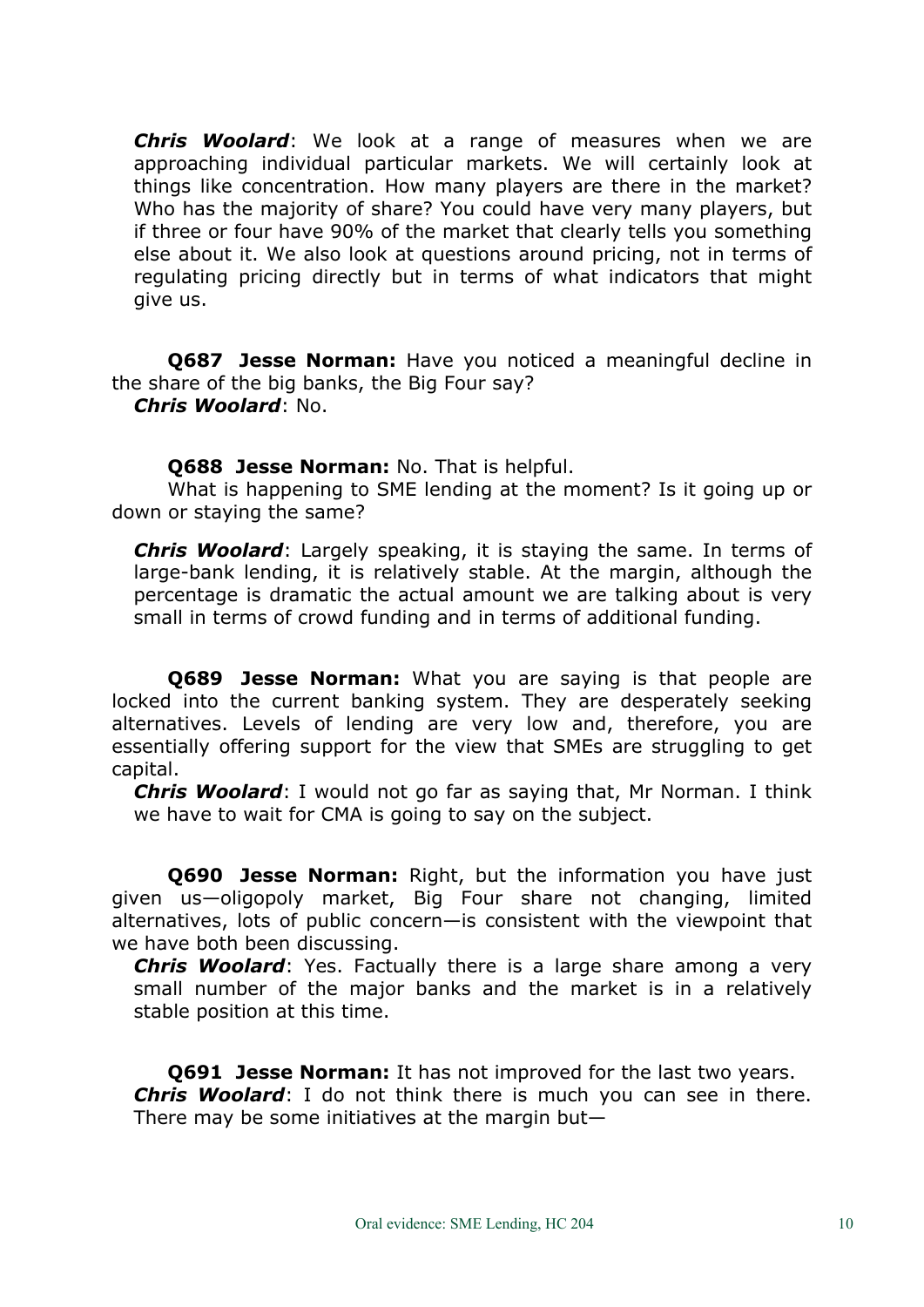***Chris Woolard***: We look at a range of measures when we are approaching individual particular markets. We will certainly look at things like concentration. How many players are there in the market? Who has the majority of share? You could have very many players, but if three or four have 90% of the market that clearly tells you something else about it. We also look at questions around pricing, not in terms of regulating pricing directly but in terms of what indicators that might give us.

**Q687 Jesse Norman:** Have you noticed a meaningful decline in the share of the big banks, the Big Four say?

***Chris Woolard***: No.

**Q688 Jesse Norman:** No. That is helpful.

What is happening to SME lending at the moment? Is it going up or down or staying the same?

***Chris Woolard***: Largely speaking, it is staying the same. In terms of large-bank lending, it is relatively stable. At the margin, although the percentage is dramatic the actual amount we are talking about is very small in terms of crowd funding and in terms of additional funding.

**Q689 Jesse Norman:** What you are saying is that people are locked into the current banking system. They are desperately seeking alternatives. Levels of lending are very low and, therefore, you are essentially offering support for the view that SMEs are struggling to get capital.

***Chris Woolard***: I would not go far as saying that, Mr Norman. I think we have to wait for CMA is going to say on the subject.

**Q690 Jesse Norman:** Right, but the information you have just given us—oligopoly market, Big Four share not changing, limited alternatives, lots of public concern—is consistent with the viewpoint that we have both been discussing.

***Chris Woolard***: Yes. Factually there is a large share among a very small number of the major banks and the market is in a relatively stable position at this time.

**Q691 Jesse Norman:** It has not improved for the last two years.

***Chris Woolard***: I do not think there is much you can see in there. There may be some initiatives at the margin but—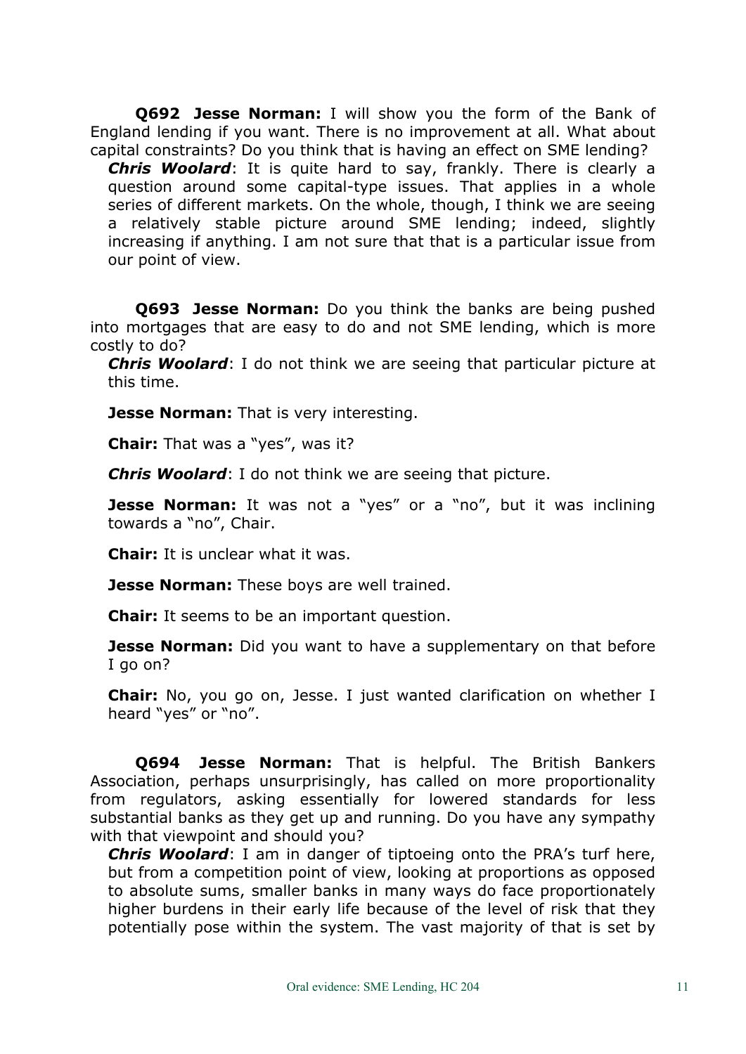**Q692 Jesse Norman:** I will show you the form of the Bank of England lending if you want. There is no improvement at all. What about capital constraints? Do you think that is having an effect on SME lending?

***Chris Woolard***: It is quite hard to say, frankly. There is clearly a question around some capital-type issues. That applies in a whole series of different markets. On the whole, though, I think we are seeing a relatively stable picture around SME lending; indeed, slightly increasing if anything. I am not sure that that is a particular issue from our point of view.

**Q693 Jesse Norman:** Do you think the banks are being pushed into mortgages that are easy to do and not SME lending, which is more costly to do?

***Chris Woolard***: I do not think we are seeing that particular picture at this time.

**Jesse Norman:** That is very interesting.

**Chair:** That was a "yes", was it?

***Chris Woolard***: I do not think we are seeing that picture.

**Jesse Norman:** It was not a "yes" or a "no", but it was inclining towards a "no", Chair.

**Chair:** It is unclear what it was.

**Jesse Norman:** These boys are well trained.

**Chair:** It seems to be an important question.

**Jesse Norman:** Did you want to have a supplementary on that before I go on?

**Chair:** No, you go on, Jesse. I just wanted clarification on whether I heard "yes" or "no".

**Q694 Jesse Norman:** That is helpful. The British Bankers Association, perhaps unsurprisingly, has called on more proportionality from regulators, asking essentially for lowered standards for less substantial banks as they get up and running. Do you have any sympathy with that viewpoint and should you?

***Chris Woolard***: I am in danger of tiptoeing onto the PRA's turf here, but from a competition point of view, looking at proportions as opposed to absolute sums, smaller banks in many ways do face proportionately higher burdens in their early life because of the level of risk that they potentially pose within the system. The vast majority of that is set by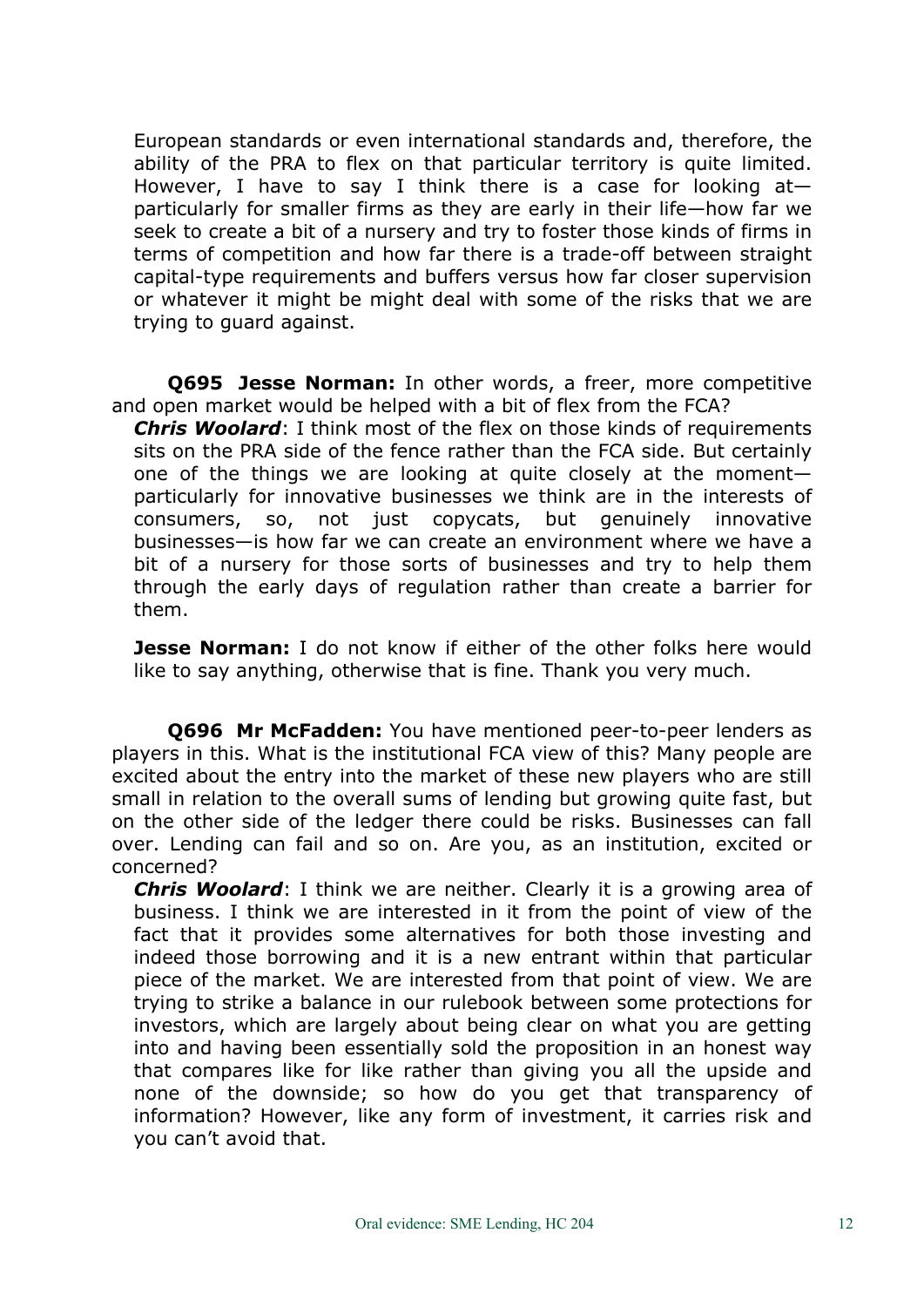European standards or even international standards and, therefore, the ability of the PRA to flex on that particular territory is quite limited. However, I have to say I think there is a case for looking at—particularly for smaller firms as they are early in their life—how far we seek to create a bit of a nursery and try to foster those kinds of firms in terms of competition and how far there is a trade-off between straight capital-type requirements and buffers versus how far closer supervision or whatever it might be might deal with some of the risks that we are trying to guard against.

**Q695 Jesse Norman:** In other words, a freer, more competitive and open market would be helped with a bit of flex from the FCA?

***Chris Woolard***: I think most of the flex on those kinds of requirements sits on the PRA side of the fence rather than the FCA side. But certainly one of the things we are looking at quite closely at the moment—particularly for innovative businesses we think are in the interests of consumers, so, not just copycats, but genuinely innovative businesses—is how far we can create an environment where we have a bit of a nursery for those sorts of businesses and try to help them through the early days of regulation rather than create a barrier for them.

**Jesse Norman:** I do not know if either of the other folks here would like to say anything, otherwise that is fine. Thank you very much.

**Q696 Mr McFadden:** You have mentioned peer-to-peer lenders as players in this. What is the institutional FCA view of this? Many people are excited about the entry into the market of these new players who are still small in relation to the overall sums of lending but growing quite fast, but on the other side of the ledger there could be risks. Businesses can fall over. Lending can fail and so on. Are you, as an institution, excited or concerned?

***Chris Woolard***: I think we are neither. Clearly it is a growing area of business. I think we are interested in it from the point of view of the fact that it provides some alternatives for both those investing and indeed those borrowing and it is a new entrant within that particular piece of the market. We are interested from that point of view. We are trying to strike a balance in our rulebook between some protections for investors, which are largely about being clear on what you are getting into and having been essentially sold the proposition in an honest way that compares like for like rather than giving you all the upside and none of the downside; so how do you get that transparency of information? However, like any form of investment, it carries risk and you can't avoid that.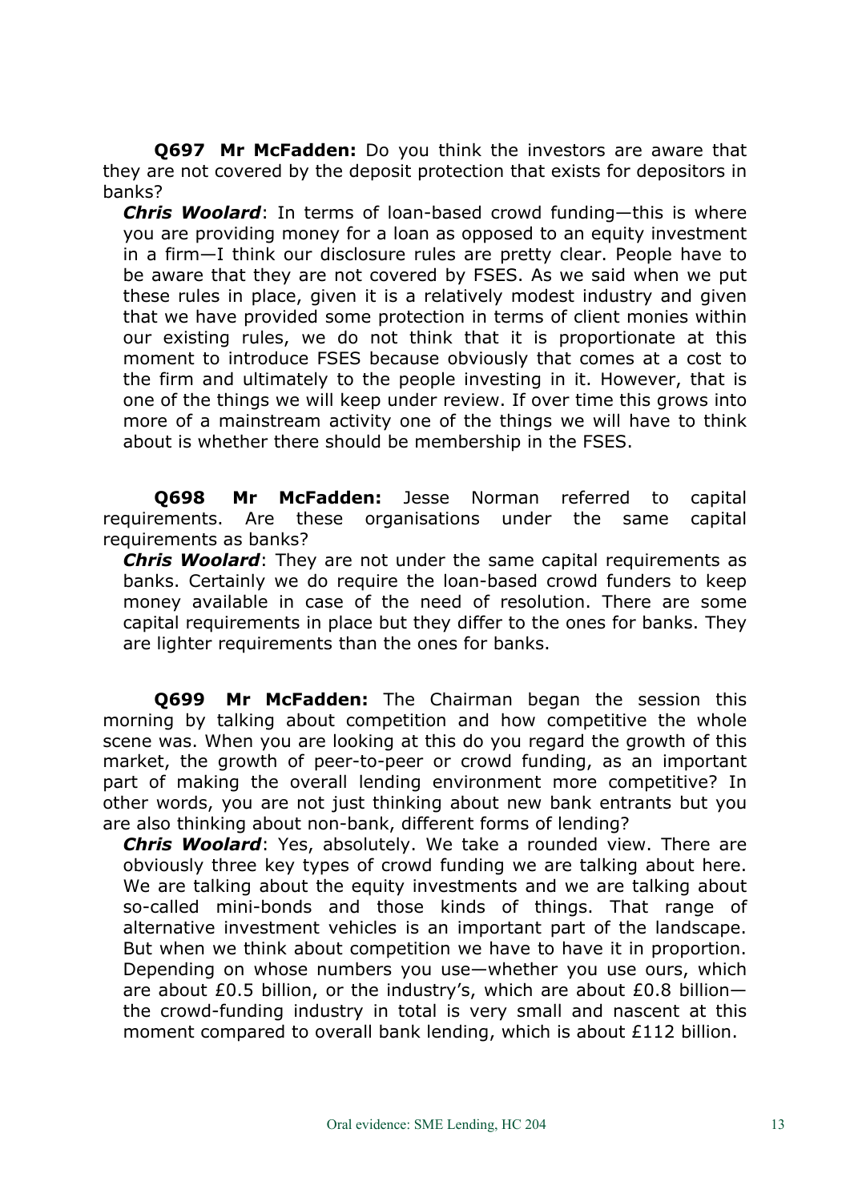**Q697 Mr McFadden:** Do you think the investors are aware that they are not covered by the deposit protection that exists for depositors in banks?

***Chris Woolard***: In terms of loan-based crowd funding—this is where you are providing money for a loan as opposed to an equity investment in a firm—I think our disclosure rules are pretty clear. People have to be aware that they are not covered by FSES. As we said when we put these rules in place, given it is a relatively modest industry and given that we have provided some protection in terms of client monies within our existing rules, we do not think that it is proportionate at this moment to introduce FSES because obviously that comes at a cost to the firm and ultimately to the people investing in it. However, that is one of the things we will keep under review. If over time this grows into more of a mainstream activity one of the things we will have to think about is whether there should be membership in the FSES.

**Q698 Mr McFadden:** Jesse Norman referred to capital requirements. Are these organisations under the same capital requirements as banks?

***Chris Woolard***: They are not under the same capital requirements as banks. Certainly we do require the loan-based crowd funders to keep money available in case of the need of resolution. There are some capital requirements in place but they differ to the ones for banks. They are lighter requirements than the ones for banks.

**Q699 Mr McFadden:** The Chairman began the session this morning by talking about competition and how competitive the whole scene was. When you are looking at this do you regard the growth of this market, the growth of peer-to-peer or crowd funding, as an important part of making the overall lending environment more competitive? In other words, you are not just thinking about new bank entrants but you are also thinking about non-bank, different forms of lending?

***Chris Woolard***: Yes, absolutely. We take a rounded view. There are obviously three key types of crowd funding we are talking about here. We are talking about the equity investments and we are talking about so-called mini-bonds and those kinds of things. That range of alternative investment vehicles is an important part of the landscape. But when we think about competition we have to have it in proportion. Depending on whose numbers you use—whether you use ours, which are about £0.5 billion, or the industry's, which are about £0.8 billion—the crowd-funding industry in total is very small and nascent at this moment compared to overall bank lending, which is about £112 billion.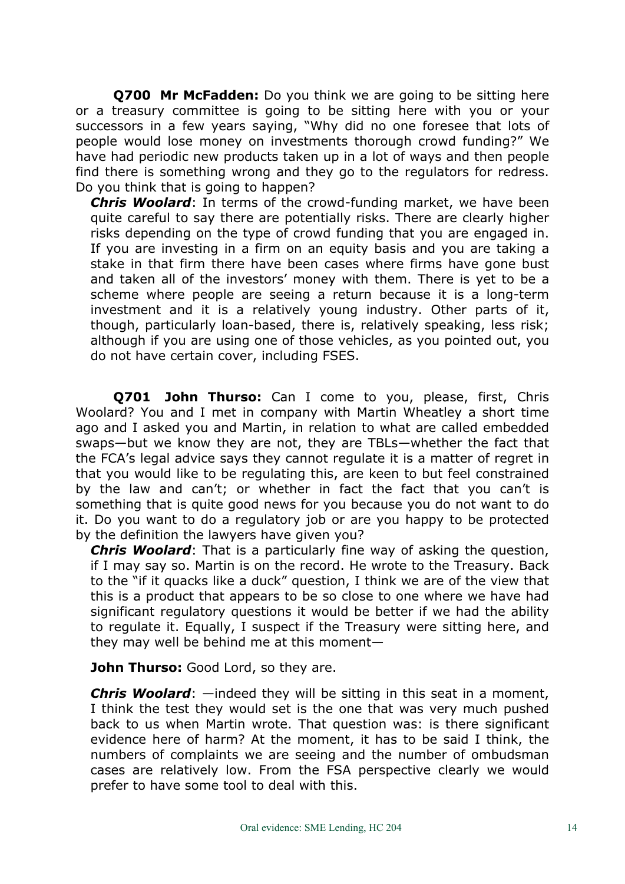**Q700 Mr McFadden:** Do you think we are going to be sitting here or a treasury committee is going to be sitting here with you or your successors in a few years saying, "Why did no one foresee that lots of people would lose money on investments thorough crowd funding?" We have had periodic new products taken up in a lot of ways and then people find there is something wrong and they go to the regulators for redress. Do you think that is going to happen?

***Chris Woolard***: In terms of the crowd-funding market, we have been quite careful to say there are potentially risks. There are clearly higher risks depending on the type of crowd funding that you are engaged in. If you are investing in a firm on an equity basis and you are taking a stake in that firm there have been cases where firms have gone bust and taken all of the investors' money with them. There is yet to be a scheme where people are seeing a return because it is a long-term investment and it is a relatively young industry. Other parts of it, though, particularly loan-based, there is, relatively speaking, less risk; although if you are using one of those vehicles, as you pointed out, you do not have certain cover, including FSES.

**Q701 John Thurso:** Can I come to you, please, first, Chris Woolard? You and I met in company with Martin Wheatley a short time ago and I asked you and Martin, in relation to what are called embedded swaps—but we know they are not, they are TBLs—whether the fact that the FCA's legal advice says they cannot regulate it is a matter of regret in that you would like to be regulating this, are keen to but feel constrained by the law and can't; or whether in fact the fact that you can't is something that is quite good news for you because you do not want to do it. Do you want to do a regulatory job or are you happy to be protected by the definition the lawyers have given you?

***Chris Woolard***: That is a particularly fine way of asking the question, if I may say so. Martin is on the record. He wrote to the Treasury. Back to the "if it quacks like a duck" question, I think we are of the view that this is a product that appears to be so close to one where we have had significant regulatory questions it would be better if we had the ability to regulate it. Equally, I suspect if the Treasury were sitting here, and they may well be behind me at this moment—

**John Thurso:** Good Lord, so they are.

***Chris Woolard***: —indeed they will be sitting in this seat in a moment, I think the test they would set is the one that was very much pushed back to us when Martin wrote. That question was: is there significant evidence here of harm? At the moment, it has to be said I think, the numbers of complaints we are seeing and the number of ombudsman cases are relatively low. From the FSA perspective clearly we would prefer to have some tool to deal with this.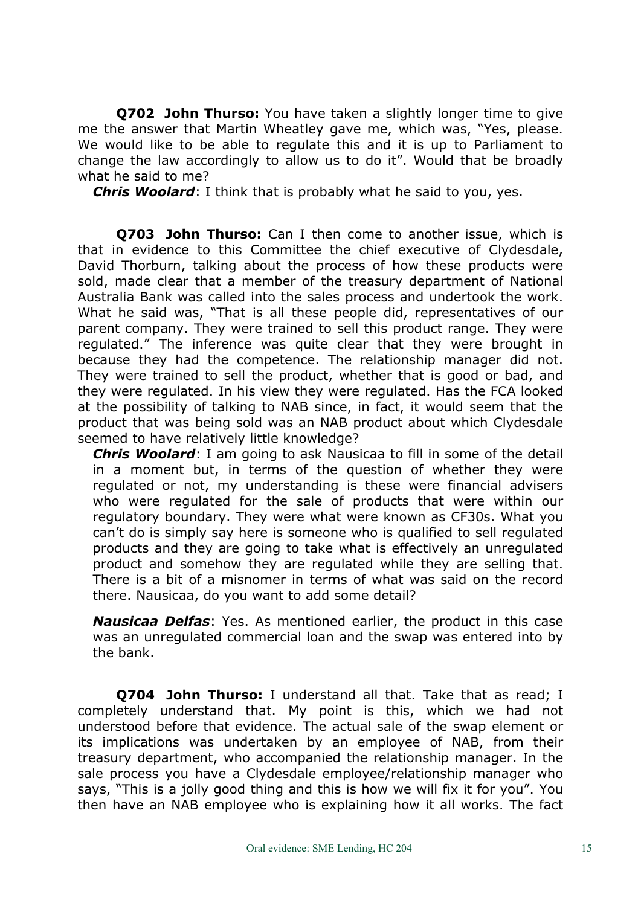**Q702 John Thurso:** You have taken a slightly longer time to give me the answer that Martin Wheatley gave me, which was, "Yes, please. We would like to be able to regulate this and it is up to Parliament to change the law accordingly to allow us to do it". Would that be broadly what he said to me?

***Chris Woolard***: I think that is probably what he said to you, yes.

**Q703 John Thurso:** Can I then come to another issue, which is that in evidence to this Committee the chief executive of Clydesdale, David Thorburn, talking about the process of how these products were sold, made clear that a member of the treasury department of National Australia Bank was called into the sales process and undertook the work. What he said was, "That is all these people did, representatives of our parent company. They were trained to sell this product range. They were regulated." The inference was quite clear that they were brought in because they had the competence. The relationship manager did not. They were trained to sell the product, whether that is good or bad, and they were regulated. In his view they were regulated. Has the FCA looked at the possibility of talking to NAB since, in fact, it would seem that the product that was being sold was an NAB product about which Clydesdale seemed to have relatively little knowledge?

***Chris Woolard***: I am going to ask Nausicaa to fill in some of the detail in a moment but, in terms of the question of whether they were regulated or not, my understanding is these were financial advisers who were regulated for the sale of products that were within our regulatory boundary. They were what were known as CF30s. What you can't do is simply say here is someone who is qualified to sell regulated products and they are going to take what is effectively an unregulated product and somehow they are regulated while they are selling that. There is a bit of a misnomer in terms of what was said on the record there. Nausicaa, do you want to add some detail?

***Nausicaa Delfas***: Yes. As mentioned earlier, the product in this case was an unregulated commercial loan and the swap was entered into by the bank.

**Q704 John Thurso:** I understand all that. Take that as read; I completely understand that. My point is this, which we had not understood before that evidence. The actual sale of the swap element or its implications was undertaken by an employee of NAB, from their treasury department, who accompanied the relationship manager. In the sale process you have a Clydesdale employee/relationship manager who says, "This is a jolly good thing and this is how we will fix it for you". You then have an NAB employee who is explaining how it all works. The fact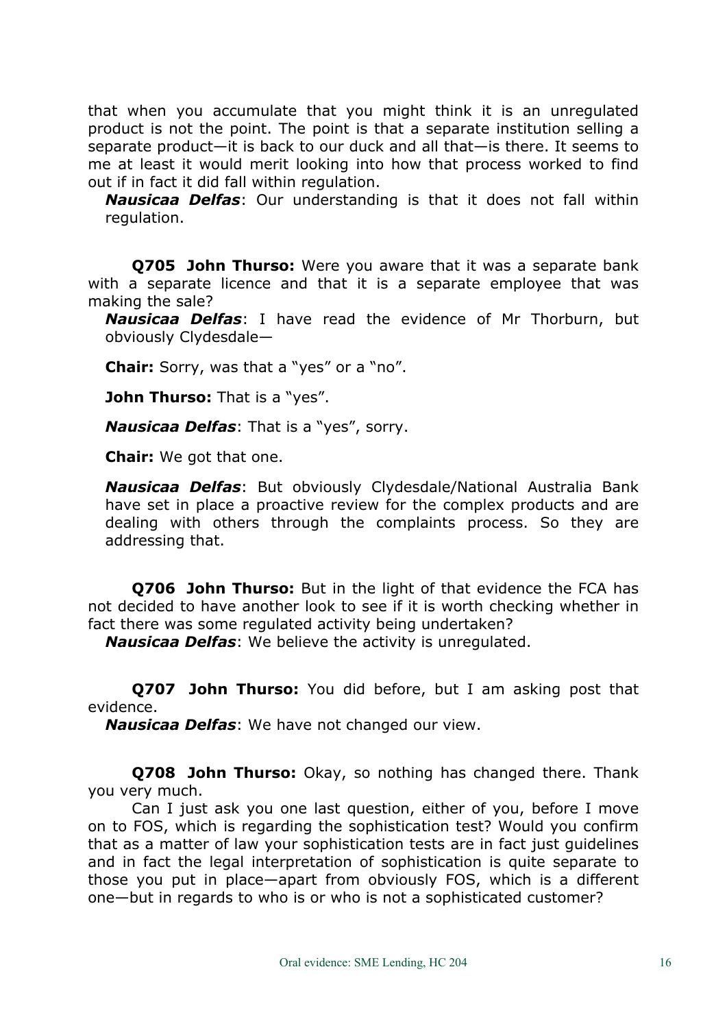that when you accumulate that you might think it is an unregulated product is not the point. The point is that a separate institution selling a separate product—it is back to our duck and all that—is there. It seems to me at least it would merit looking into how that process worked to find out if in fact it did fall within regulation.

***Nausicaa Delfas***: Our understanding is that it does not fall within regulation.

**Q705 John Thurso:** Were you aware that it was a separate bank with a separate licence and that it is a separate employee that was making the sale?

***Nausicaa Delfas***: I have read the evidence of Mr Thorburn, but obviously Clydesdale—

**Chair:** Sorry, was that a "yes" or a "no".

**John Thurso:** That is a "yes".

***Nausicaa Delfas***: That is a "yes", sorry.

**Chair:** We got that one.

***Nausicaa Delfas***: But obviously Clydesdale/National Australia Bank have set in place a proactive review for the complex products and are dealing with others through the complaints process. So they are addressing that.

**Q706 John Thurso:** But in the light of that evidence the FCA has not decided to have another look to see if it is worth checking whether in fact there was some regulated activity being undertaken?

***Nausicaa Delfas***: We believe the activity is unregulated.

**Q707 John Thurso:** You did before, but I am asking post that evidence.

***Nausicaa Delfas***: We have not changed our view.

**Q708 John Thurso:** Okay, so nothing has changed there. Thank you very much.

Can I just ask you one last question, either of you, before I move on to FOS, which is regarding the sophistication test? Would you confirm that as a matter of law your sophistication tests are in fact just guidelines and in fact the legal interpretation of sophistication is quite separate to those you put in place—apart from obviously FOS, which is a different one—but in regards to who is or who is not a sophisticated customer?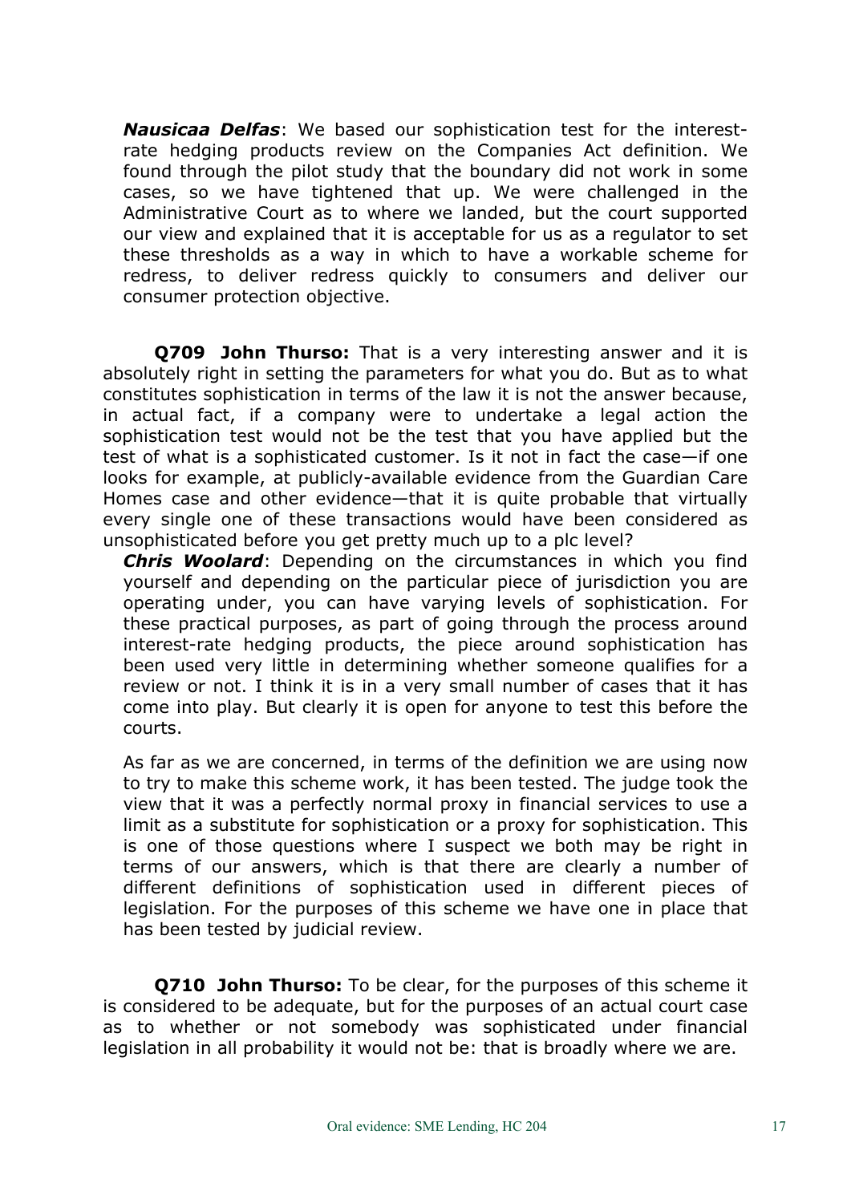***Nausicaa Delfas***: We based our sophistication test for the interest-rate hedging products review on the Companies Act definition. We found through the pilot study that the boundary did not work in some cases, so we have tightened that up. We were challenged in the Administrative Court as to where we landed, but the court supported our view and explained that it is acceptable for us as a regulator to set these thresholds as a way in which to have a workable scheme for redress, to deliver redress quickly to consumers and deliver our consumer protection objective.

**Q709 John Thurso:** That is a very interesting answer and it is absolutely right in setting the parameters for what you do. But as to what constitutes sophistication in terms of the law it is not the answer because, in actual fact, if a company were to undertake a legal action the sophistication test would not be the test that you have applied but the test of what is a sophisticated customer. Is it not in fact the case—if one looks for example, at publicly-available evidence from the Guardian Care Homes case and other evidence—that it is quite probable that virtually every single one of these transactions would have been considered as unsophisticated before you get pretty much up to a plc level?

***Chris Woolard***: Depending on the circumstances in which you find yourself and depending on the particular piece of jurisdiction you are operating under, you can have varying levels of sophistication. For these practical purposes, as part of going through the process around interest-rate hedging products, the piece around sophistication has been used very little in determining whether someone qualifies for a review or not. I think it is in a very small number of cases that it has come into play. But clearly it is open for anyone to test this before the courts.

As far as we are concerned, in terms of the definition we are using now to try to make this scheme work, it has been tested. The judge took the view that it was a perfectly normal proxy in financial services to use a limit as a substitute for sophistication or a proxy for sophistication. This is one of those questions where I suspect we both may be right in terms of our answers, which is that there are clearly a number of different definitions of sophistication used in different pieces of legislation. For the purposes of this scheme we have one in place that has been tested by judicial review.

**Q710 John Thurso:** To be clear, for the purposes of this scheme it is considered to be adequate, but for the purposes of an actual court case as to whether or not somebody was sophisticated under financial legislation in all probability it would not be: that is broadly where we are.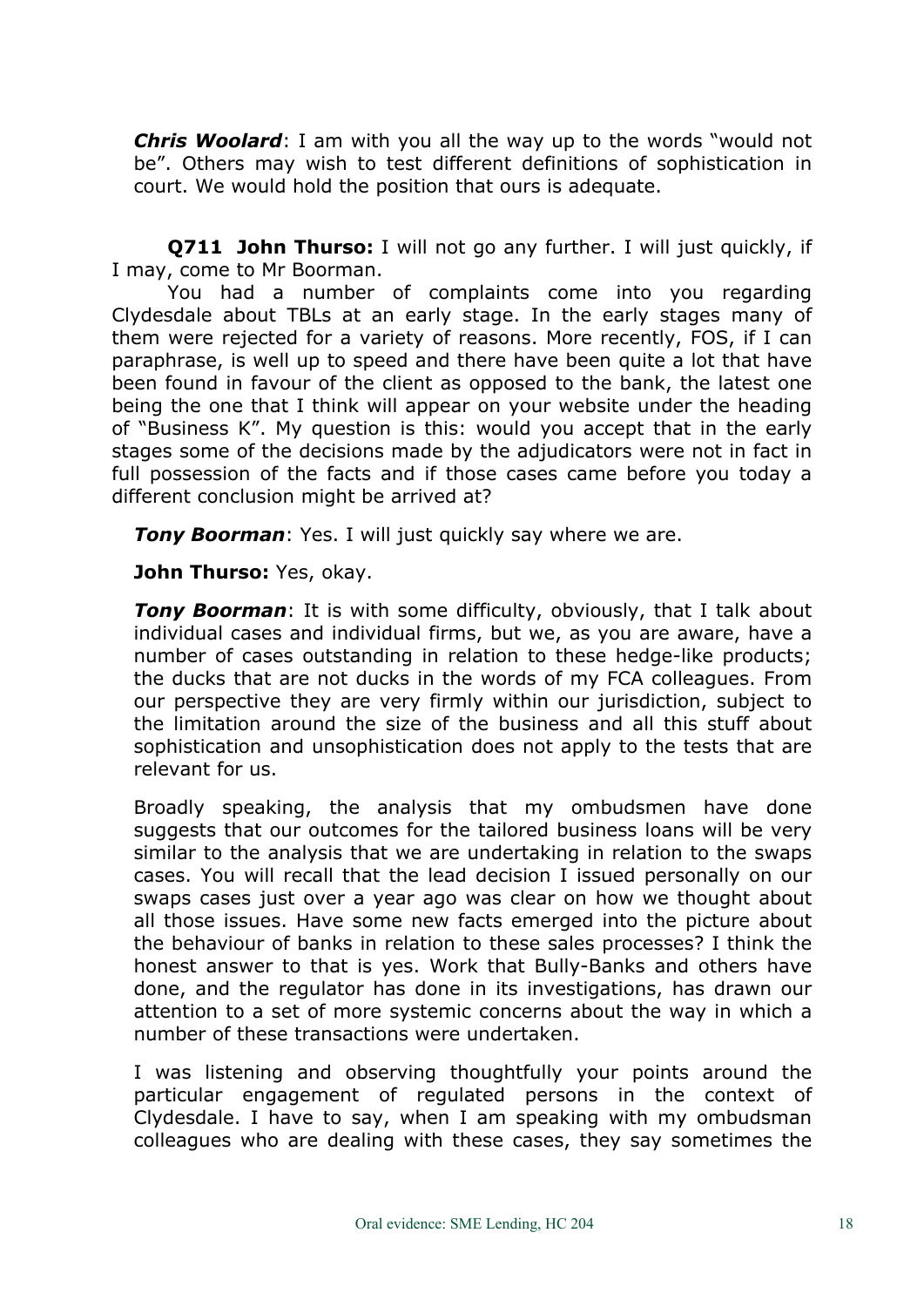***Chris Woolard***: I am with you all the way up to the words "would not be". Others may wish to test different definitions of sophistication in court. We would hold the position that ours is adequate.

**Q711 John Thurso:** I will not go any further. I will just quickly, if I may, come to Mr Boorman.

You had a number of complaints come into you regarding Clydesdale about TBLs at an early stage. In the early stages many of them were rejected for a variety of reasons. More recently, FOS, if I can paraphrase, is well up to speed and there have been quite a lot that have been found in favour of the client as opposed to the bank, the latest one being the one that I think will appear on your website under the heading of "Business K". My question is this: would you accept that in the early stages some of the decisions made by the adjudicators were not in fact in full possession of the facts and if those cases came before you today a different conclusion might be arrived at?

***Tony Boorman***: Yes. I will just quickly say where we are.

**John Thurso:** Yes, okay.

***Tony Boorman***: It is with some difficulty, obviously, that I talk about individual cases and individual firms, but we, as you are aware, have a number of cases outstanding in relation to these hedge-like products; the ducks that are not ducks in the words of my FCA colleagues. From our perspective they are very firmly within our jurisdiction, subject to the limitation around the size of the business and all this stuff about sophistication and unsophistication does not apply to the tests that are relevant for us.

Broadly speaking, the analysis that my ombudsmen have done suggests that our outcomes for the tailored business loans will be very similar to the analysis that we are undertaking in relation to the swaps cases. You will recall that the lead decision I issued personally on our swaps cases just over a year ago was clear on how we thought about all those issues. Have some new facts emerged into the picture about the behaviour of banks in relation to these sales processes? I think the honest answer to that is yes. Work that Bully-Banks and others have done, and the regulator has done in its investigations, has drawn our attention to a set of more systemic concerns about the way in which a number of these transactions were undertaken.

I was listening and observing thoughtfully your points around the particular engagement of regulated persons in the context of Clydesdale. I have to say, when I am speaking with my ombudsman colleagues who are dealing with these cases, they say sometimes the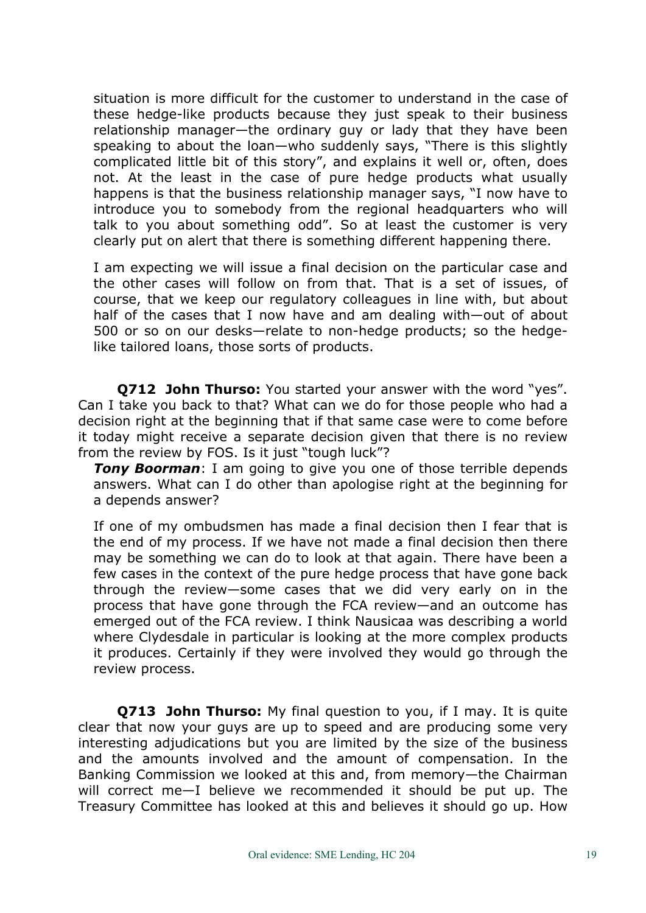situation is more difficult for the customer to understand in the case of these hedge-like products because they just speak to their business relationship manager—the ordinary guy or lady that they have been speaking to about the loan—who suddenly says, "There is this slightly complicated little bit of this story", and explains it well or, often, does not. At the least in the case of pure hedge products what usually happens is that the business relationship manager says, "I now have to introduce you to somebody from the regional headquarters who will talk to you about something odd". So at least the customer is very clearly put on alert that there is something different happening there.

I am expecting we will issue a final decision on the particular case and the other cases will follow on from that. That is a set of issues, of course, that we keep our regulatory colleagues in line with, but about half of the cases that I now have and am dealing with—out of about 500 or so on our desks—relate to non-hedge products; so the hedge-like tailored loans, those sorts of products.

**Q712 John Thurso:** You started your answer with the word "yes". Can I take you back to that? What can we do for those people who had a decision right at the beginning that if that same case were to come before it today might receive a separate decision given that there is no review from the review by FOS. Is it just "tough luck"?

***Tony Boorman***: I am going to give you one of those terrible depends answers. What can I do other than apologise right at the beginning for a depends answer?

If one of my ombudsmen has made a final decision then I fear that is the end of my process. If we have not made a final decision then there may be something we can do to look at that again. There have been a few cases in the context of the pure hedge process that have gone back through the review—some cases that we did very early on in the process that have gone through the FCA review—and an outcome has emerged out of the FCA review. I think Nausicaa was describing a world where Clydesdale in particular is looking at the more complex products it produces. Certainly if they were involved they would go through the review process.

**Q713 John Thurso:** My final question to you, if I may. It is quite clear that now your guys are up to speed and are producing some very interesting adjudications but you are limited by the size of the business and the amounts involved and the amount of compensation. In the Banking Commission we looked at this and, from memory—the Chairman will correct me—I believe we recommended it should be put up. The Treasury Committee has looked at this and believes it should go up. How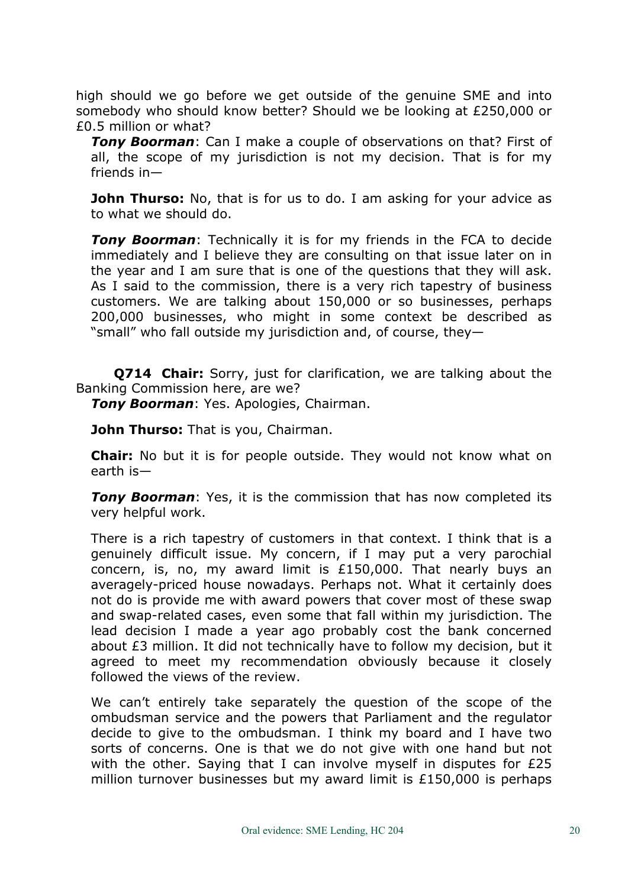high should we go before we get outside of the genuine SME and into somebody who should know better? Should we be looking at £250,000 or £0.5 million or what?

***Tony Boorman***: Can I make a couple of observations on that? First of all, the scope of my jurisdiction is not my decision. That is for my friends in—

**John Thurso:** No, that is for us to do. I am asking for your advice as to what we should do.

***Tony Boorman***: Technically it is for my friends in the FCA to decide immediately and I believe they are consulting on that issue later on in the year and I am sure that is one of the questions that they will ask. As I said to the commission, there is a very rich tapestry of business customers. We are talking about 150,000 or so businesses, perhaps 200,000 businesses, who might in some context be described as "small" who fall outside my jurisdiction and, of course, they—

**Q714 Chair:** Sorry, just for clarification, we are talking about the Banking Commission here, are we?

***Tony Boorman***: Yes. Apologies, Chairman.

**John Thurso:** That is you, Chairman.

**Chair:** No but it is for people outside. They would not know what on earth is—

***Tony Boorman***: Yes, it is the commission that has now completed its very helpful work.

There is a rich tapestry of customers in that context. I think that is a genuinely difficult issue. My concern, if I may put a very parochial concern, is, no, my award limit is £150,000. That nearly buys an averagely-priced house nowadays. Perhaps not. What it certainly does not do is provide me with award powers that cover most of these swap and swap-related cases, even some that fall within my jurisdiction. The lead decision I made a year ago probably cost the bank concerned about £3 million. It did not technically have to follow my decision, but it agreed to meet my recommendation obviously because it closely followed the views of the review.

We can't entirely take separately the question of the scope of the ombudsman service and the powers that Parliament and the regulator decide to give to the ombudsman. I think my board and I have two sorts of concerns. One is that we do not give with one hand but not with the other. Saying that I can involve myself in disputes for £25 million turnover businesses but my award limit is £150,000 is perhaps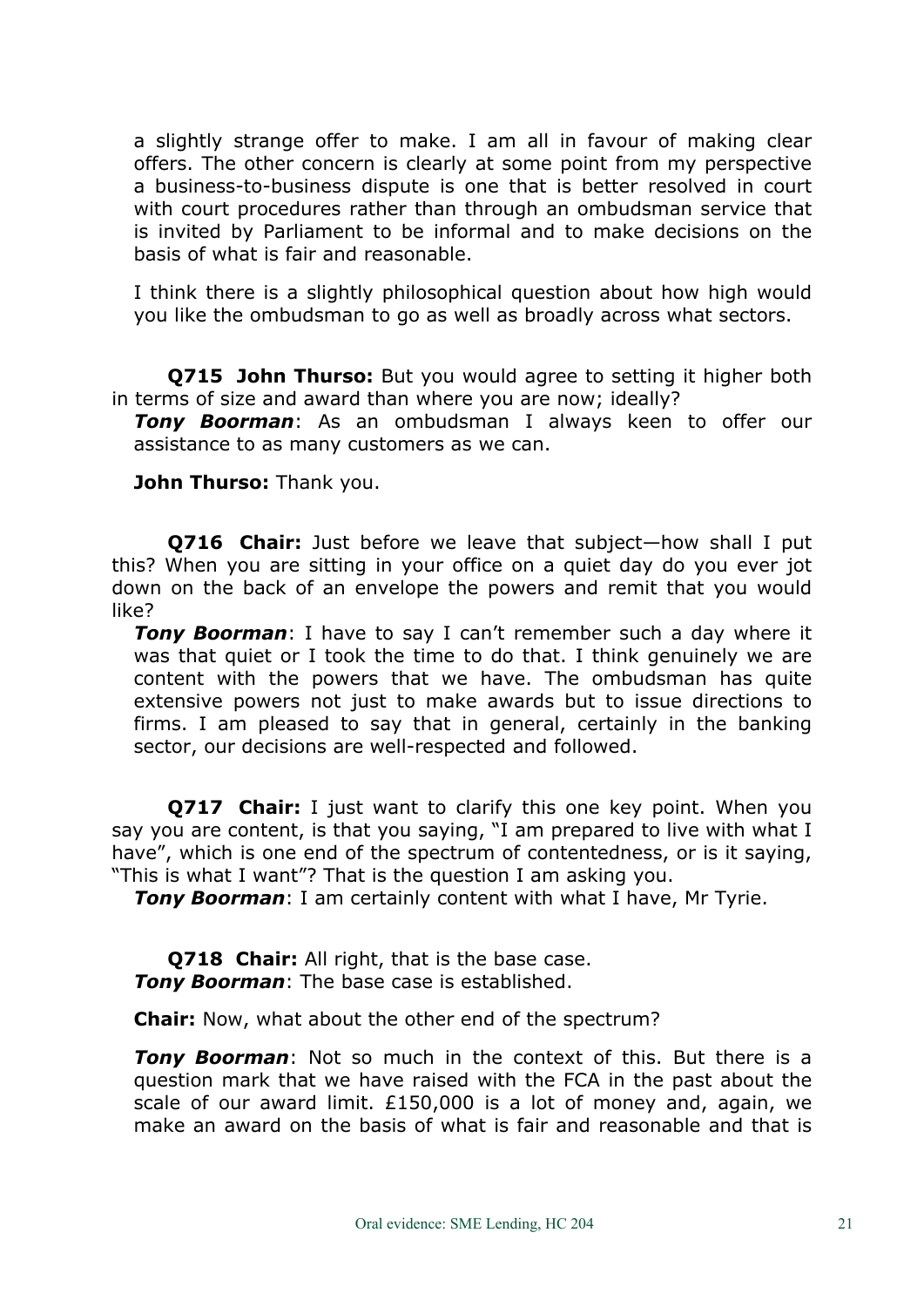a slightly strange offer to make. I am all in favour of making clear offers. The other concern is clearly at some point from my perspective a business-to-business dispute is one that is better resolved in court with court procedures rather than through an ombudsman service that is invited by Parliament to be informal and to make decisions on the basis of what is fair and reasonable.

I think there is a slightly philosophical question about how high would you like the ombudsman to go as well as broadly across what sectors.

**Q715 John Thurso:** But you would agree to setting it higher both in terms of size and award than where you are now; ideally?

***Tony Boorman***: As an ombudsman I always keen to offer our assistance to as many customers as we can.

**John Thurso:** Thank you.

**Q716 Chair:** Just before we leave that subject—how shall I put this? When you are sitting in your office on a quiet day do you ever jot down on the back of an envelope the powers and remit that you would like?

***Tony Boorman***: I have to say I can't remember such a day where it was that quiet or I took the time to do that. I think genuinely we are content with the powers that we have. The ombudsman has quite extensive powers not just to make awards but to issue directions to firms. I am pleased to say that in general, certainly in the banking sector, our decisions are well-respected and followed.

**Q717 Chair:** I just want to clarify this one key point. When you say you are content, is that you saying, "I am prepared to live with what I have", which is one end of the spectrum of contentedness, or is it saying, "This is what I want"? That is the question I am asking you.

***Tony Boorman***: I am certainly content with what I have, Mr Tyrie.

**Q718 Chair:** All right, that is the base case.

***Tony Boorman***: The base case is established.

**Chair:** Now, what about the other end of the spectrum?

***Tony Boorman***: Not so much in the context of this. But there is a question mark that we have raised with the FCA in the past about the scale of our award limit. £150,000 is a lot of money and, again, we make an award on the basis of what is fair and reasonable and that is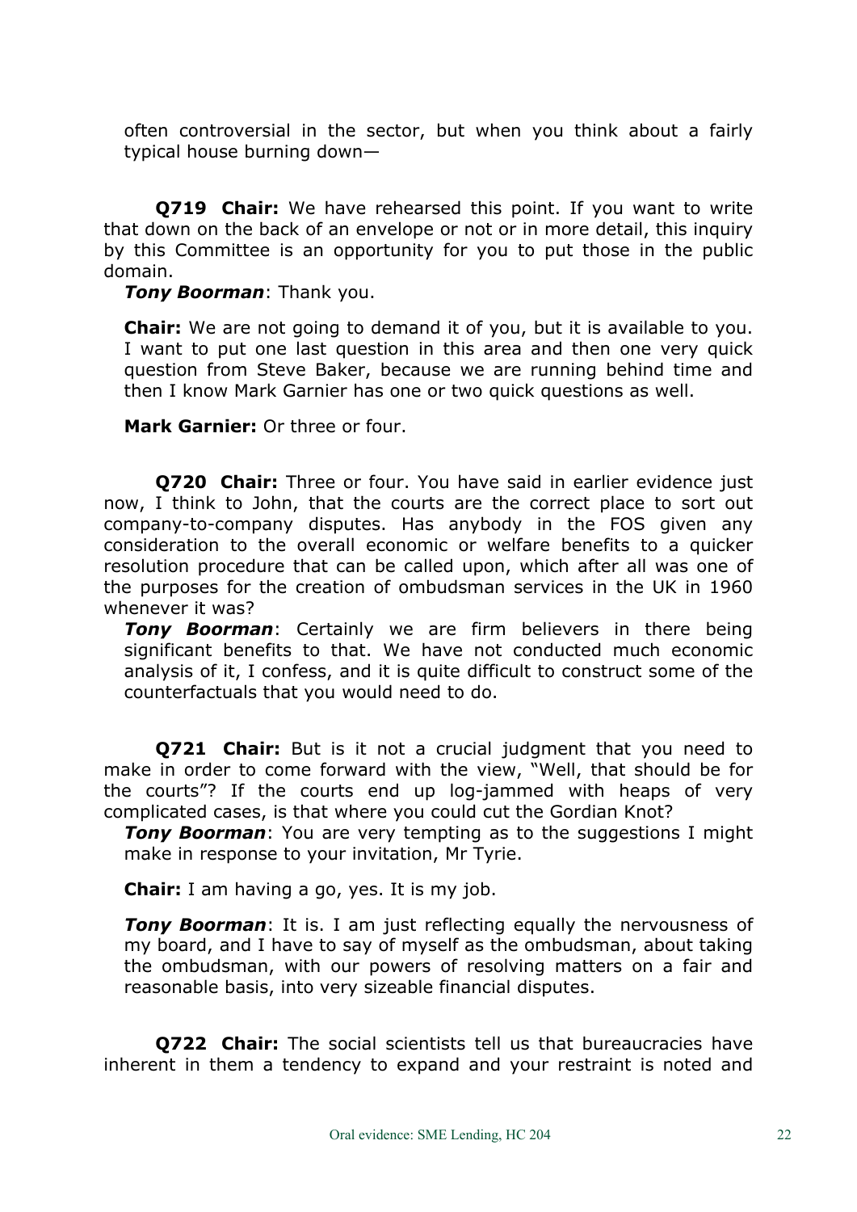often controversial in the sector, but when you think about a fairly typical house burning down—

**Q719 Chair:** We have rehearsed this point. If you want to write that down on the back of an envelope or not or in more detail, this inquiry by this Committee is an opportunity for you to put those in the public domain.

***Tony Boorman***: Thank you.

**Chair:** We are not going to demand it of you, but it is available to you. I want to put one last question in this area and then one very quick question from Steve Baker, because we are running behind time and then I know Mark Garnier has one or two quick questions as well.

**Mark Garnier:** Or three or four.

**Q720 Chair:** Three or four. You have said in earlier evidence just now, I think to John, that the courts are the correct place to sort out company-to-company disputes. Has anybody in the FOS given any consideration to the overall economic or welfare benefits to a quicker resolution procedure that can be called upon, which after all was one of the purposes for the creation of ombudsman services in the UK in 1960 whenever it was?

***Tony Boorman***: Certainly we are firm believers in there being significant benefits to that. We have not conducted much economic analysis of it, I confess, and it is quite difficult to construct some of the counterfactuals that you would need to do.

**Q721 Chair:** But is it not a crucial judgment that you need to make in order to come forward with the view, "Well, that should be for the courts"? If the courts end up log-jammed with heaps of very complicated cases, is that where you could cut the Gordian Knot?

***Tony Boorman***: You are very tempting as to the suggestions I might make in response to your invitation, Mr Tyrie.

**Chair:** I am having a go, yes. It is my job.

***Tony Boorman***: It is. I am just reflecting equally the nervousness of my board, and I have to say of myself as the ombudsman, about taking the ombudsman, with our powers of resolving matters on a fair and reasonable basis, into very sizeable financial disputes.

**Q722 Chair:** The social scientists tell us that bureaucracies have inherent in them a tendency to expand and your restraint is noted and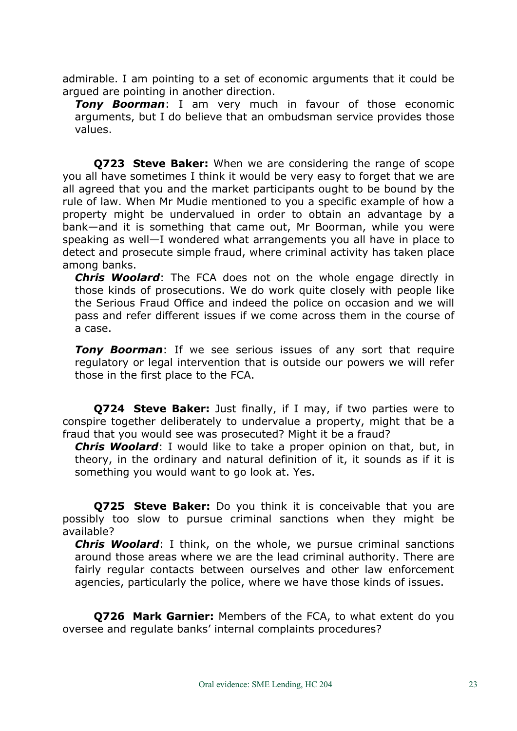admirable. I am pointing to a set of economic arguments that it could be argued are pointing in another direction.

***Tony Boorman***: I am very much in favour of those economic arguments, but I do believe that an ombudsman service provides those values.

**Q723 Steve Baker:** When we are considering the range of scope you all have sometimes I think it would be very easy to forget that we are all agreed that you and the market participants ought to be bound by the rule of law. When Mr Mudie mentioned to you a specific example of how a property might be undervalued in order to obtain an advantage by a bank—and it is something that came out, Mr Boorman, while you were speaking as well—I wondered what arrangements you all have in place to detect and prosecute simple fraud, where criminal activity has taken place among banks.

***Chris Woolard***: The FCA does not on the whole engage directly in those kinds of prosecutions. We do work quite closely with people like the Serious Fraud Office and indeed the police on occasion and we will pass and refer different issues if we come across them in the course of a case.

***Tony Boorman***: If we see serious issues of any sort that require regulatory or legal intervention that is outside our powers we will refer those in the first place to the FCA.

**Q724 Steve Baker:** Just finally, if I may, if two parties were to conspire together deliberately to undervalue a property, might that be a fraud that you would see was prosecuted? Might it be a fraud?

***Chris Woolard***: I would like to take a proper opinion on that, but, in theory, in the ordinary and natural definition of it, it sounds as if it is something you would want to go look at. Yes.

**Q725 Steve Baker:** Do you think it is conceivable that you are possibly too slow to pursue criminal sanctions when they might be available?

***Chris Woolard***: I think, on the whole, we pursue criminal sanctions around those areas where we are the lead criminal authority. There are fairly regular contacts between ourselves and other law enforcement agencies, particularly the police, where we have those kinds of issues.

**Q726 Mark Garnier:** Members of the FCA, to what extent do you oversee and regulate banks' internal complaints procedures?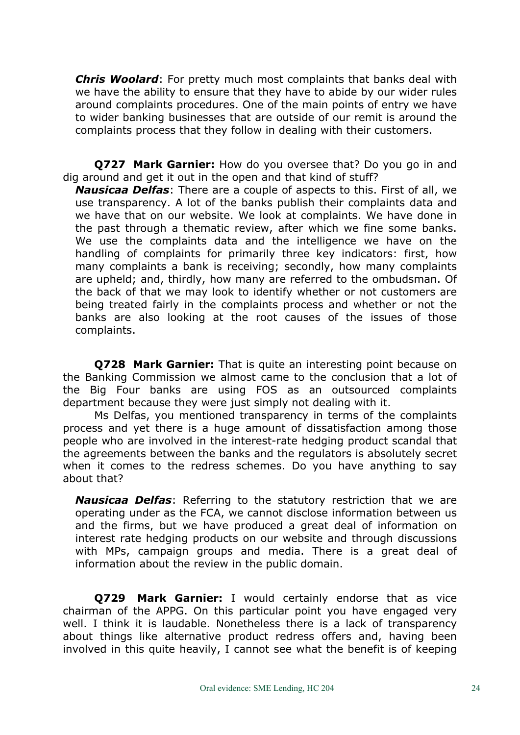***Chris Woolard***: For pretty much most complaints that banks deal with we have the ability to ensure that they have to abide by our wider rules around complaints procedures. One of the main points of entry we have to wider banking businesses that are outside of our remit is around the complaints process that they follow in dealing with their customers.

**Q727 Mark Garnier:** How do you oversee that? Do you go in and dig around and get it out in the open and that kind of stuff?

***Nausicaa Delfas***: There are a couple of aspects to this. First of all, we use transparency. A lot of the banks publish their complaints data and we have that on our website. We look at complaints. We have done in the past through a thematic review, after which we fine some banks. We use the complaints data and the intelligence we have on the handling of complaints for primarily three key indicators: first, how many complaints a bank is receiving; secondly, how many complaints are upheld; and, thirdly, how many are referred to the ombudsman. Of the back of that we may look to identify whether or not customers are being treated fairly in the complaints process and whether or not the banks are also looking at the root causes of the issues of those complaints.

**Q728 Mark Garnier:** That is quite an interesting point because on the Banking Commission we almost came to the conclusion that a lot of the Big Four banks are using FOS as an outsourced complaints department because they were just simply not dealing with it.

Ms Delfas, you mentioned transparency in terms of the complaints process and yet there is a huge amount of dissatisfaction among those people who are involved in the interest-rate hedging product scandal that the agreements between the banks and the regulators is absolutely secret when it comes to the redress schemes. Do you have anything to say about that?

***Nausicaa Delfas***: Referring to the statutory restriction that we are operating under as the FCA, we cannot disclose information between us and the firms, but we have produced a great deal of information on interest rate hedging products on our website and through discussions with MPs, campaign groups and media. There is a great deal of information about the review in the public domain.

**Q729 Mark Garnier:** I would certainly endorse that as vice chairman of the APPG. On this particular point you have engaged very well. I think it is laudable. Nonetheless there is a lack of transparency about things like alternative product redress offers and, having been involved in this quite heavily, I cannot see what the benefit is of keeping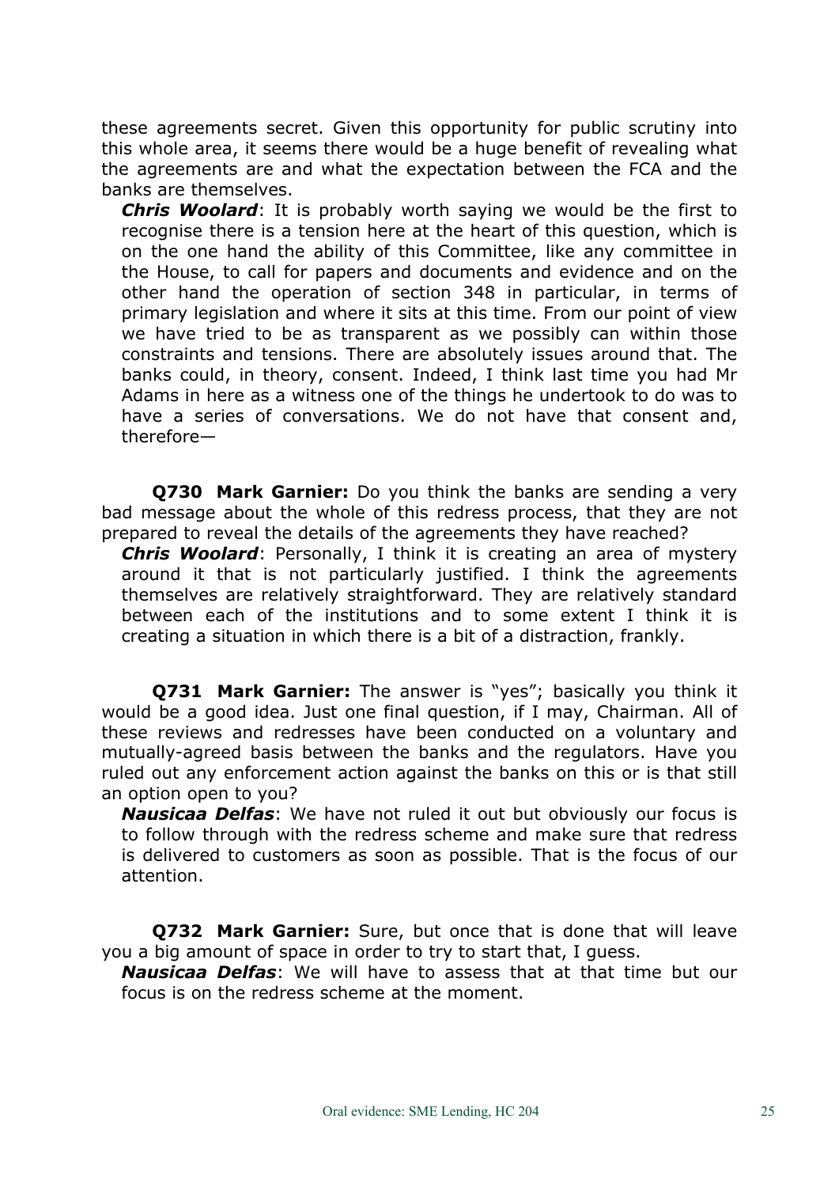these agreements secret. Given this opportunity for public scrutiny into this whole area, it seems there would be a huge benefit of revealing what the agreements are and what the expectation between the FCA and the banks are themselves.

***Chris Woolard***: It is probably worth saying we would be the first to recognise there is a tension here at the heart of this question, which is on the one hand the ability of this Committee, like any committee in the House, to call for papers and documents and evidence and on the other hand the operation of section 348 in particular, in terms of primary legislation and where it sits at this time. From our point of view we have tried to be as transparent as we possibly can within those constraints and tensions. There are absolutely issues around that. The banks could, in theory, consent. Indeed, I think last time you had Mr Adams in here as a witness one of the things he undertook to do was to have a series of conversations. We do not have that consent and, therefore—

**Q730 Mark Garnier:** Do you think the banks are sending a very bad message about the whole of this redress process, that they are not prepared to reveal the details of the agreements they have reached?

***Chris Woolard***: Personally, I think it is creating an area of mystery around it that is not particularly justified. I think the agreements themselves are relatively straightforward. They are relatively standard between each of the institutions and to some extent I think it is creating a situation in which there is a bit of a distraction, frankly.

**Q731 Mark Garnier:** The answer is "yes"; basically you think it would be a good idea. Just one final question, if I may, Chairman. All of these reviews and redresses have been conducted on a voluntary and mutually-agreed basis between the banks and the regulators. Have you ruled out any enforcement action against the banks on this or is that still an option open to you?

***Nausicaa Delfas***: We have not ruled it out but obviously our focus is to follow through with the redress scheme and make sure that redress is delivered to customers as soon as possible. That is the focus of our attention.

**Q732 Mark Garnier:** Sure, but once that is done that will leave you a big amount of space in order to try to start that, I guess.

***Nausicaa Delfas***: We will have to assess that at that time but our focus is on the redress scheme at the moment.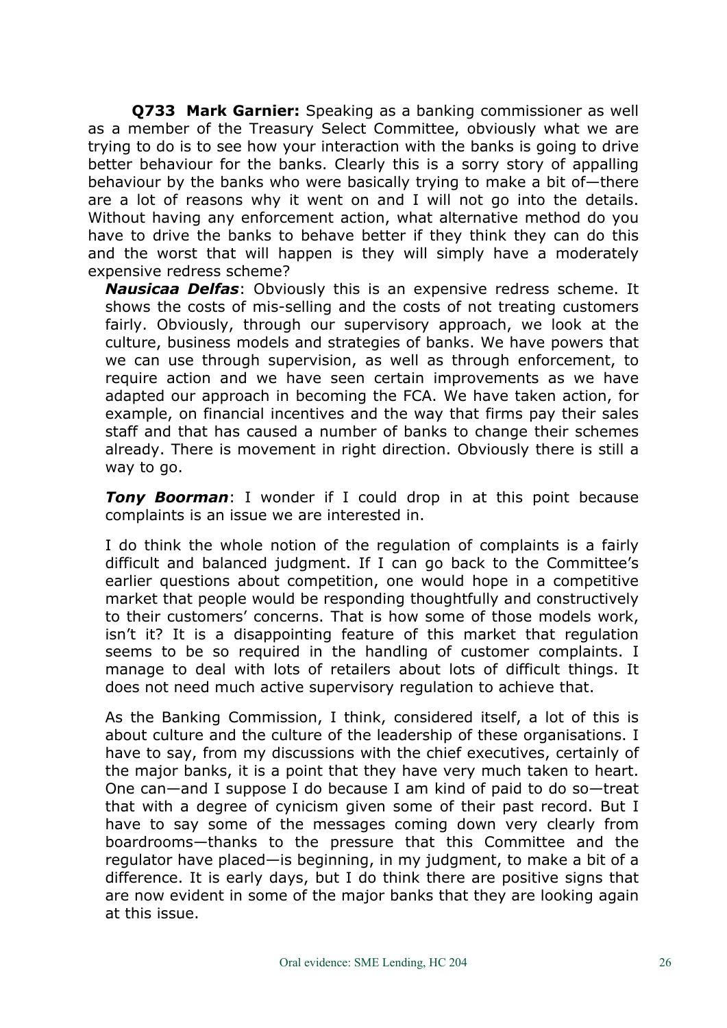**Q733 Mark Garnier:** Speaking as a banking commissioner as well as a member of the Treasury Select Committee, obviously what we are trying to do is to see how your interaction with the banks is going to drive better behaviour for the banks. Clearly this is a sorry story of appalling behaviour by the banks who were basically trying to make a bit of—there are a lot of reasons why it went on and I will not go into the details. Without having any enforcement action, what alternative method do you have to drive the banks to behave better if they think they can do this and the worst that will happen is they will simply have a moderately expensive redress scheme?

***Nausicaa Delfas***: Obviously this is an expensive redress scheme. It shows the costs of mis-selling and the costs of not treating customers fairly. Obviously, through our supervisory approach, we look at the culture, business models and strategies of banks. We have powers that we can use through supervision, as well as through enforcement, to require action and we have seen certain improvements as we have adapted our approach in becoming the FCA. We have taken action, for example, on financial incentives and the way that firms pay their sales staff and that has caused a number of banks to change their schemes already. There is movement in right direction. Obviously there is still a way to go.

***Tony Boorman***: I wonder if I could drop in at this point because complaints is an issue we are interested in.

I do think the whole notion of the regulation of complaints is a fairly difficult and balanced judgment. If I can go back to the Committee's earlier questions about competition, one would hope in a competitive market that people would be responding thoughtfully and constructively to their customers' concerns. That is how some of those models work, isn't it? It is a disappointing feature of this market that regulation seems to be so required in the handling of customer complaints. I manage to deal with lots of retailers about lots of difficult things. It does not need much active supervisory regulation to achieve that.

As the Banking Commission, I think, considered itself, a lot of this is about culture and the culture of the leadership of these organisations. I have to say, from my discussions with the chief executives, certainly of the major banks, it is a point that they have very much taken to heart. One can—and I suppose I do because I am kind of paid to do so—treat that with a degree of cynicism given some of their past record. But I have to say some of the messages coming down very clearly from boardrooms—thanks to the pressure that this Committee and the regulator have placed—is beginning, in my judgment, to make a bit of a difference. It is early days, but I do think there are positive signs that are now evident in some of the major banks that they are looking again at this issue.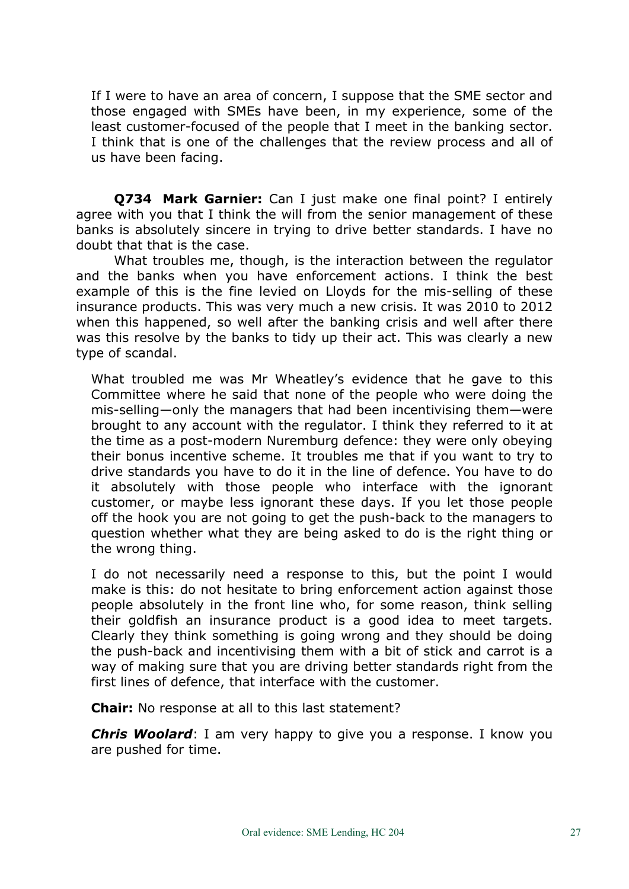If I were to have an area of concern, I suppose that the SME sector and those engaged with SMEs have been, in my experience, some of the least customer-focused of the people that I meet in the banking sector. I think that is one of the challenges that the review process and all of us have been facing.

**Q734 Mark Garnier:** Can I just make one final point? I entirely agree with you that I think the will from the senior management of these banks is absolutely sincere in trying to drive better standards. I have no doubt that that is the case.

What troubles me, though, is the interaction between the regulator and the banks when you have enforcement actions. I think the best example of this is the fine levied on Lloyds for the mis-selling of these insurance products. This was very much a new crisis. It was 2010 to 2012 when this happened, so well after the banking crisis and well after there was this resolve by the banks to tidy up their act. This was clearly a new type of scandal.

What troubled me was Mr Wheatley's evidence that he gave to this Committee where he said that none of the people who were doing the mis-selling—only the managers that had been incentivising them—were brought to any account with the regulator. I think they referred to it at the time as a post-modern Nuremburg defence: they were only obeying their bonus incentive scheme. It troubles me that if you want to try to drive standards you have to do it in the line of defence. You have to do it absolutely with those people who interface with the ignorant customer, or maybe less ignorant these days. If you let those people off the hook you are not going to get the push-back to the managers to question whether what they are being asked to do is the right thing or the wrong thing.

I do not necessarily need a response to this, but the point I would make is this: do not hesitate to bring enforcement action against those people absolutely in the front line who, for some reason, think selling their goldfish an insurance product is a good idea to meet targets. Clearly they think something is going wrong and they should be doing the push-back and incentivising them with a bit of stick and carrot is a way of making sure that you are driving better standards right from the first lines of defence, that interface with the customer.

**Chair:** No response at all to this last statement?

***Chris Woolard***: I am very happy to give you a response. I know you are pushed for time.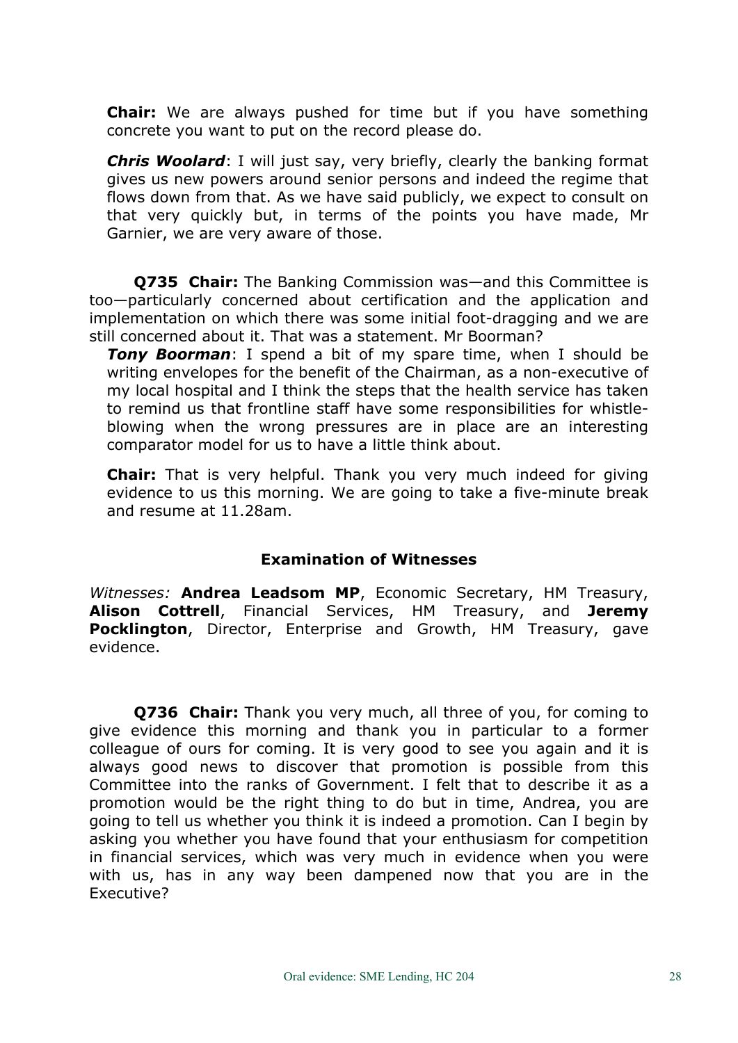**Chair:** We are always pushed for time but if you have something concrete you want to put on the record please do.

***Chris Woolard***: I will just say, very briefly, clearly the banking format gives us new powers around senior persons and indeed the regime that flows down from that. As we have said publicly, we expect to consult on that very quickly but, in terms of the points you have made, Mr Garnier, we are very aware of those.

**Q735 Chair:** The Banking Commission was—and this Committee is too—particularly concerned about certification and the application and implementation on which there was some initial foot-dragging and we are still concerned about it. That was a statement. Mr Boorman?

***Tony Boorman***: I spend a bit of my spare time, when I should be writing envelopes for the benefit of the Chairman, as a non-executive of my local hospital and I think the steps that the health service has taken to remind us that frontline staff have some responsibilities for whistle-blowing when the wrong pressures are in place are an interesting comparator model for us to have a little think about.

**Chair:** That is very helpful. Thank you very much indeed for giving evidence to us this morning. We are going to take a five-minute break and resume at 11.28am.

### Examination of Witnesses

*Witnesses:* **Andrea Leadsom MP**, Economic Secretary, HM Treasury, **Alison Cottrell**, Financial Services, HM Treasury, and **Jeremy Pocklington**, Director, Enterprise and Growth, HM Treasury, gave evidence.

**Q736 Chair:** Thank you very much, all three of you, for coming to give evidence this morning and thank you in particular to a former colleague of ours for coming. It is very good to see you again and it is always good news to discover that promotion is possible from this Committee into the ranks of Government. I felt that to describe it as a promotion would be the right thing to do but in time, Andrea, you are going to tell us whether you think it is indeed a promotion. Can I begin by asking you whether you have found that your enthusiasm for competition in financial services, which was very much in evidence when you were with us, has in any way been dampened now that you are in the Executive?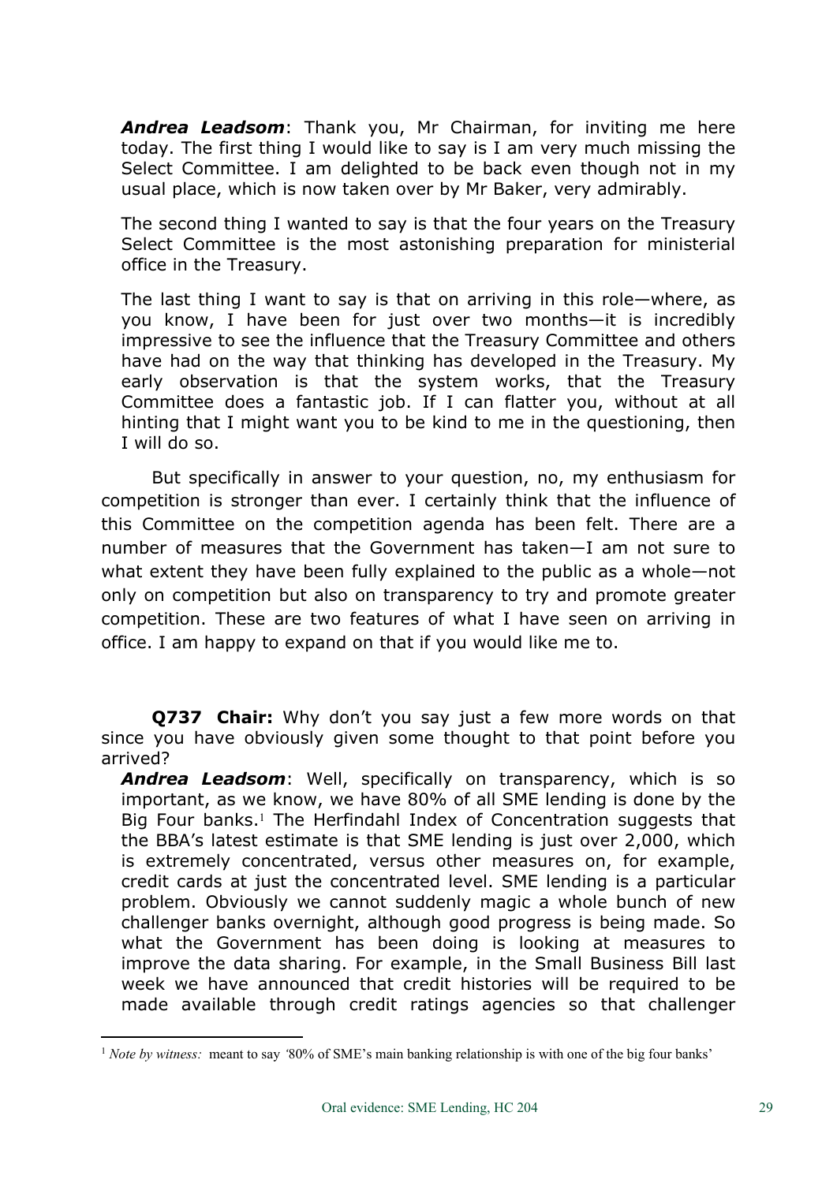***Andrea Leadsom***: Thank you, Mr Chairman, for inviting me here today. The first thing I would like to say is I am very much missing the Select Committee. I am delighted to be back even though not in my usual place, which is now taken over by Mr Baker, very admirably.

The second thing I wanted to say is that the four years on the Treasury Select Committee is the most astonishing preparation for ministerial office in the Treasury.

The last thing I want to say is that on arriving in this role—where, as you know, I have been for just over two months—it is incredibly impressive to see the influence that the Treasury Committee and others have had on the way that thinking has developed in the Treasury. My early observation is that the system works, that the Treasury Committee does a fantastic job. If I can flatter you, without at all hinting that I might want you to be kind to me in the questioning, then I will do so.

But specifically in answer to your question, no, my enthusiasm for competition is stronger than ever. I certainly think that the influence of this Committee on the competition agenda has been felt. There are a number of measures that the Government has taken—I am not sure to what extent they have been fully explained to the public as a whole—not only on competition but also on transparency to try and promote greater competition. These are two features of what I have seen on arriving in office. I am happy to expand on that if you would like me to.

**Q737 Chair:** Why don't you say just a few more words on that since you have obviously given some thought to that point before you arrived?

***Andrea Leadsom***: Well, specifically on transparency, which is so important, as we know, we have 80% of all SME lending is done by the Big Four banks.[1] The Herfindahl Index of Concentration suggests that the BBA's latest estimate is that SME lending is just over 2,000, which is extremely concentrated, versus other measures on, for example, credit cards at just the concentrated level. SME lending is a particular problem. Obviously we cannot suddenly magic a whole bunch of new challenger banks overnight, although good progress is being made. So what the Government has been doing is looking at measures to improve the data sharing. For example, in the Small Business Bill last week we have announced that credit histories will be required to be made available through credit ratings agencies so that challenger

[1] *Note by witness:* meant to say '80% of SME's main banking relationship is with one of the big four banks'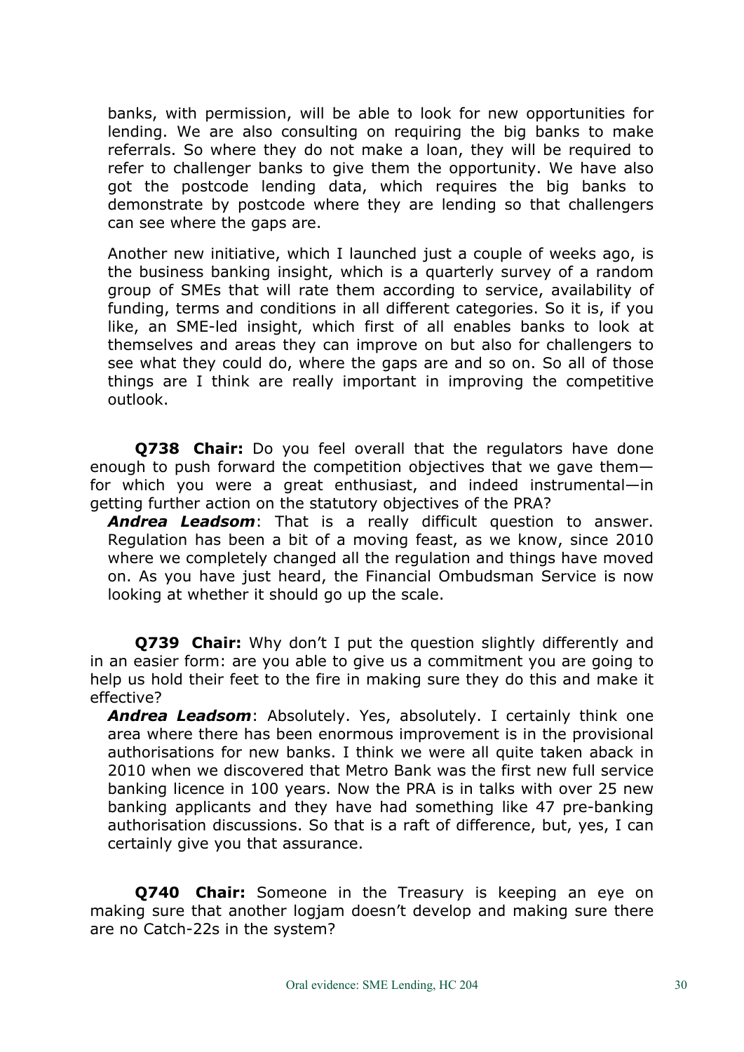banks, with permission, will be able to look for new opportunities for lending. We are also consulting on requiring the big banks to make referrals. So where they do not make a loan, they will be required to refer to challenger banks to give them the opportunity. We have also got the postcode lending data, which requires the big banks to demonstrate by postcode where they are lending so that challengers can see where the gaps are.

Another new initiative, which I launched just a couple of weeks ago, is the business banking insight, which is a quarterly survey of a random group of SMEs that will rate them according to service, availability of funding, terms and conditions in all different categories. So it is, if you like, an SME-led insight, which first of all enables banks to look at themselves and areas they can improve on but also for challengers to see what they could do, where the gaps are and so on. So all of those things are I think are really important in improving the competitive outlook.

**Q738 Chair:** Do you feel overall that the regulators have done enough to push forward the competition objectives that we gave them—for which you were a great enthusiast, and indeed instrumental—in getting further action on the statutory objectives of the PRA?

***Andrea Leadsom***: That is a really difficult question to answer. Regulation has been a bit of a moving feast, as we know, since 2010 where we completely changed all the regulation and things have moved on. As you have just heard, the Financial Ombudsman Service is now looking at whether it should go up the scale.

**Q739 Chair:** Why don't I put the question slightly differently and in an easier form: are you able to give us a commitment you are going to help us hold their feet to the fire in making sure they do this and make it effective?

***Andrea Leadsom***: Absolutely. Yes, absolutely. I certainly think one area where there has been enormous improvement is in the provisional authorisations for new banks. I think we were all quite taken aback in 2010 when we discovered that Metro Bank was the first new full service banking licence in 100 years. Now the PRA is in talks with over 25 new banking applicants and they have had something like 47 pre-banking authorisation discussions. So that is a raft of difference, but, yes, I can certainly give you that assurance.

**Q740 Chair:** Someone in the Treasury is keeping an eye on making sure that another logjam doesn't develop and making sure there are no Catch-22s in the system?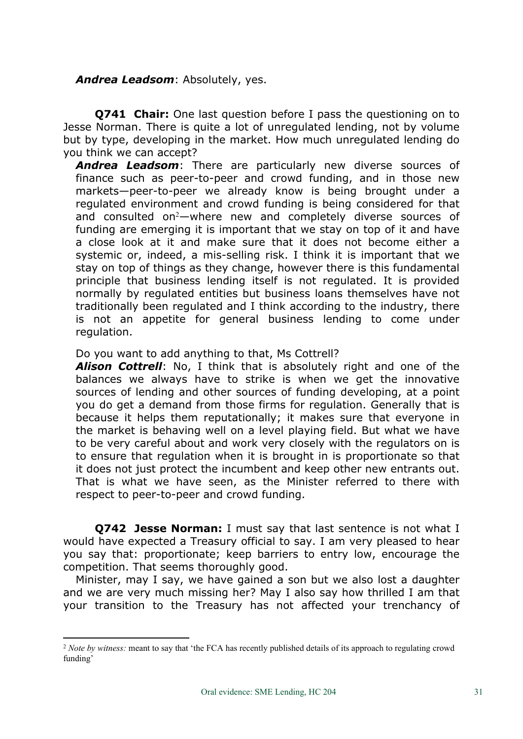***Andrea Leadsom***: Absolutely, yes.

**Q741 Chair:** One last question before I pass the questioning on to Jesse Norman. There is quite a lot of unregulated lending, not by volume but by type, developing in the market. How much unregulated lending do you think we can accept?

***Andrea Leadsom***: There are particularly new diverse sources of finance such as peer-to-peer and crowd funding, and in those new markets—peer-to-peer we already know is being brought under a regulated environment and crowd funding is being considered for that and consulted on[2]—where new and completely diverse sources of funding are emerging it is important that we stay on top of it and have a close look at it and make sure that it does not become either a systemic or, indeed, a mis-selling risk. I think it is important that we stay on top of things as they change, however there is this fundamental principle that business lending itself is not regulated. It is provided normally by regulated entities but business loans themselves have not traditionally been regulated and I think according to the industry, there is not an appetite for general business lending to come under regulation.

Do you want to add anything to that, Ms Cottrell?

***Alison Cottrell***: No, I think that is absolutely right and one of the balances we always have to strike is when we get the innovative sources of lending and other sources of funding developing, at a point you do get a demand from those firms for regulation. Generally that is because it helps them reputationally; it makes sure that everyone in the market is behaving well on a level playing field. But what we have to be very careful about and work very closely with the regulators on is to ensure that regulation when it is brought in is proportionate so that it does not just protect the incumbent and keep other new entrants out. That is what we have seen, as the Minister referred to there with respect to peer-to-peer and crowd funding.

**Q742 Jesse Norman:** I must say that last sentence is not what I would have expected a Treasury official to say. I am very pleased to hear you say that: proportionate; keep barriers to entry low, encourage the competition. That seems thoroughly good.

Minister, may I say, we have gained a son but we also lost a daughter and we are very much missing her? May I also say how thrilled I am that your transition to the Treasury has not affected your trenchancy of

---

[2] *Note by witness:* meant to say that 'the FCA has recently published details of its approach to regulating crowd funding'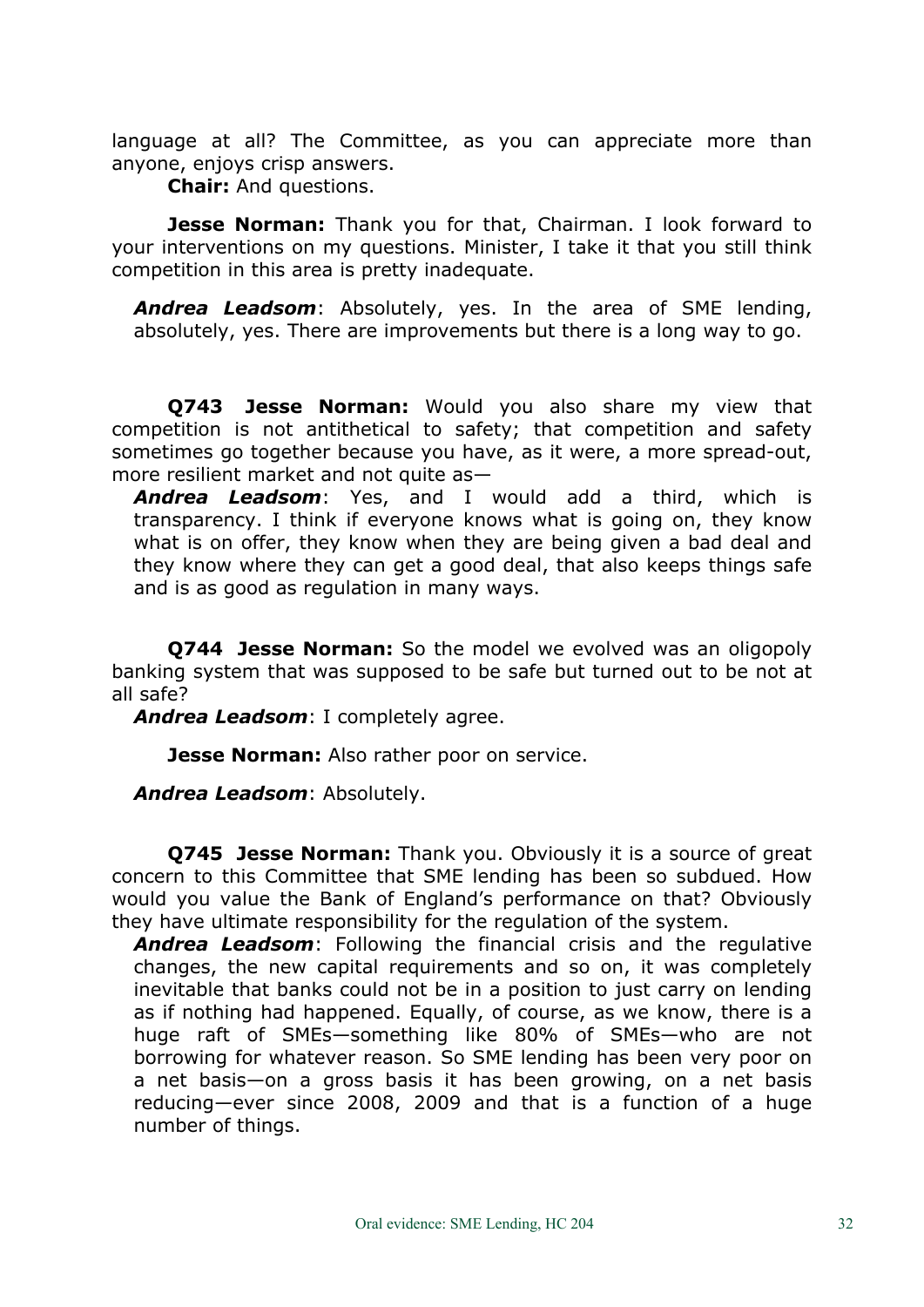language at all? The Committee, as you can appreciate more than anyone, enjoys crisp answers.

**Chair:** And questions.

**Jesse Norman:** Thank you for that, Chairman. I look forward to your interventions on my questions. Minister, I take it that you still think competition in this area is pretty inadequate.

***Andrea Leadsom***: Absolutely, yes. In the area of SME lending, absolutely, yes. There are improvements but there is a long way to go.

**Q743 Jesse Norman:** Would you also share my view that competition is not antithetical to safety; that competition and safety sometimes go together because you have, as it were, a more spread-out, more resilient market and not quite as—

***Andrea Leadsom***: Yes, and I would add a third, which is transparency. I think if everyone knows what is going on, they know what is on offer, they know when they are being given a bad deal and they know where they can get a good deal, that also keeps things safe and is as good as regulation in many ways.

**Q744 Jesse Norman:** So the model we evolved was an oligopoly banking system that was supposed to be safe but turned out to be not at all safe?

***Andrea Leadsom***: I completely agree.

**Jesse Norman:** Also rather poor on service.

***Andrea Leadsom***: Absolutely.

**Q745 Jesse Norman:** Thank you. Obviously it is a source of great concern to this Committee that SME lending has been so subdued. How would you value the Bank of England's performance on that? Obviously they have ultimate responsibility for the regulation of the system.

***Andrea Leadsom***: Following the financial crisis and the regulative changes, the new capital requirements and so on, it was completely inevitable that banks could not be in a position to just carry on lending as if nothing had happened. Equally, of course, as we know, there is a huge raft of SMEs—something like 80% of SMEs—who are not borrowing for whatever reason. So SME lending has been very poor on a net basis—on a gross basis it has been growing, on a net basis reducing—ever since 2008, 2009 and that is a function of a huge number of things.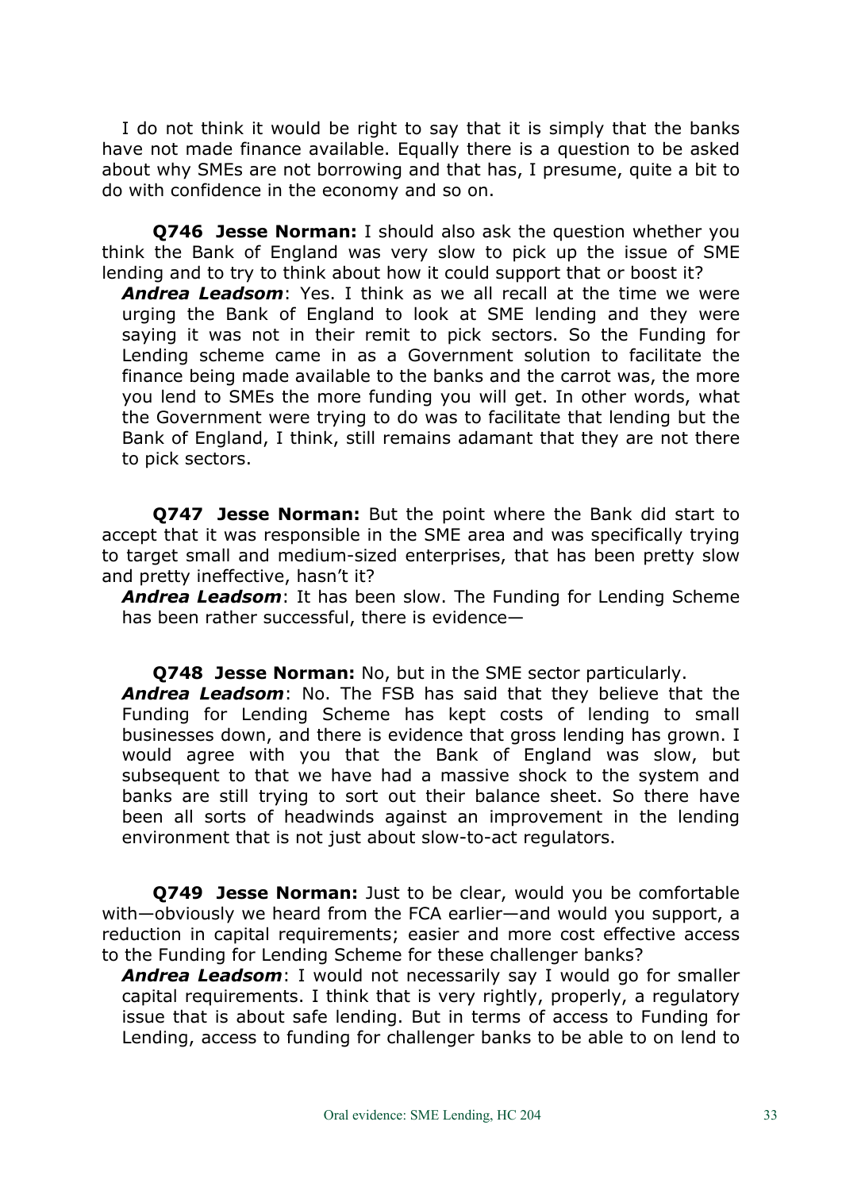I do not think it would be right to say that it is simply that the banks have not made finance available. Equally there is a question to be asked about why SMEs are not borrowing and that has, I presume, quite a bit to do with confidence in the economy and so on.

**Q746 Jesse Norman:** I should also ask the question whether you think the Bank of England was very slow to pick up the issue of SME lending and to try to think about how it could support that or boost it?

***Andrea Leadsom***: Yes. I think as we all recall at the time we were urging the Bank of England to look at SME lending and they were saying it was not in their remit to pick sectors. So the Funding for Lending scheme came in as a Government solution to facilitate the finance being made available to the banks and the carrot was, the more you lend to SMEs the more funding you will get. In other words, what the Government were trying to do was to facilitate that lending but the Bank of England, I think, still remains adamant that they are not there to pick sectors.

**Q747 Jesse Norman:** But the point where the Bank did start to accept that it was responsible in the SME area and was specifically trying to target small and medium-sized enterprises, that has been pretty slow and pretty ineffective, hasn't it?

***Andrea Leadsom***: It has been slow. The Funding for Lending Scheme has been rather successful, there is evidence—

**Q748 Jesse Norman:** No, but in the SME sector particularly.

***Andrea Leadsom***: No. The FSB has said that they believe that the Funding for Lending Scheme has kept costs of lending to small businesses down, and there is evidence that gross lending has grown. I would agree with you that the Bank of England was slow, but subsequent to that we have had a massive shock to the system and banks are still trying to sort out their balance sheet. So there have been all sorts of headwinds against an improvement in the lending environment that is not just about slow-to-act regulators.

**Q749 Jesse Norman:** Just to be clear, would you be comfortable with—obviously we heard from the FCA earlier—and would you support, a reduction in capital requirements; easier and more cost effective access to the Funding for Lending Scheme for these challenger banks?

***Andrea Leadsom***: I would not necessarily say I would go for smaller capital requirements. I think that is very rightly, properly, a regulatory issue that is about safe lending. But in terms of access to Funding for Lending, access to funding for challenger banks to be able to on lend to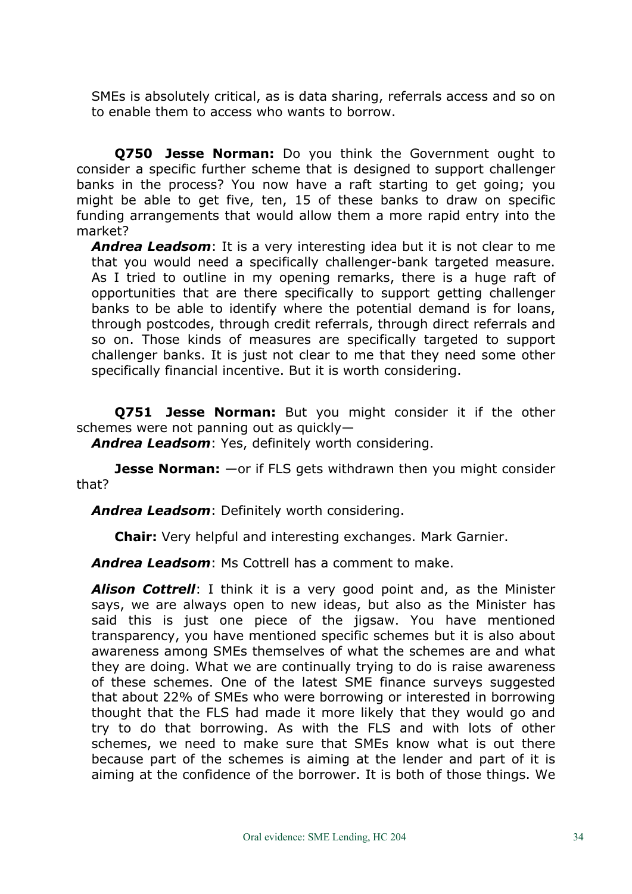SMEs is absolutely critical, as is data sharing, referrals access and so on to enable them to access who wants to borrow.

**Q750 Jesse Norman:** Do you think the Government ought to consider a specific further scheme that is designed to support challenger banks in the process? You now have a raft starting to get going; you might be able to get five, ten, 15 of these banks to draw on specific funding arrangements that would allow them a more rapid entry into the market?

***Andrea Leadsom***: It is a very interesting idea but it is not clear to me that you would need a specifically challenger-bank targeted measure. As I tried to outline in my opening remarks, there is a huge raft of opportunities that are there specifically to support getting challenger banks to be able to identify where the potential demand is for loans, through postcodes, through credit referrals, through direct referrals and so on. Those kinds of measures are specifically targeted to support challenger banks. It is just not clear to me that they need some other specifically financial incentive. But it is worth considering.

**Q751 Jesse Norman:** But you might consider it if the other schemes were not panning out as quickly—

***Andrea Leadsom***: Yes, definitely worth considering.

**Jesse Norman:** —or if FLS gets withdrawn then you might consider that?

***Andrea Leadsom***: Definitely worth considering.

**Chair:** Very helpful and interesting exchanges. Mark Garnier.

***Andrea Leadsom***: Ms Cottrell has a comment to make.

***Alison Cottrell***: I think it is a very good point and, as the Minister says, we are always open to new ideas, but also as the Minister has said this is just one piece of the jigsaw. You have mentioned transparency, you have mentioned specific schemes but it is also about awareness among SMEs themselves of what the schemes are and what they are doing. What we are continually trying to do is raise awareness of these schemes. One of the latest SME finance surveys suggested that about 22% of SMEs who were borrowing or interested in borrowing thought that the FLS had made it more likely that they would go and try to do that borrowing. As with the FLS and with lots of other schemes, we need to make sure that SMEs know what is out there because part of the schemes is aiming at the lender and part of it is aiming at the confidence of the borrower. It is both of those things. We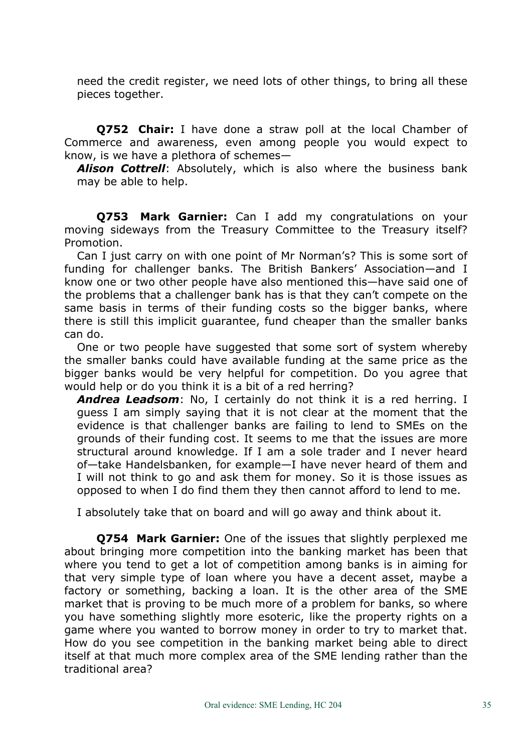need the credit register, we need lots of other things, to bring all these pieces together.

**Q752 Chair:** I have done a straw poll at the local Chamber of Commerce and awareness, even among people you would expect to know, is we have a plethora of schemes—

***Alison Cottrell***: Absolutely, which is also where the business bank may be able to help.

**Q753 Mark Garnier:** Can I add my congratulations on your moving sideways from the Treasury Committee to the Treasury itself? Promotion.

Can I just carry on with one point of Mr Norman's? This is some sort of funding for challenger banks. The British Bankers' Association—and I know one or two other people have also mentioned this—have said one of the problems that a challenger bank has is that they can't compete on the same basis in terms of their funding costs so the bigger banks, where there is still this implicit guarantee, fund cheaper than the smaller banks can do.

One or two people have suggested that some sort of system whereby the smaller banks could have available funding at the same price as the bigger banks would be very helpful for competition. Do you agree that would help or do you think it is a bit of a red herring?

***Andrea Leadsom***: No, I certainly do not think it is a red herring. I guess I am simply saying that it is not clear at the moment that the evidence is that challenger banks are failing to lend to SMEs on the grounds of their funding cost. It seems to me that the issues are more structural around knowledge. If I am a sole trader and I never heard of—take Handelsbanken, for example—I have never heard of them and I will not think to go and ask them for money. So it is those issues as opposed to when I do find them they then cannot afford to lend to me.

I absolutely take that on board and will go away and think about it.

**Q754 Mark Garnier:** One of the issues that slightly perplexed me about bringing more competition into the banking market has been that where you tend to get a lot of competition among banks is in aiming for that very simple type of loan where you have a decent asset, maybe a factory or something, backing a loan. It is the other area of the SME market that is proving to be much more of a problem for banks, so where you have something slightly more esoteric, like the property rights on a game where you wanted to borrow money in order to try to market that. How do you see competition in the banking market being able to direct itself at that much more complex area of the SME lending rather than the traditional area?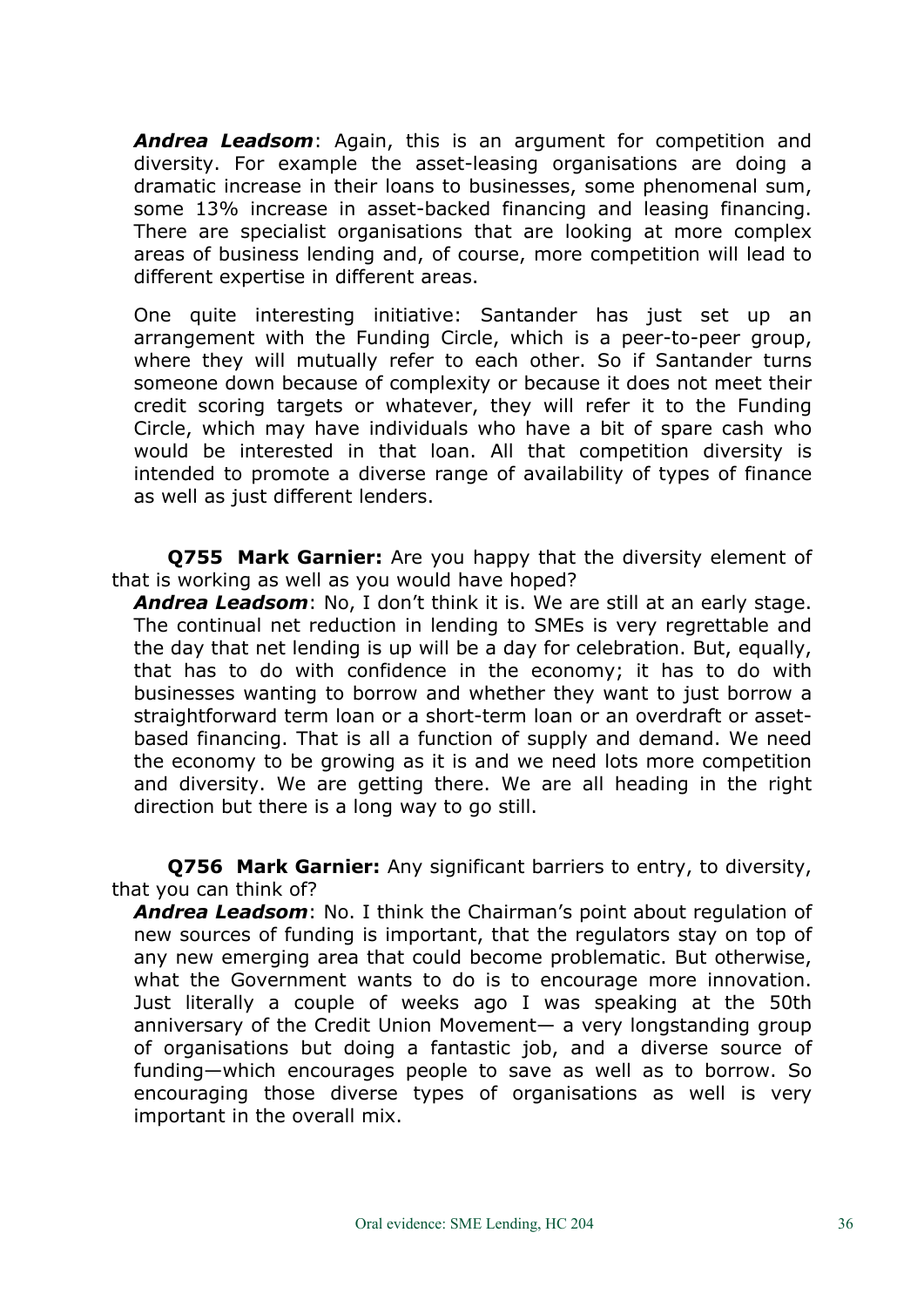***Andrea Leadsom***: Again, this is an argument for competition and diversity. For example the asset-leasing organisations are doing a dramatic increase in their loans to businesses, some phenomenal sum, some 13% increase in asset-backed financing and leasing financing. There are specialist organisations that are looking at more complex areas of business lending and, of course, more competition will lead to different expertise in different areas.

One quite interesting initiative: Santander has just set up an arrangement with the Funding Circle, which is a peer-to-peer group, where they will mutually refer to each other. So if Santander turns someone down because of complexity or because it does not meet their credit scoring targets or whatever, they will refer it to the Funding Circle, which may have individuals who have a bit of spare cash who would be interested in that loan. All that competition diversity is intended to promote a diverse range of availability of types of finance as well as just different lenders.

**Q755 Mark Garnier:** Are you happy that the diversity element of that is working as well as you would have hoped?

***Andrea Leadsom***: No, I don't think it is. We are still at an early stage. The continual net reduction in lending to SMEs is very regrettable and the day that net lending is up will be a day for celebration. But, equally, that has to do with confidence in the economy; it has to do with businesses wanting to borrow and whether they want to just borrow a straightforward term loan or a short-term loan or an overdraft or asset-based financing. That is all a function of supply and demand. We need the economy to be growing as it is and we need lots more competition and diversity. We are getting there. We are all heading in the right direction but there is a long way to go still.

**Q756 Mark Garnier:** Any significant barriers to entry, to diversity, that you can think of?

***Andrea Leadsom***: No. I think the Chairman's point about regulation of new sources of funding is important, that the regulators stay on top of any new emerging area that could become problematic. But otherwise, what the Government wants to do is to encourage more innovation. Just literally a couple of weeks ago I was speaking at the 50th anniversary of the Credit Union Movement— a very longstanding group of organisations but doing a fantastic job, and a diverse source of funding—which encourages people to save as well as to borrow. So encouraging those diverse types of organisations as well is very important in the overall mix.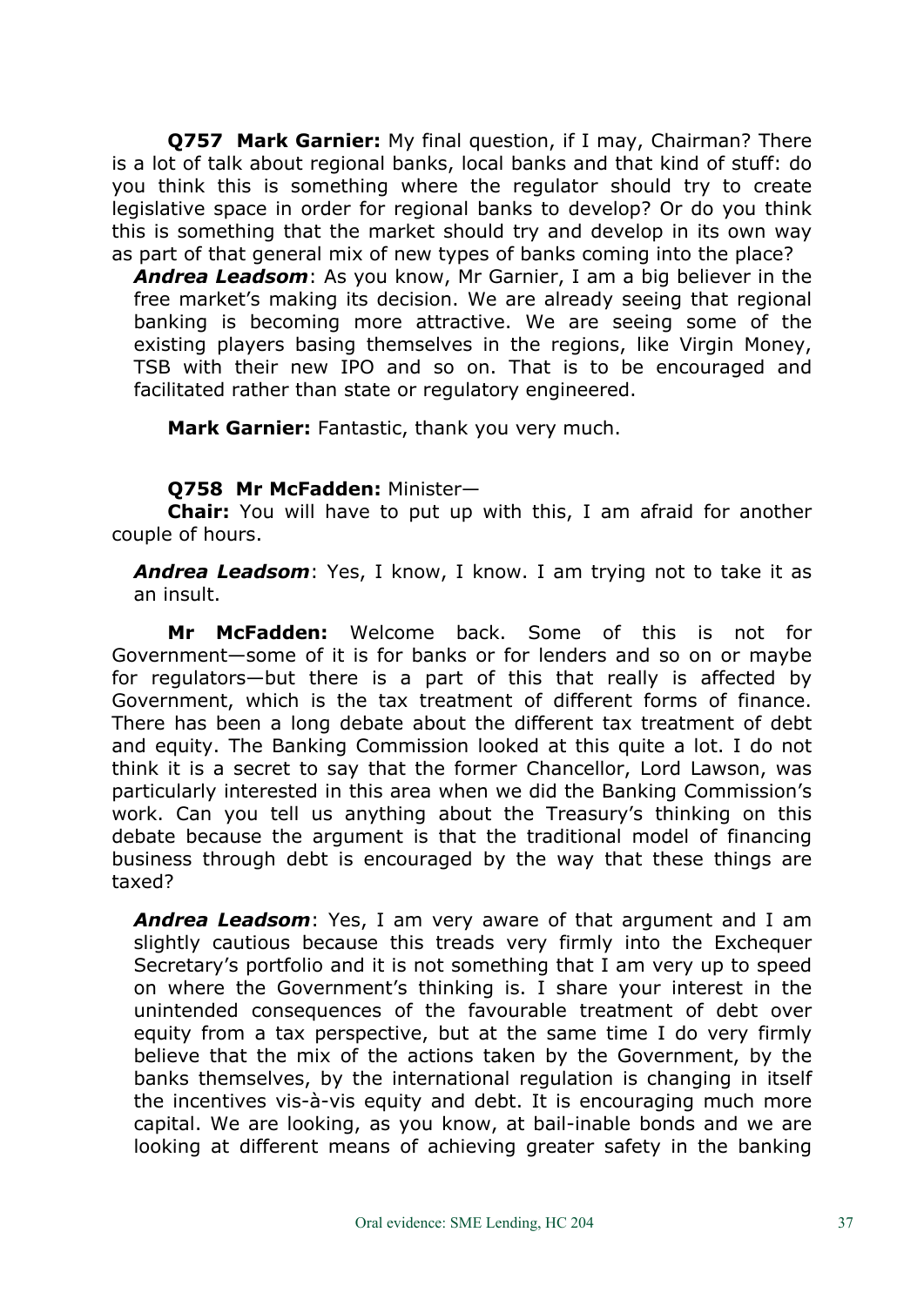**Q757 Mark Garnier:** My final question, if I may, Chairman? There is a lot of talk about regional banks, local banks and that kind of stuff: do you think this is something where the regulator should try to create legislative space in order for regional banks to develop? Or do you think this is something that the market should try and develop in its own way as part of that general mix of new types of banks coming into the place?

***Andrea Leadsom***: As you know, Mr Garnier, I am a big believer in the free market's making its decision. We are already seeing that regional banking is becoming more attractive. We are seeing some of the existing players basing themselves in the regions, like Virgin Money, TSB with their new IPO and so on. That is to be encouraged and facilitated rather than state or regulatory engineered.

**Mark Garnier:** Fantastic, thank you very much.

**Q758 Mr McFadden:** Minister—

**Chair:** You will have to put up with this, I am afraid for another couple of hours.

***Andrea Leadsom***: Yes, I know, I know. I am trying not to take it as an insult.

**Mr McFadden:** Welcome back. Some of this is not for Government—some of it is for banks or for lenders and so on or maybe for regulators—but there is a part of this that really is affected by Government, which is the tax treatment of different forms of finance. There has been a long debate about the different tax treatment of debt and equity. The Banking Commission looked at this quite a lot. I do not think it is a secret to say that the former Chancellor, Lord Lawson, was particularly interested in this area when we did the Banking Commission's work. Can you tell us anything about the Treasury's thinking on this debate because the argument is that the traditional model of financing business through debt is encouraged by the way that these things are taxed?

***Andrea Leadsom***: Yes, I am very aware of that argument and I am slightly cautious because this treads very firmly into the Exchequer Secretary's portfolio and it is not something that I am very up to speed on where the Government's thinking is. I share your interest in the unintended consequences of the favourable treatment of debt over equity from a tax perspective, but at the same time I do very firmly believe that the mix of the actions taken by the Government, by the banks themselves, by the international regulation is changing in itself the incentives vis-à-vis equity and debt. It is encouraging much more capital. We are looking, as you know, at bail-inable bonds and we are looking at different means of achieving greater safety in the banking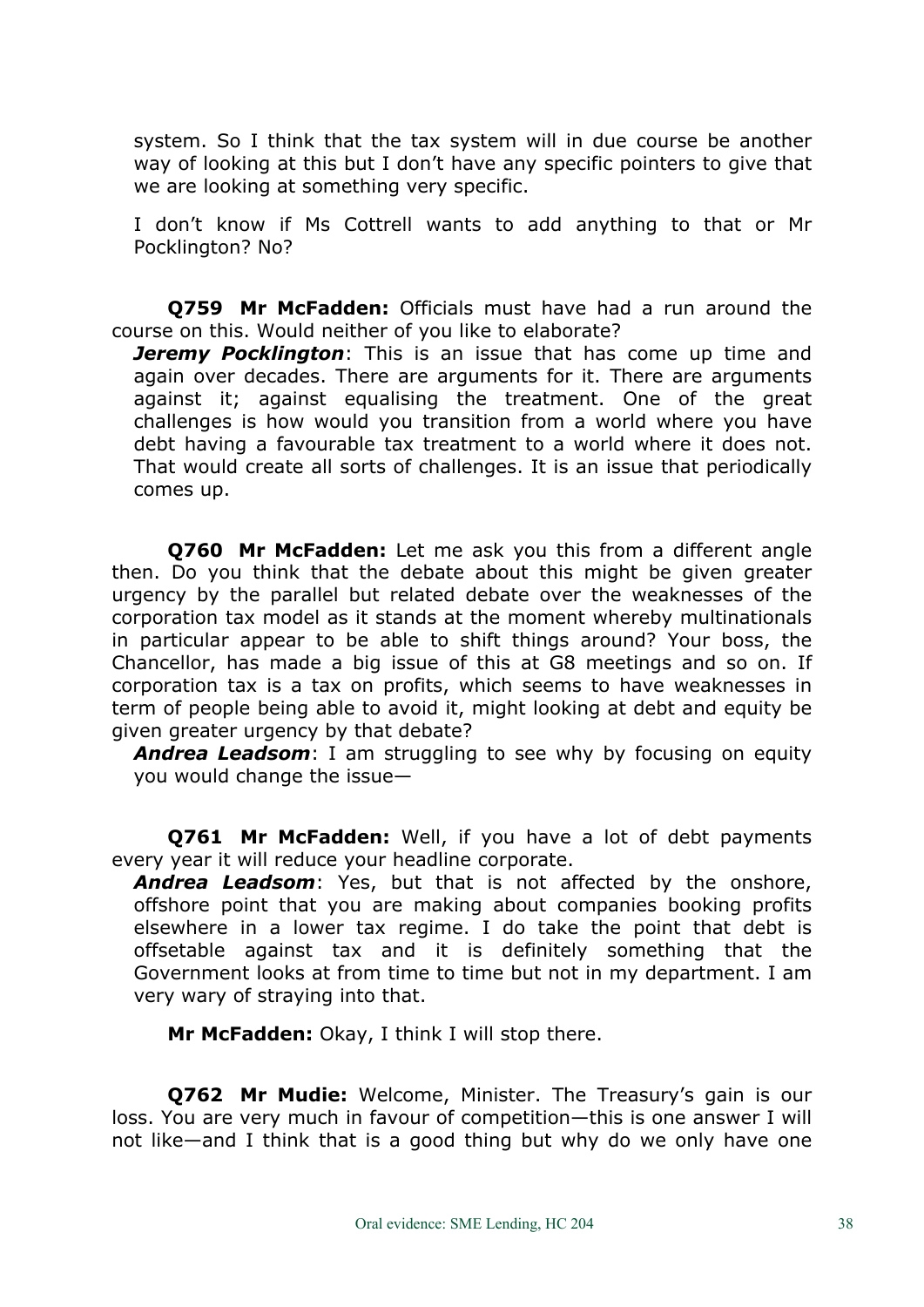system. So I think that the tax system will in due course be another way of looking at this but I don't have any specific pointers to give that we are looking at something very specific.

I don't know if Ms Cottrell wants to add anything to that or Mr Pocklington? No?

**Q759 Mr McFadden:** Officials must have had a run around the course on this. Would neither of you like to elaborate?

***Jeremy Pocklington***: This is an issue that has come up time and again over decades. There are arguments for it. There are arguments against it; against equalising the treatment. One of the great challenges is how would you transition from a world where you have debt having a favourable tax treatment to a world where it does not. That would create all sorts of challenges. It is an issue that periodically comes up.

**Q760 Mr McFadden:** Let me ask you this from a different angle then. Do you think that the debate about this might be given greater urgency by the parallel but related debate over the weaknesses of the corporation tax model as it stands at the moment whereby multinationals in particular appear to be able to shift things around? Your boss, the Chancellor, has made a big issue of this at G8 meetings and so on. If corporation tax is a tax on profits, which seems to have weaknesses in term of people being able to avoid it, might looking at debt and equity be given greater urgency by that debate?

***Andrea Leadsom***: I am struggling to see why by focusing on equity you would change the issue—

**Q761 Mr McFadden:** Well, if you have a lot of debt payments every year it will reduce your headline corporate.

***Andrea Leadsom***: Yes, but that is not affected by the onshore, offshore point that you are making about companies booking profits elsewhere in a lower tax regime. I do take the point that debt is offsetable against tax and it is definitely something that the Government looks at from time to time but not in my department. I am very wary of straying into that.

**Mr McFadden:** Okay, I think I will stop there.

**Q762 Mr Mudie:** Welcome, Minister. The Treasury's gain is our loss. You are very much in favour of competition—this is one answer I will not like—and I think that is a good thing but why do we only have one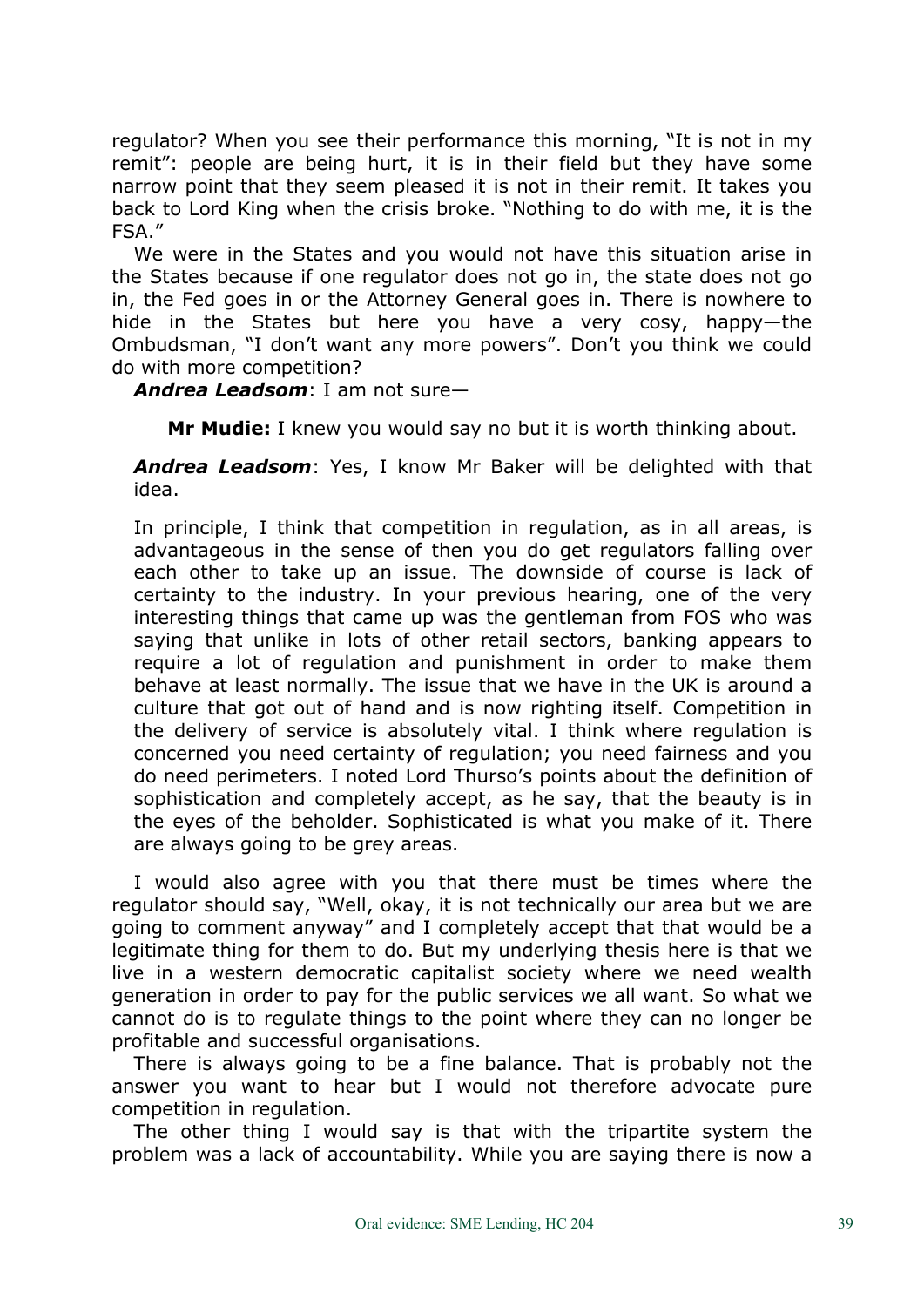regulator? When you see their performance this morning, "It is not in my remit": people are being hurt, it is in their field but they have some narrow point that they seem pleased it is not in their remit. It takes you back to Lord King when the crisis broke. "Nothing to do with me, it is the FSA."

We were in the States and you would not have this situation arise in the States because if one regulator does not go in, the state does not go in, the Fed goes in or the Attorney General goes in. There is nowhere to hide in the States but here you have a very cosy, happy—the Ombudsman, "I don't want any more powers". Don't you think we could do with more competition?

***Andrea Leadsom***: I am not sure—

**Mr Mudie:** I knew you would say no but it is worth thinking about.

***Andrea Leadsom***: Yes, I know Mr Baker will be delighted with that idea.

In principle, I think that competition in regulation, as in all areas, is advantageous in the sense of then you do get regulators falling over each other to take up an issue. The downside of course is lack of certainty to the industry. In your previous hearing, one of the very interesting things that came up was the gentleman from FOS who was saying that unlike in lots of other retail sectors, banking appears to require a lot of regulation and punishment in order to make them behave at least normally. The issue that we have in the UK is around a culture that got out of hand and is now righting itself. Competition in the delivery of service is absolutely vital. I think where regulation is concerned you need certainty of regulation; you need fairness and you do need perimeters. I noted Lord Thurso's points about the definition of sophistication and completely accept, as he say, that the beauty is in the eyes of the beholder. Sophisticated is what you make of it. There are always going to be grey areas.

I would also agree with you that there must be times where the regulator should say, "Well, okay, it is not technically our area but we are going to comment anyway" and I completely accept that that would be a legitimate thing for them to do. But my underlying thesis here is that we live in a western democratic capitalist society where we need wealth generation in order to pay for the public services we all want. So what we cannot do is to regulate things to the point where they can no longer be profitable and successful organisations.

There is always going to be a fine balance. That is probably not the answer you want to hear but I would not therefore advocate pure competition in regulation.

The other thing I would say is that with the tripartite system the problem was a lack of accountability. While you are saying there is now a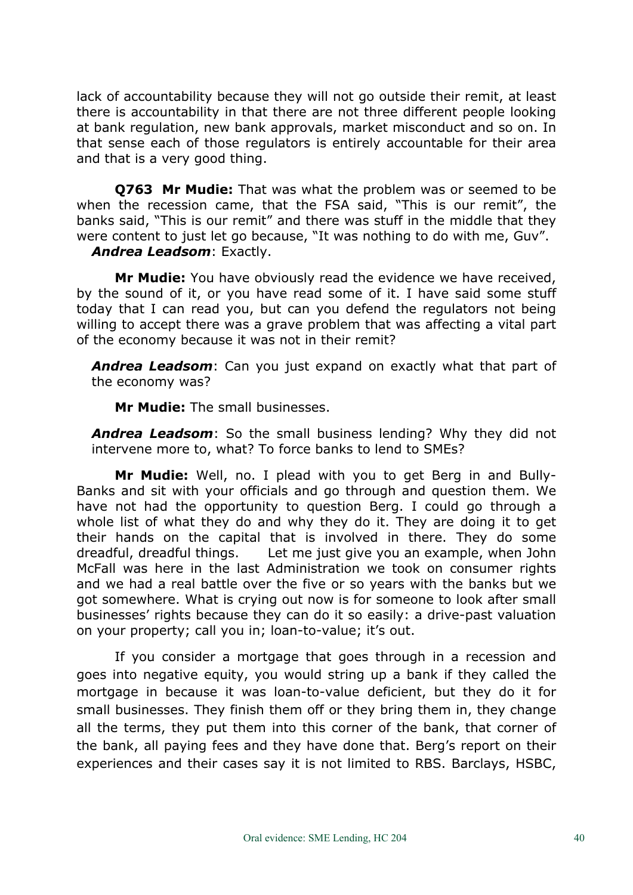lack of accountability because they will not go outside their remit, at least there is accountability in that there are not three different people looking at bank regulation, new bank approvals, market misconduct and so on. In that sense each of those regulators is entirely accountable for their area and that is a very good thing.

**Q763 Mr Mudie:** That was what the problem was or seemed to be when the recession came, that the FSA said, "This is our remit", the banks said, "This is our remit" and there was stuff in the middle that they were content to just let go because, "It was nothing to do with me, Guv".

***Andrea Leadsom***: Exactly.

**Mr Mudie:** You have obviously read the evidence we have received, by the sound of it, or you have read some of it. I have said some stuff today that I can read you, but can you defend the regulators not being willing to accept there was a grave problem that was affecting a vital part of the economy because it was not in their remit?

***Andrea Leadsom***: Can you just expand on exactly what that part of the economy was?

**Mr Mudie:** The small businesses.

***Andrea Leadsom***: So the small business lending? Why they did not intervene more to, what? To force banks to lend to SMEs?

**Mr Mudie:** Well, no. I plead with you to get Berg in and Bully-Banks and sit with your officials and go through and question them. We have not had the opportunity to question Berg. I could go through a whole list of what they do and why they do it. They are doing it to get their hands on the capital that is involved in there. They do some dreadful, dreadful things. Let me just give you an example, when John McFall was here in the last Administration we took on consumer rights and we had a real battle over the five or so years with the banks but we got somewhere. What is crying out now is for someone to look after small businesses' rights because they can do it so easily: a drive-past valuation on your property; call you in; loan-to-value; it's out.

If you consider a mortgage that goes through in a recession and goes into negative equity, you would string up a bank if they called the mortgage in because it was loan-to-value deficient, but they do it for small businesses. They finish them off or they bring them in, they change all the terms, they put them into this corner of the bank, that corner of the bank, all paying fees and they have done that. Berg's report on their experiences and their cases say it is not limited to RBS. Barclays, HSBC,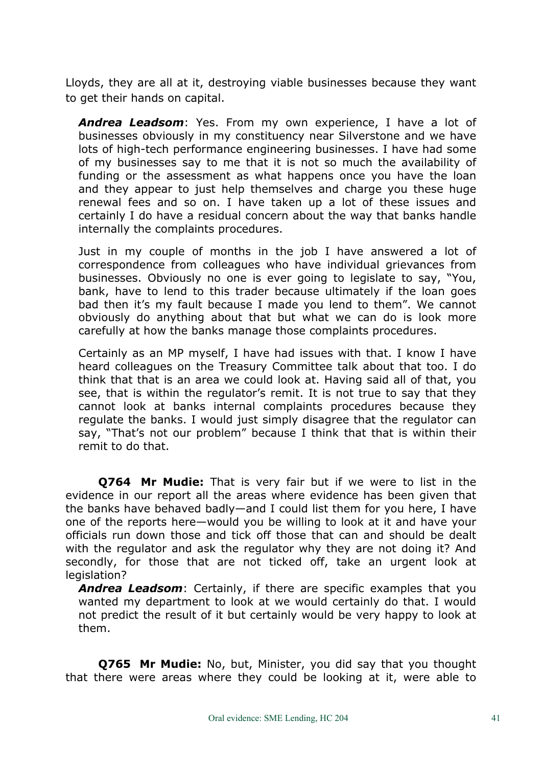Lloyds, they are all at it, destroying viable businesses because they want to get their hands on capital.

***Andrea Leadsom***: Yes. From my own experience, I have a lot of businesses obviously in my constituency near Silverstone and we have lots of high-tech performance engineering businesses. I have had some of my businesses say to me that it is not so much the availability of funding or the assessment as what happens once you have the loan and they appear to just help themselves and charge you these huge renewal fees and so on. I have taken up a lot of these issues and certainly I do have a residual concern about the way that banks handle internally the complaints procedures.

Just in my couple of months in the job I have answered a lot of correspondence from colleagues who have individual grievances from businesses. Obviously no one is ever going to legislate to say, "You, bank, have to lend to this trader because ultimately if the loan goes bad then it's my fault because I made you lend to them". We cannot obviously do anything about that but what we can do is look more carefully at how the banks manage those complaints procedures.

Certainly as an MP myself, I have had issues with that. I know I have heard colleagues on the Treasury Committee talk about that too. I do think that that is an area we could look at. Having said all of that, you see, that is within the regulator's remit. It is not true to say that they cannot look at banks internal complaints procedures because they regulate the banks. I would just simply disagree that the regulator can say, "That's not our problem" because I think that that is within their remit to do that.

**Q764 Mr Mudie:** That is very fair but if we were to list in the evidence in our report all the areas where evidence has been given that the banks have behaved badly—and I could list them for you here, I have one of the reports here—would you be willing to look at it and have your officials run down those and tick off those that can and should be dealt with the regulator and ask the regulator why they are not doing it? And secondly, for those that are not ticked off, take an urgent look at legislation?

***Andrea Leadsom***: Certainly, if there are specific examples that you wanted my department to look at we would certainly do that. I would not predict the result of it but certainly would be very happy to look at them.

**Q765 Mr Mudie:** No, but, Minister, you did say that you thought that there were areas where they could be looking at it, were able to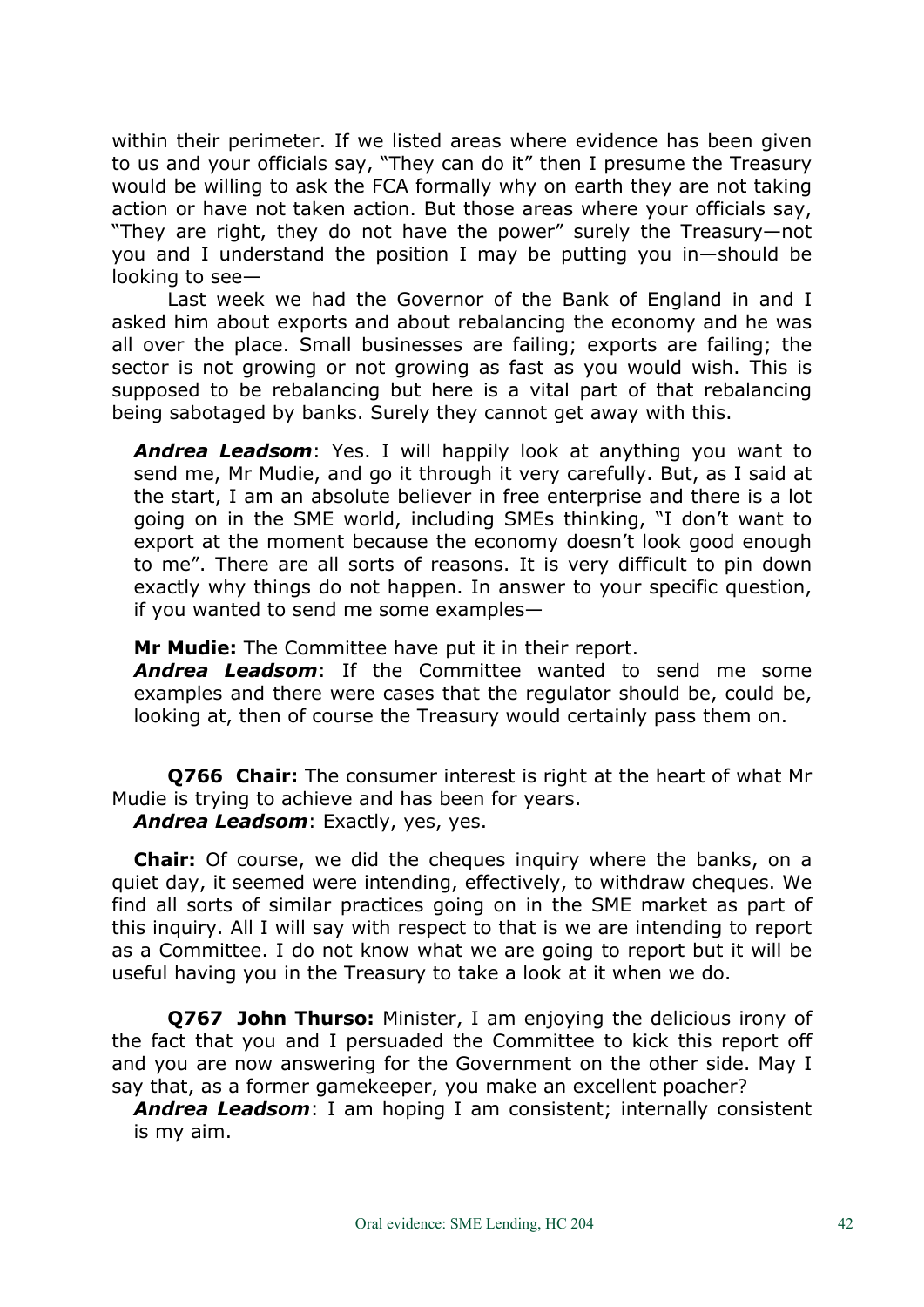within their perimeter. If we listed areas where evidence has been given to us and your officials say, "They can do it" then I presume the Treasury would be willing to ask the FCA formally why on earth they are not taking action or have not taken action. But those areas where your officials say, "They are right, they do not have the power" surely the Treasury—not you and I understand the position I may be putting you in—should be looking to see—

Last week we had the Governor of the Bank of England in and I asked him about exports and about rebalancing the economy and he was all over the place. Small businesses are failing; exports are failing; the sector is not growing or not growing as fast as you would wish. This is supposed to be rebalancing but here is a vital part of that rebalancing being sabotaged by banks. Surely they cannot get away with this.

***Andrea Leadsom***: Yes. I will happily look at anything you want to send me, Mr Mudie, and go it through it very carefully. But, as I said at the start, I am an absolute believer in free enterprise and there is a lot going on in the SME world, including SMEs thinking, "I don't want to export at the moment because the economy doesn't look good enough to me". There are all sorts of reasons. It is very difficult to pin down exactly why things do not happen. In answer to your specific question, if you wanted to send me some examples—

**Mr Mudie:** The Committee have put it in their report.

***Andrea Leadsom***: If the Committee wanted to send me some examples and there were cases that the regulator should be, could be, looking at, then of course the Treasury would certainly pass them on.

**Q766 Chair:** The consumer interest is right at the heart of what Mr Mudie is trying to achieve and has been for years.

***Andrea Leadsom***: Exactly, yes, yes.

**Chair:** Of course, we did the cheques inquiry where the banks, on a quiet day, it seemed were intending, effectively, to withdraw cheques. We find all sorts of similar practices going on in the SME market as part of this inquiry. All I will say with respect to that is we are intending to report as a Committee. I do not know what we are going to report but it will be useful having you in the Treasury to take a look at it when we do.

**Q767 John Thurso:** Minister, I am enjoying the delicious irony of the fact that you and I persuaded the Committee to kick this report off and you are now answering for the Government on the other side. May I say that, as a former gamekeeper, you make an excellent poacher?

***Andrea Leadsom***: I am hoping I am consistent; internally consistent is my aim.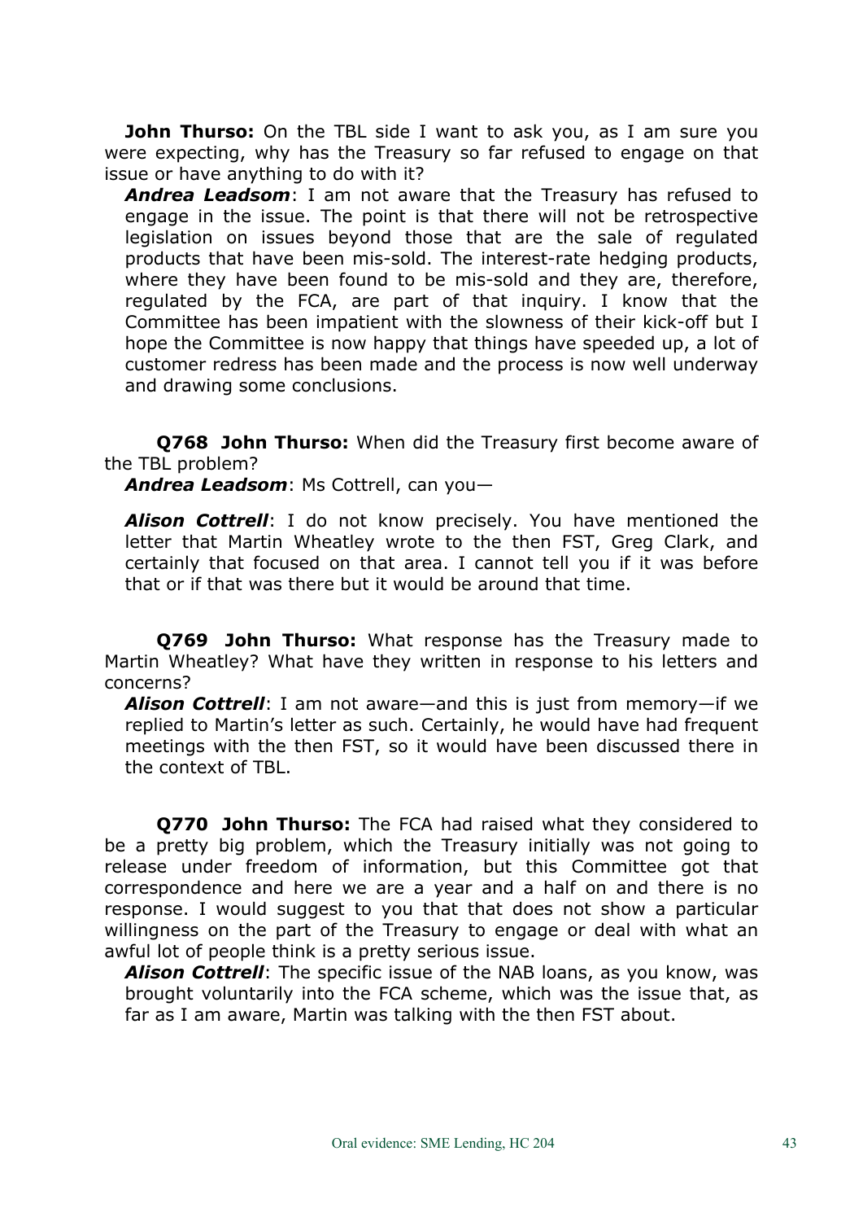**John Thurso:** On the TBL side I want to ask you, as I am sure you were expecting, why has the Treasury so far refused to engage on that issue or have anything to do with it?

***Andrea Leadsom***: I am not aware that the Treasury has refused to engage in the issue. The point is that there will not be retrospective legislation on issues beyond those that are the sale of regulated products that have been mis-sold. The interest-rate hedging products, where they have been found to be mis-sold and they are, therefore, regulated by the FCA, are part of that inquiry. I know that the Committee has been impatient with the slowness of their kick-off but I hope the Committee is now happy that things have speeded up, a lot of customer redress has been made and the process is now well underway and drawing some conclusions.

**Q768 John Thurso:** When did the Treasury first become aware of the TBL problem?

***Andrea Leadsom***: Ms Cottrell, can you—

***Alison Cottrell***: I do not know precisely. You have mentioned the letter that Martin Wheatley wrote to the then FST, Greg Clark, and certainly that focused on that area. I cannot tell you if it was before that or if that was there but it would be around that time.

**Q769 John Thurso:** What response has the Treasury made to Martin Wheatley? What have they written in response to his letters and concerns?

***Alison Cottrell***: I am not aware—and this is just from memory—if we replied to Martin's letter as such. Certainly, he would have had frequent meetings with the then FST, so it would have been discussed there in the context of TBL.

**Q770 John Thurso:** The FCA had raised what they considered to be a pretty big problem, which the Treasury initially was not going to release under freedom of information, but this Committee got that correspondence and here we are a year and a half on and there is no response. I would suggest to you that that does not show a particular willingness on the part of the Treasury to engage or deal with what an awful lot of people think is a pretty serious issue.

***Alison Cottrell***: The specific issue of the NAB loans, as you know, was brought voluntarily into the FCA scheme, which was the issue that, as far as I am aware, Martin was talking with the then FST about.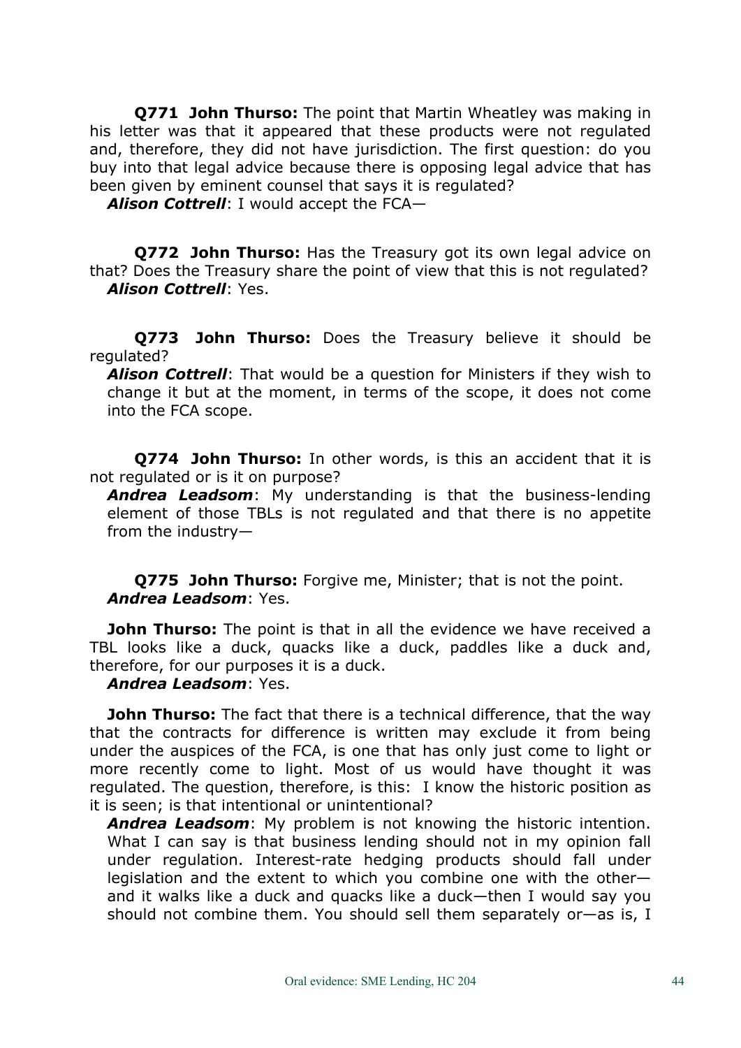**Q771 John Thurso:** The point that Martin Wheatley was making in his letter was that it appeared that these products were not regulated and, therefore, they did not have jurisdiction. The first question: do you buy into that legal advice because there is opposing legal advice that has been given by eminent counsel that says it is regulated?

***Alison Cottrell***: I would accept the FCA—

**Q772 John Thurso:** Has the Treasury got its own legal advice on that? Does the Treasury share the point of view that this is not regulated?

***Alison Cottrell***: Yes.

**Q773 John Thurso:** Does the Treasury believe it should be regulated?

***Alison Cottrell***: That would be a question for Ministers if they wish to change it but at the moment, in terms of the scope, it does not come into the FCA scope.

**Q774 John Thurso:** In other words, is this an accident that it is not regulated or is it on purpose?

***Andrea Leadsom***: My understanding is that the business-lending element of those TBLs is not regulated and that there is no appetite from the industry—

**Q775 John Thurso:** Forgive me, Minister; that is not the point.

***Andrea Leadsom***: Yes.

**John Thurso:** The point is that in all the evidence we have received a TBL looks like a duck, quacks like a duck, paddles like a duck and, therefore, for our purposes it is a duck.

***Andrea Leadsom***: Yes.

**John Thurso:** The fact that there is a technical difference, that the way that the contracts for difference is written may exclude it from being under the auspices of the FCA, is one that has only just come to light or more recently come to light. Most of us would have thought it was regulated. The question, therefore, is this: I know the historic position as it is seen; is that intentional or unintentional?

***Andrea Leadsom***: My problem is not knowing the historic intention. What I can say is that business lending should not in my opinion fall under regulation. Interest-rate hedging products should fall under legislation and the extent to which you combine one with the other—and it walks like a duck and quacks like a duck—then I would say you should not combine them. You should sell them separately or—as is, I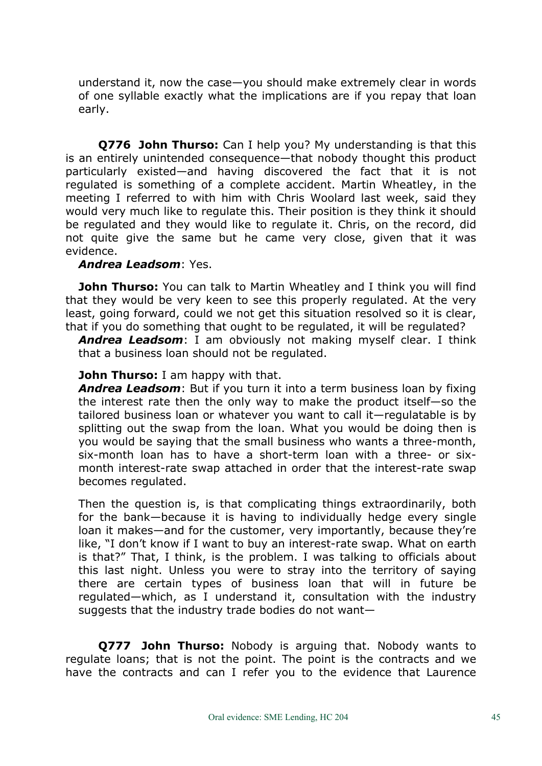understand it, now the case—you should make extremely clear in words of one syllable exactly what the implications are if you repay that loan early.

**Q776 John Thurso:** Can I help you? My understanding is that this is an entirely unintended consequence—that nobody thought this product particularly existed—and having discovered the fact that it is not regulated is something of a complete accident. Martin Wheatley, in the meeting I referred to with him with Chris Woolard last week, said they would very much like to regulate this. Their position is they think it should be regulated and they would like to regulate it. Chris, on the record, did not quite give the same but he came very close, given that it was evidence.

***Andrea Leadsom***: Yes.

**John Thurso:** You can talk to Martin Wheatley and I think you will find that they would be very keen to see this properly regulated. At the very least, going forward, could we not get this situation resolved so it is clear, that if you do something that ought to be regulated, it will be regulated?

***Andrea Leadsom***: I am obviously not making myself clear. I think that a business loan should not be regulated.

**John Thurso:** I am happy with that.

***Andrea Leadsom***: But if you turn it into a term business loan by fixing the interest rate then the only way to make the product itself—so the tailored business loan or whatever you want to call it—regulatable is by splitting out the swap from the loan. What you would be doing then is you would be saying that the small business who wants a three-month, six-month loan has to have a short-term loan with a three- or six-month interest-rate swap attached in order that the interest-rate swap becomes regulated.

Then the question is, is that complicating things extraordinarily, both for the bank—because it is having to individually hedge every single loan it makes—and for the customer, very importantly, because they're like, "I don't know if I want to buy an interest-rate swap. What on earth is that?" That, I think, is the problem. I was talking to officials about this last night. Unless you were to stray into the territory of saying there are certain types of business loan that will in future be regulated—which, as I understand it, consultation with the industry suggests that the industry trade bodies do not want—

**Q777 John Thurso:** Nobody is arguing that. Nobody wants to regulate loans; that is not the point. The point is the contracts and we have the contracts and can I refer you to the evidence that Laurence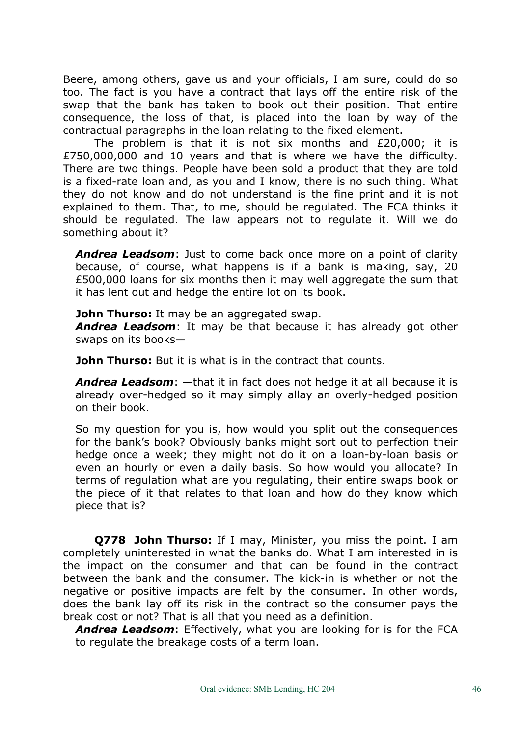Beere, among others, gave us and your officials, I am sure, could do so too. The fact is you have a contract that lays off the entire risk of the swap that the bank has taken to book out their position. That entire consequence, the loss of that, is placed into the loan by way of the contractual paragraphs in the loan relating to the fixed element.

The problem is that it is not six months and £20,000; it is £750,000,000 and 10 years and that is where we have the difficulty. There are two things. People have been sold a product that they are told is a fixed-rate loan and, as you and I know, there is no such thing. What they do not know and do not understand is the fine print and it is not explained to them. That, to me, should be regulated. The FCA thinks it should be regulated. The law appears not to regulate it. Will we do something about it?

***Andrea Leadsom***: Just to come back once more on a point of clarity because, of course, what happens is if a bank is making, say, 20 £500,000 loans for six months then it may well aggregate the sum that it has lent out and hedge the entire lot on its book.

**John Thurso:** It may be an aggregated swap.

***Andrea Leadsom***: It may be that because it has already got other swaps on its books—

**John Thurso:** But it is what is in the contract that counts.

***Andrea Leadsom***: —that it in fact does not hedge it at all because it is already over-hedged so it may simply allay an overly-hedged position on their book.

So my question for you is, how would you split out the consequences for the bank's book? Obviously banks might sort out to perfection their hedge once a week; they might not do it on a loan-by-loan basis or even an hourly or even a daily basis. So how would you allocate? In terms of regulation what are you regulating, their entire swaps book or the piece of it that relates to that loan and how do they know which piece that is?

**Q778 John Thurso:** If I may, Minister, you miss the point. I am completely uninterested in what the banks do. What I am interested in is the impact on the consumer and that can be found in the contract between the bank and the consumer. The kick-in is whether or not the negative or positive impacts are felt by the consumer. In other words, does the bank lay off its risk in the contract so the consumer pays the break cost or not? That is all that you need as a definition.

***Andrea Leadsom***: Effectively, what you are looking for is for the FCA to regulate the breakage costs of a term loan.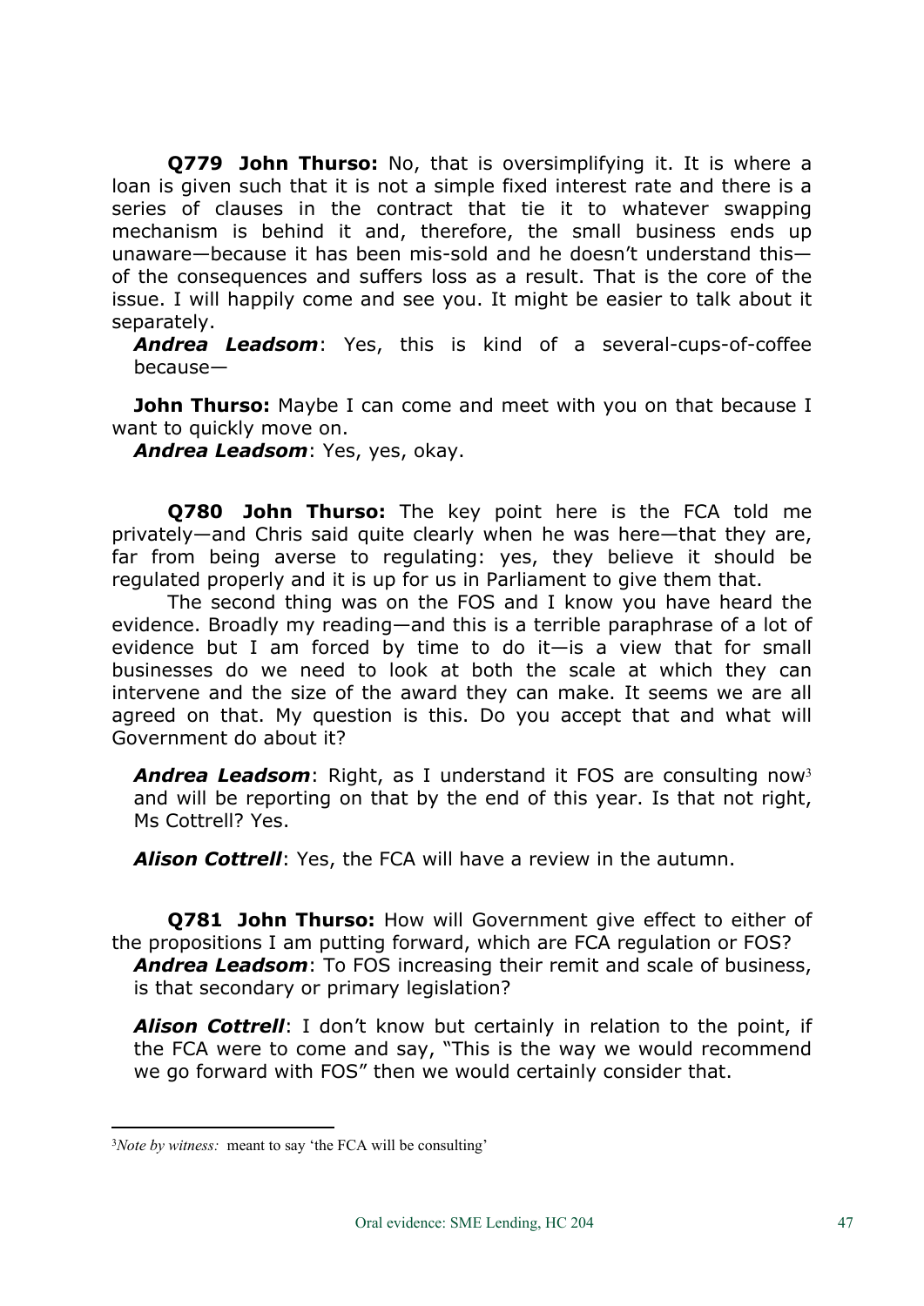**Q779 John Thurso:** No, that is oversimplifying it. It is where a loan is given such that it is not a simple fixed interest rate and there is a series of clauses in the contract that tie it to whatever swapping mechanism is behind it and, therefore, the small business ends up unaware—because it has been mis-sold and he doesn't understand this—of the consequences and suffers loss as a result. That is the core of the issue. I will happily come and see you. It might be easier to talk about it separately.

***Andrea Leadsom***: Yes, this is kind of a several-cups-of-coffee because—

**John Thurso:** Maybe I can come and meet with you on that because I want to quickly move on.

***Andrea Leadsom***: Yes, yes, okay.

**Q780 John Thurso:** The key point here is the FCA told me privately—and Chris said quite clearly when he was here—that they are, far from being averse to regulating: yes, they believe it should be regulated properly and it is up for us in Parliament to give them that.

The second thing was on the FOS and I know you have heard the evidence. Broadly my reading—and this is a terrible paraphrase of a lot of evidence but I am forced by time to do it—is a view that for small businesses do we need to look at both the scale at which they can intervene and the size of the award they can make. It seems we are all agreed on that. My question is this. Do you accept that and what will Government do about it?

***Andrea Leadsom***: Right, as I understand it FOS are consulting now[3] and will be reporting on that by the end of this year. Is that not right, Ms Cottrell? Yes.

***Alison Cottrell***: Yes, the FCA will have a review in the autumn.

**Q781 John Thurso:** How will Government give effect to either of the propositions I am putting forward, which are FCA regulation or FOS?

***Andrea Leadsom***: To FOS increasing their remit and scale of business, is that secondary or primary legislation?

***Alison Cottrell***: I don't know but certainly in relation to the point, if the FCA were to come and say, "This is the way we would recommend we go forward with FOS" then we would certainly consider that.

---

[3]*Note by witness:* meant to say 'the FCA will be consulting'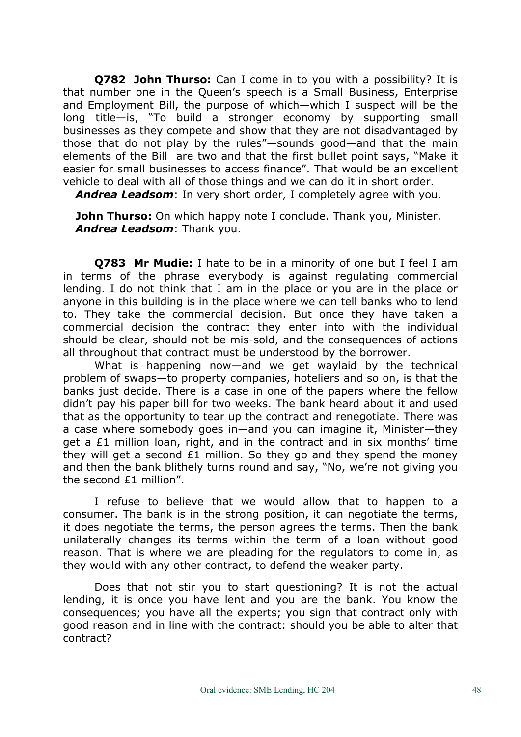**Q782 John Thurso:** Can I come in to you with a possibility? It is that number one in the Queen's speech is a Small Business, Enterprise and Employment Bill, the purpose of which—which I suspect will be the long title—is, "To build a stronger economy by supporting small businesses as they compete and show that they are not disadvantaged by those that do not play by the rules"—sounds good—and that the main elements of the Bill are two and that the first bullet point says, "Make it easier for small businesses to access finance". That would be an excellent vehicle to deal with all of those things and we can do it in short order.

***Andrea Leadsom***: In very short order, I completely agree with you.

**John Thurso:** On which happy note I conclude. Thank you, Minister.

***Andrea Leadsom***: Thank you.

**Q783 Mr Mudie:** I hate to be in a minority of one but I feel I am in terms of the phrase everybody is against regulating commercial lending. I do not think that I am in the place or you are in the place or anyone in this building is in the place where we can tell banks who to lend to. They take the commercial decision. But once they have taken a commercial decision the contract they enter into with the individual should be clear, should not be mis-sold, and the consequences of actions all throughout that contract must be understood by the borrower.

What is happening now—and we get waylaid by the technical problem of swaps—to property companies, hoteliers and so on, is that the banks just decide. There is a case in one of the papers where the fellow didn't pay his paper bill for two weeks. The bank heard about it and used that as the opportunity to tear up the contract and renegotiate. There was a case where somebody goes in—and you can imagine it, Minister—they get a £1 million loan, right, and in the contract and in six months' time they will get a second £1 million. So they go and they spend the money and then the bank blithely turns round and say, "No, we're not giving you the second £1 million".

I refuse to believe that we would allow that to happen to a consumer. The bank is in the strong position, it can negotiate the terms, it does negotiate the terms, the person agrees the terms. Then the bank unilaterally changes its terms within the term of a loan without good reason. That is where we are pleading for the regulators to come in, as they would with any other contract, to defend the weaker party.

Does that not stir you to start questioning? It is not the actual lending, it is once you have lent and you are the bank. You know the consequences; you have all the experts; you sign that contract only with good reason and in line with the contract: should you be able to alter that contract?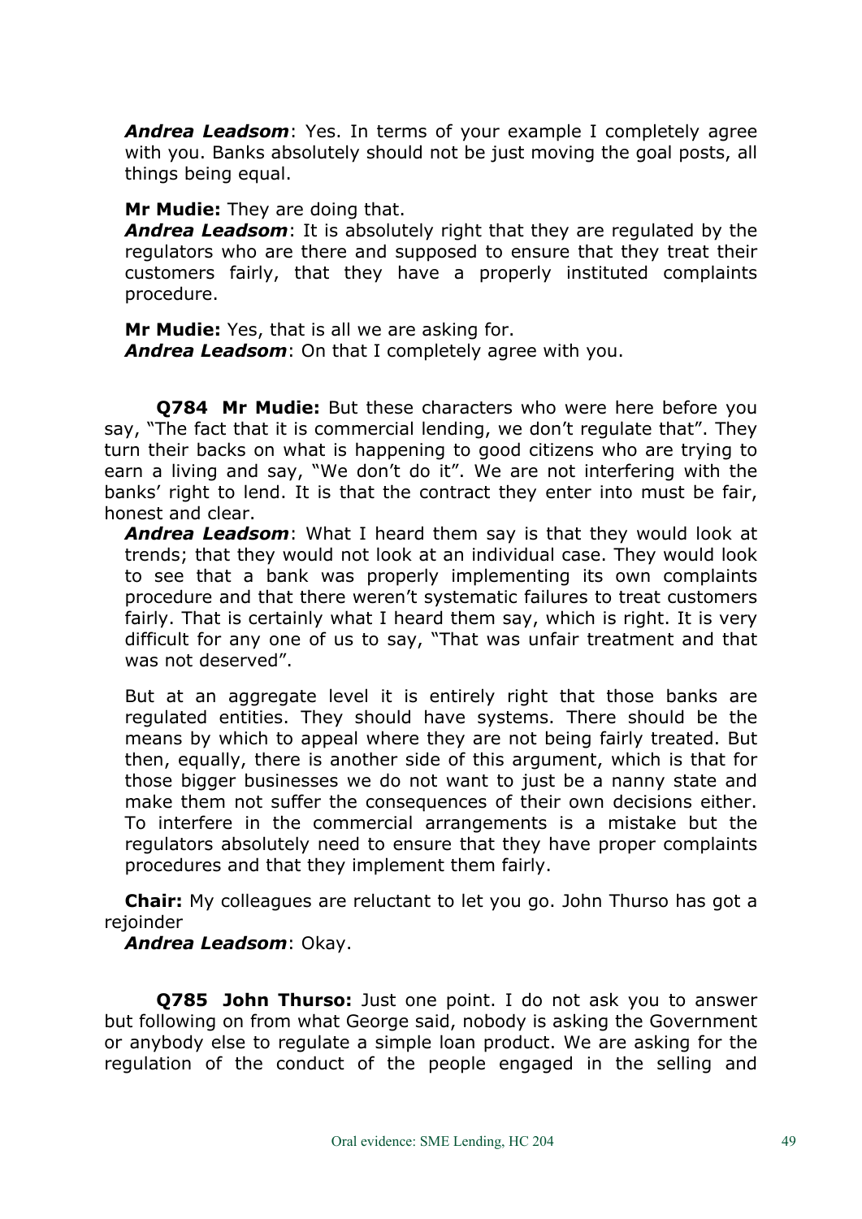***Andrea Leadsom***: Yes. In terms of your example I completely agree with you. Banks absolutely should not be just moving the goal posts, all things being equal.

**Mr Mudie:** They are doing that.
***Andrea Leadsom***: It is absolutely right that they are regulated by the regulators who are there and supposed to ensure that they treat their customers fairly, that they have a properly instituted complaints procedure.

**Mr Mudie:** Yes, that is all we are asking for.
***Andrea Leadsom***: On that I completely agree with you.

**Q784 Mr Mudie:** But these characters who were here before you say, "The fact that it is commercial lending, we don't regulate that". They turn their backs on what is happening to good citizens who are trying to earn a living and say, "We don't do it". We are not interfering with the banks' right to lend. It is that the contract they enter into must be fair, honest and clear.

***Andrea Leadsom***: What I heard them say is that they would look at trends; that they would not look at an individual case. They would look to see that a bank was properly implementing its own complaints procedure and that there weren't systematic failures to treat customers fairly. That is certainly what I heard them say, which is right. It is very difficult for any one of us to say, "That was unfair treatment and that was not deserved".

But at an aggregate level it is entirely right that those banks are regulated entities. They should have systems. There should be the means by which to appeal where they are not being fairly treated. But then, equally, there is another side of this argument, which is that for those bigger businesses we do not want to just be a nanny state and make them not suffer the consequences of their own decisions either. To interfere in the commercial arrangements is a mistake but the regulators absolutely need to ensure that they have proper complaints procedures and that they implement them fairly.

**Chair:** My colleagues are reluctant to let you go. John Thurso has got a rejoinder
***Andrea Leadsom***: Okay.

**Q785 John Thurso:** Just one point. I do not ask you to answer but following on from what George said, nobody is asking the Government or anybody else to regulate a simple loan product. We are asking for the regulation of the conduct of the people engaged in the selling and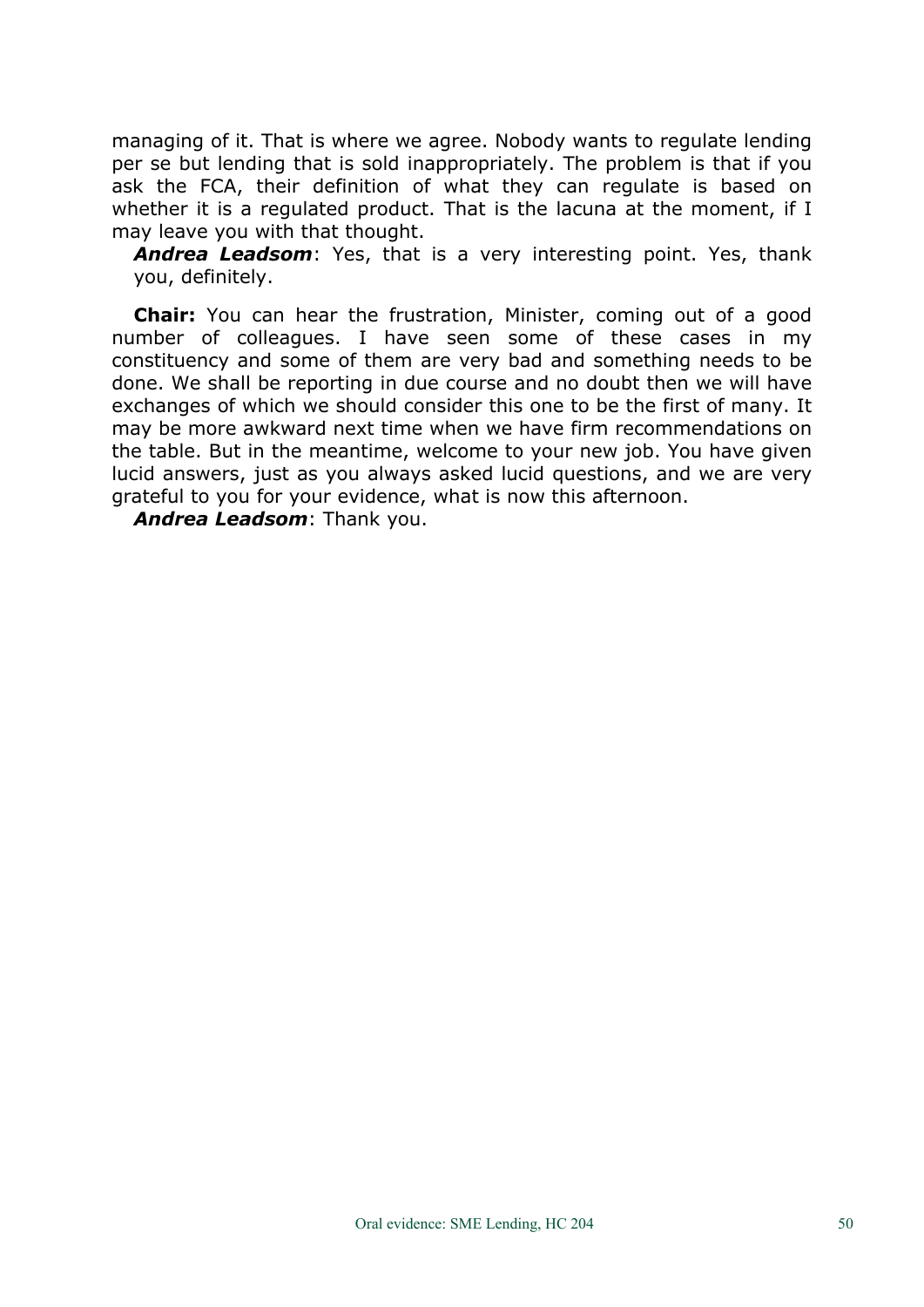managing of it. That is where we agree. Nobody wants to regulate lending per se but lending that is sold inappropriately. The problem is that if you ask the FCA, their definition of what they can regulate is based on whether it is a regulated product. That is the lacuna at the moment, if I may leave you with that thought.

***Andrea Leadsom***: Yes, that is a very interesting point. Yes, thank you, definitely.

**Chair:** You can hear the frustration, Minister, coming out of a good number of colleagues. I have seen some of these cases in my constituency and some of them are very bad and something needs to be done. We shall be reporting in due course and no doubt then we will have exchanges of which we should consider this one to be the first of many. It may be more awkward next time when we have firm recommendations on the table. But in the meantime, welcome to your new job. You have given lucid answers, just as you always asked lucid questions, and we are very grateful to you for your evidence, what is now this afternoon.

***Andrea Leadsom***: Thank you.